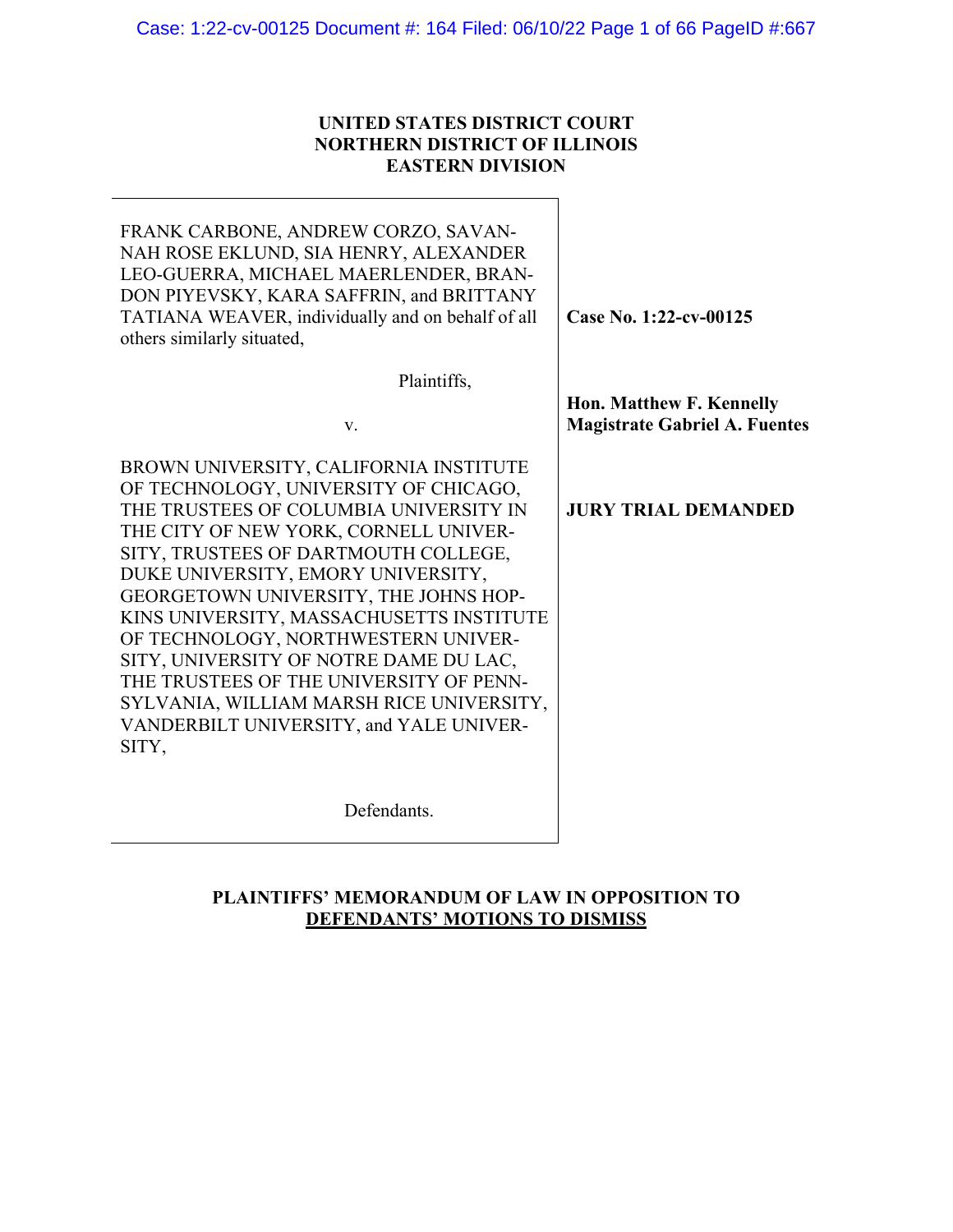**UNITED STATES DISTRICT COURT**
**NORTHERN DISTRICT OF ILLINOIS**
**EASTERN DIVISION**

| | |
|---|---|
| FRANK CARBONE, ANDREW CORZO, SAVANNAH ROSE EKLUND, SIA HENRY, ALEXANDER LEO-GUERRA, MICHAEL MAERLENDER, BRANDON PIYEVSKY, KARA SAFFRIN, and BRITTANY TATIANA WEAVER, individually and on behalf of all others similarly situated,<br><br>Plaintiffs,<br><br>v.<br><br>BROWN UNIVERSITY, CALIFORNIA INSTITUTE OF TECHNOLOGY, UNIVERSITY OF CHICAGO, THE TRUSTEES OF COLUMBIA UNIVERSITY IN THE CITY OF NEW YORK, CORNELL UNIVERSITY, TRUSTEES OF DARTMOUTH COLLEGE, DUKE UNIVERSITY, EMORY UNIVERSITY, GEORGETOWN UNIVERSITY, THE JOHNS HOPKINS UNIVERSITY, MASSACHUSETTS INSTITUTE OF TECHNOLOGY, NORTHWESTERN UNIVERSITY, UNIVERSITY OF NOTRE DAME DU LAC, THE TRUSTEES OF THE UNIVERSITY OF PENNSYLVANIA, WILLIAM MARSH RICE UNIVERSITY, VANDERBILT UNIVERSITY, and YALE UNIVERSITY,<br><br>Defendants. | **Case No. 1:22-cv-00125**<br><br>**Hon. Matthew F. Kennelly**<br>**Magistrate Gabriel A. Fuentes**<br><br>**JURY TRIAL DEMANDED** |

**PLAINTIFFS' MEMORANDUM OF LAW IN OPPOSITION TO**
**DEFENDANTS' MOTIONS TO DISMISS**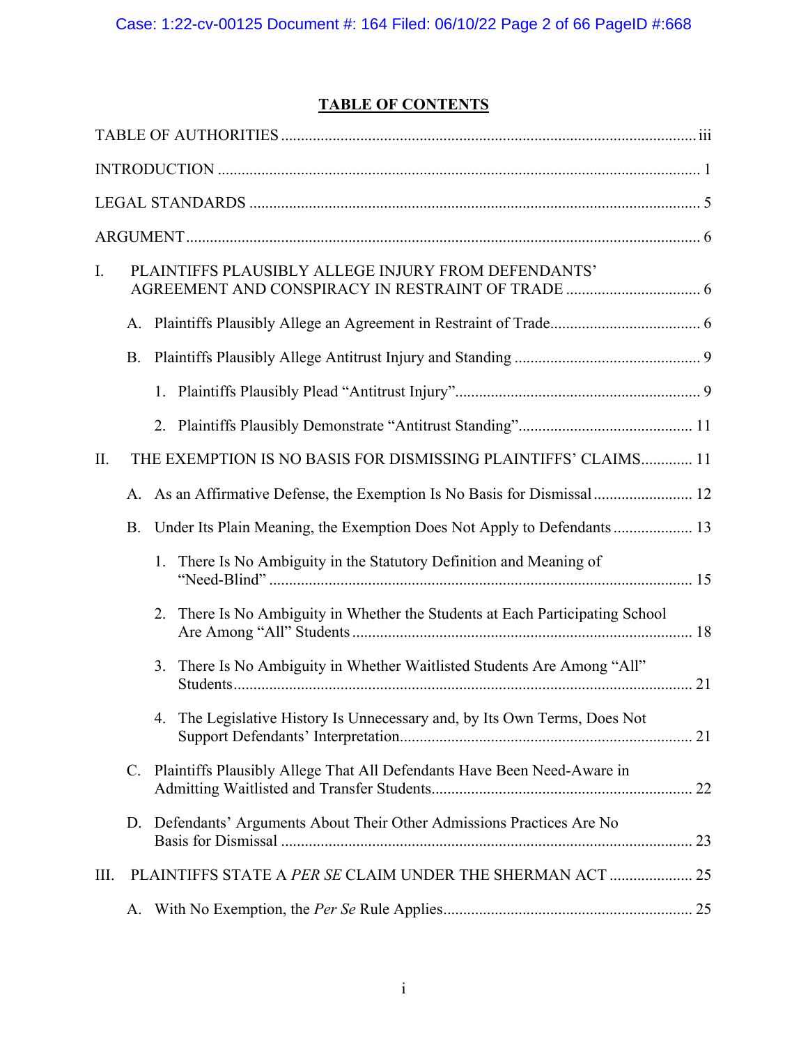## TABLE OF CONTENTS

TABLE OF AUTHORITIES ........................................................................................................ iii

INTRODUCTION ........................................................................................................................ 1

LEGAL STANDARDS ................................................................................................................ 5

ARGUMENT ................................................................................................................................ 6

I. PLAINTIFFS PLAUSIBLY ALLEGE INJURY FROM DEFENDANTS' AGREEMENT AND CONSPIRACY IN RESTRAINT OF TRADE .................................. 6

   A. Plaintiffs Plausibly Allege an Agreement in Restraint of Trade...................................... 6

   B. Plaintiffs Plausibly Allege Antitrust Injury and Standing ............................................... 9

      1. Plaintiffs Plausibly Plead "Antitrust Injury"............................................................. 9

      2. Plaintiffs Plausibly Demonstrate "Antitrust Standing"............................................ 11

II. THE EXEMPTION IS NO BASIS FOR DISMISSING PLAINTIFFS' CLAIMS............. 11

   A. As an Affirmative Defense, the Exemption Is No Basis for Dismissal ......................... 12

   B. Under Its Plain Meaning, the Exemption Does Not Apply to Defendants .................... 13

      1. There Is No Ambiguity in the Statutory Definition and Meaning of "Need-Blind" ......................................................................................................... 15

      2. There Is No Ambiguity in Whether the Students at Each Participating School Are Among "All" Students ..................................................................................... 18

      3. There Is No Ambiguity in Whether Waitlisted Students Are Among "All" Students.................................................................................................................. 21

      4. The Legislative History Is Unnecessary and, by Its Own Terms, Does Not Support Defendants' Interpretation......................................................................... 21

   C. Plaintiffs Plausibly Allege That All Defendants Have Been Need-Aware in Admitting Waitlisted and Transfer Students................................................................. 22

   D. Defendants' Arguments About Their Other Admissions Practices Are No Basis for Dismissal ....................................................................................................... 23

III. PLAINTIFFS STATE A *PER SE* CLAIM UNDER THE SHERMAN ACT ..................... 25

   A. With No Exemption, the *Per Se* Rule Applies.............................................................. 25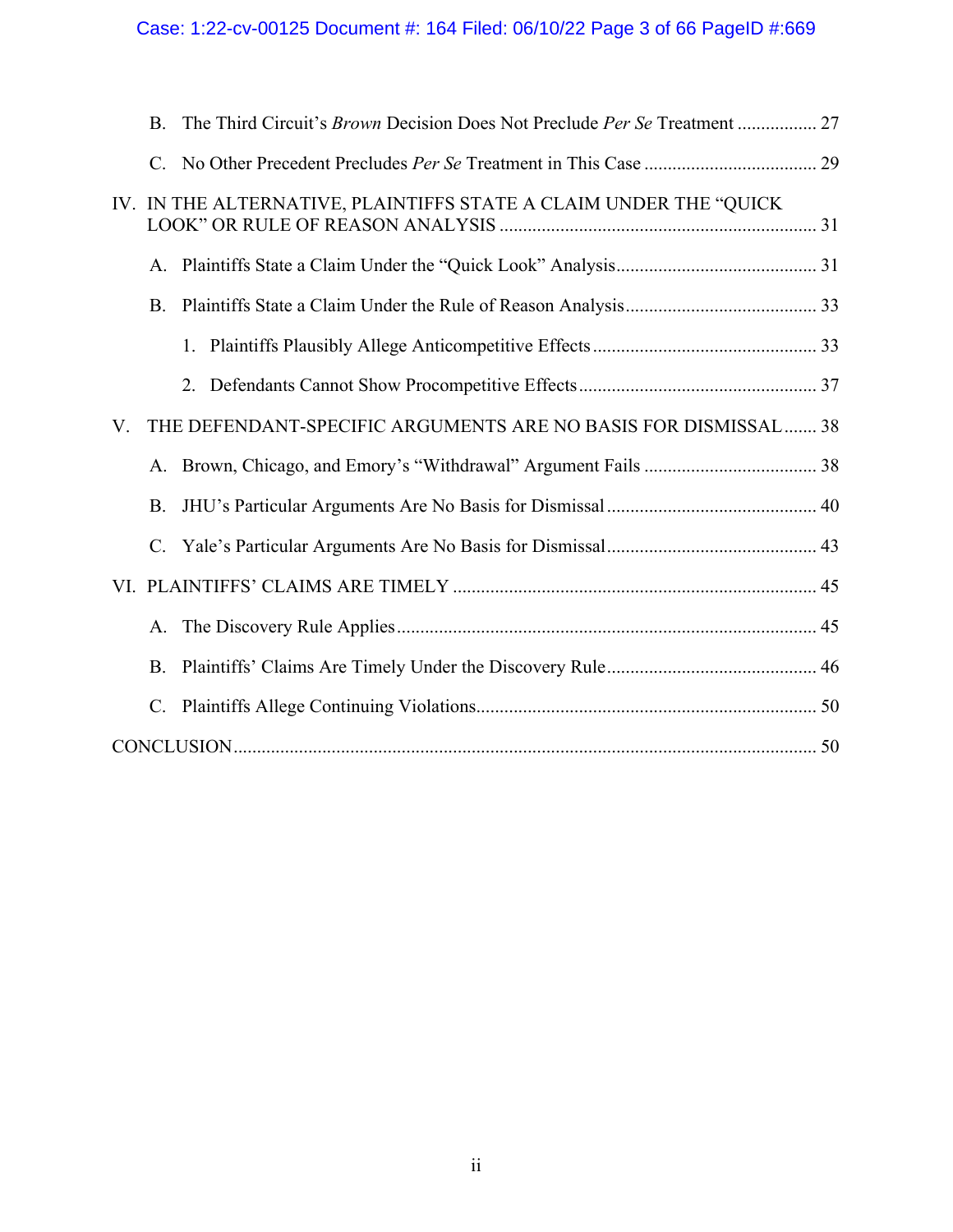B. The Third Circuit's *Brown* Decision Does Not Preclude *Per Se* Treatment ................. 27

C. No Other Precedent Precludes *Per Se* Treatment in This Case ..................................... 29

IV. IN THE ALTERNATIVE, PLAINTIFFS STATE A CLAIM UNDER THE "QUICK LOOK" OR RULE OF REASON ANALYSIS ..................................................................... 31

A. Plaintiffs State a Claim Under the "Quick Look" Analysis........................................... 31

B. Plaintiffs State a Claim Under the Rule of Reason Analysis......................................... 33

1. Plaintiffs Plausibly Allege Anticompetitive Effects ................................................ 33

2. Defendants Cannot Show Procompetitive Effects................................................... 37

V. THE DEFENDANT-SPECIFIC ARGUMENTS ARE NO BASIS FOR DISMISSAL....... 38

A. Brown, Chicago, and Emory's "Withdrawal" Argument Fails ..................................... 38

B. JHU's Particular Arguments Are No Basis for Dismissal ............................................. 40

C. Yale's Particular Arguments Are No Basis for Dismissal............................................. 43

VI. PLAINTIFFS' CLAIMS ARE TIMELY ............................................................................ 45

A. The Discovery Rule Applies.......................................................................................... 45

B. Plaintiffs' Claims Are Timely Under the Discovery Rule............................................. 46

C. Plaintiffs Allege Continuing Violations......................................................................... 50

CONCLUSION............................................................................................................................ 50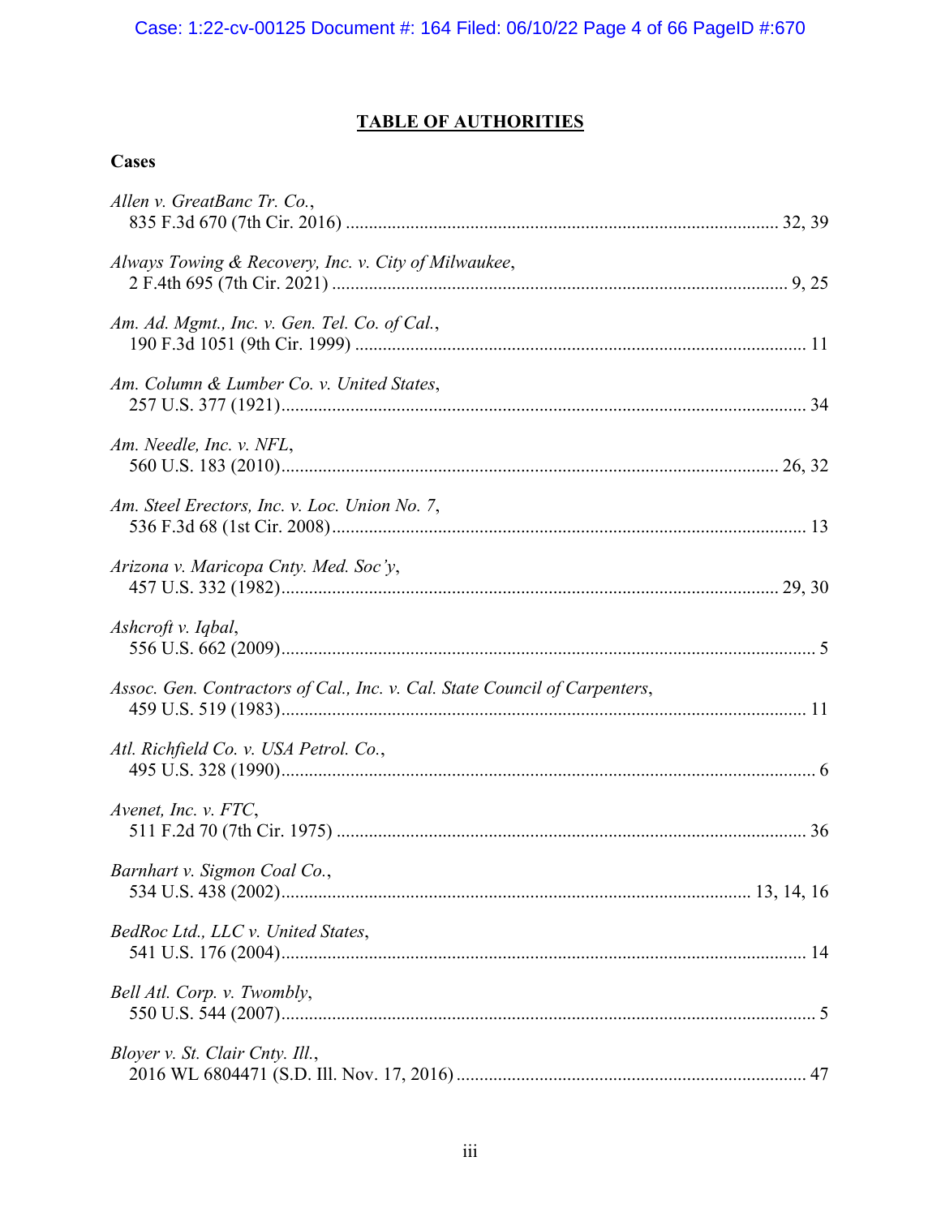## TABLE OF AUTHORITIES

### Cases

*Allen v. GreatBanc Tr. Co.*,
835 F.3d 670 (7th Cir. 2016) ............................................................................................ 32, 39

*Always Towing & Recovery, Inc. v. City of Milwaukee*,
2 F.4th 695 (7th Cir. 2021) ................................................................................................ 9, 25

*Am. Ad. Mgmt., Inc. v. Gen. Tel. Co. of Cal.*,
190 F.3d 1051 (9th Cir. 1999) ............................................................................................... 11

*Am. Column & Lumber Co. v. United States*,
257 U.S. 377 (1921) ............................................................................................................... 34

*Am. Needle, Inc. v. NFL*,
560 U.S. 183 (2010) ......................................................................................................... 26, 32

*Am. Steel Erectors, Inc. v. Loc. Union No. 7*,
536 F.3d 68 (1st Cir. 2008) .................................................................................................... 13

*Arizona v. Maricopa Cnty. Med. Soc'y*,
457 U.S. 332 (1982) ......................................................................................................... 29, 30

*Ashcroft v. Iqbal*,
556 U.S. 662 (2009) ................................................................................................................. 5

*Assoc. Gen. Contractors of Cal., Inc. v. Cal. State Council of Carpenters*,
459 U.S. 519 (1983) ............................................................................................................... 11

*Atl. Richfield Co. v. USA Petrol. Co.*,
495 U.S. 328 (1990) ................................................................................................................. 6

*Avenet, Inc. v. FTC*,
511 F.2d 70 (7th Cir. 1975) .................................................................................................... 36

*Barnhart v. Sigmon Coal Co.*,
534 U.S. 438 (2002) ................................................................................................... 13, 14, 16

*BedRoc Ltd., LLC v. United States*,
541 U.S. 176 (2004) ............................................................................................................... 14

*Bell Atl. Corp. v. Twombly*,
550 U.S. 544 (2007) ................................................................................................................. 5

*Bloyer v. St. Clair Cnty. Ill.*,
2016 WL 6804471 (S.D. Ill. Nov. 17, 2016) .......................................................................... 47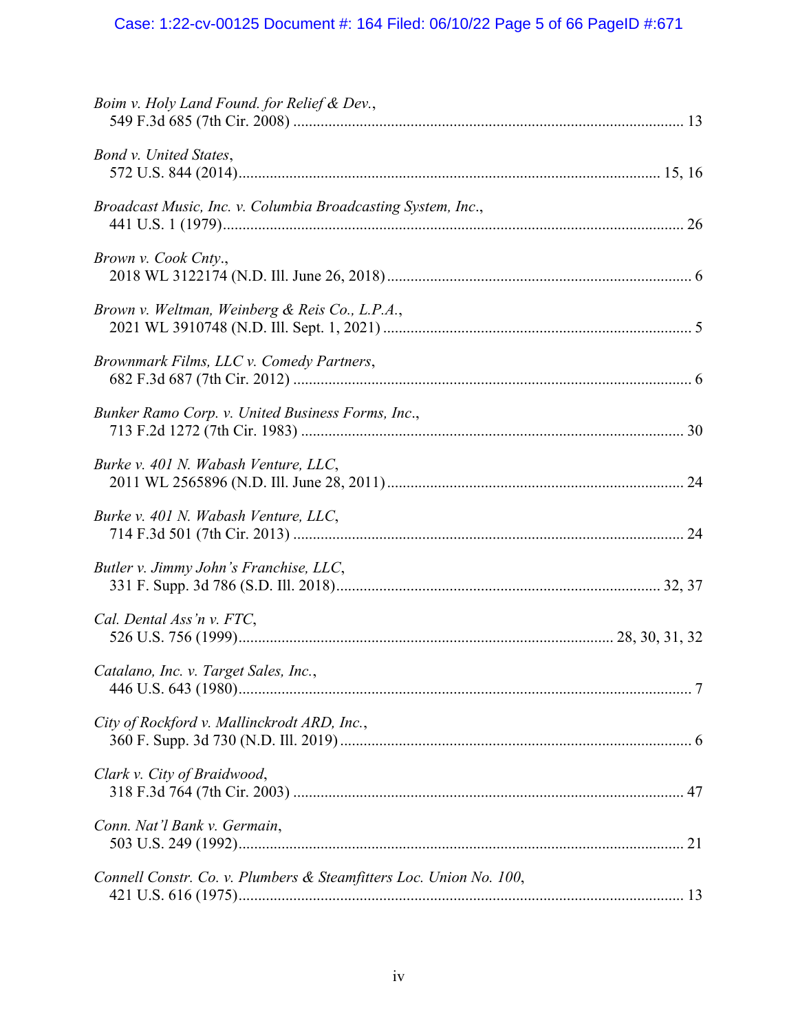*Boim v. Holy Land Found. for Relief & Dev.*,
549 F.3d 685 (7th Cir. 2008) .................................................................................................... 13

*Bond v. United States*,
572 U.S. 844 (2014)............................................................................................................ 15, 16

*Broadcast Music, Inc. v. Columbia Broadcasting System, Inc.*,
441 U.S. 1 (1979)..................................................................................................................... 26

*Brown v. Cook Cnty.*,
2018 WL 3122174 (N.D. Ill. June 26, 2018)............................................................................. 6

*Brown v. Weltman, Weinberg & Reis Co., L.P.A.*,
2021 WL 3910748 (N.D. Ill. Sept. 1, 2021) .............................................................................. 5

*Brownmark Films, LLC v. Comedy Partners*,
682 F.3d 687 (7th Cir. 2012) ...................................................................................................... 6

*Bunker Ramo Corp. v. United Business Forms, Inc.*,
713 F.2d 1272 (7th Cir. 1983) .................................................................................................. 30

*Burke v. 401 N. Wabash Venture, LLC*,
2011 WL 2565896 (N.D. Ill. June 28, 2011)........................................................................... 24

*Burke v. 401 N. Wabash Venture, LLC*,
714 F.3d 501 (7th Cir. 2013) .................................................................................................... 24

*Butler v. Jimmy John's Franchise, LLC*,
331 F. Supp. 3d 786 (S.D. Ill. 2018).................................................................................. 32, 37

*Cal. Dental Ass'n v. FTC*,
526 U.S. 756 (1999)................................................................................................ 28, 30, 31, 32

*Catalano, Inc. v. Target Sales, Inc.*,
446 U.S. 643 (1980).................................................................................................................... 7

*City of Rockford v. Mallinckrodt ARD, Inc.*,
360 F. Supp. 3d 730 (N.D. Ill. 2019) ......................................................................................... 6

*Clark v. City of Braidwood*,
318 F.3d 764 (7th Cir. 2003) .................................................................................................... 47

*Conn. Nat'l Bank v. Germain*,
503 U.S. 249 (1992).................................................................................................................. 21

*Connell Constr. Co. v. Plumbers & Steamfitters Loc. Union No. 100*,
421 U.S. 616 (1975).................................................................................................................. 13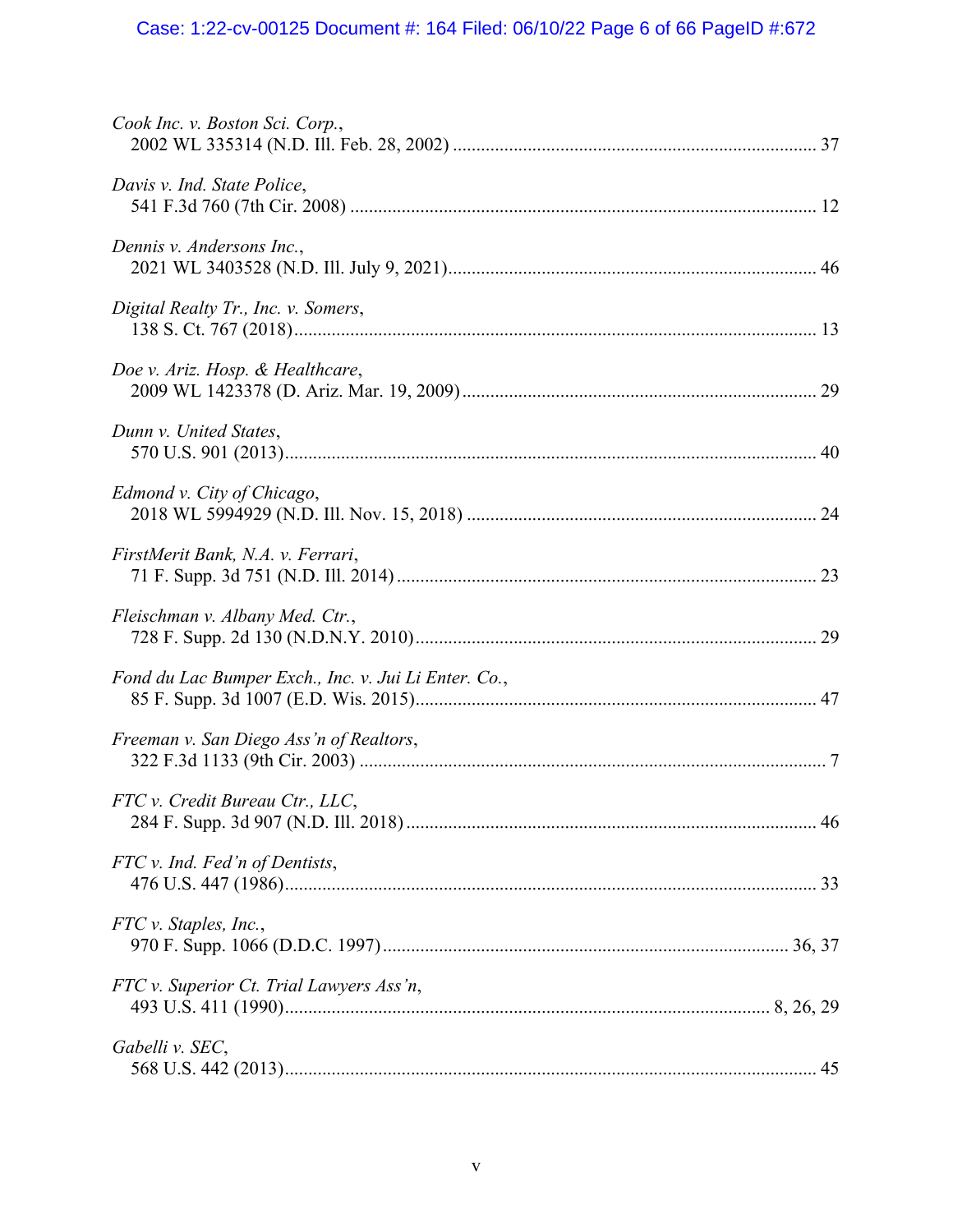*Cook Inc. v. Boston Sci. Corp.*,
2002 WL 335314 (N.D. Ill. Feb. 28, 2002) ............................................................................ 37

*Davis v. Ind. State Police*,
541 F.3d 760 (7th Cir. 2008) .................................................................................................. 12

*Dennis v. Andersons Inc.*,
2021 WL 3403528 (N.D. Ill. July 9, 2021)............................................................................. 46

*Digital Realty Tr., Inc. v. Somers*,
138 S. Ct. 767 (2018)............................................................................................................... 13

*Doe v. Ariz. Hosp. & Healthcare*,
2009 WL 1423378 (D. Ariz. Mar. 19, 2009)........................................................................... 29

*Dunn v. United States*,
570 U.S. 901 (2013)................................................................................................................. 40

*Edmond v. City of Chicago*,
2018 WL 5994929 (N.D. Ill. Nov. 15, 2018) .......................................................................... 24

*FirstMerit Bank, N.A. v. Ferrari*,
71 F. Supp. 3d 751 (N.D. Ill. 2014) ......................................................................................... 23

*Fleischman v. Albany Med. Ctr.*,
728 F. Supp. 2d 130 (N.D.N.Y. 2010)..................................................................................... 29

*Fond du Lac Bumper Exch., Inc. v. Jui Li Enter. Co.*,
85 F. Supp. 3d 1007 (E.D. Wis. 2015)..................................................................................... 47

*Freeman v. San Diego Ass'n of Realtors*,
322 F.3d 1133 (9th Cir. 2003) .................................................................................................... 7

*FTC v. Credit Bureau Ctr., LLC*,
284 F. Supp. 3d 907 (N.D. Ill. 2018) ....................................................................................... 46

*FTC v. Ind. Fed'n of Dentists*,
476 U.S. 447 (1986)................................................................................................................. 33

*FTC v. Staples, Inc.*,
970 F. Supp. 1066 (D.D.C. 1997) ...................................................................................... 36, 37

*FTC v. Superior Ct. Trial Lawyers Ass'n*,
493 U.S. 411 (1990)........................................................................................................ 8, 26, 29

*Gabelli v. SEC*,
568 U.S. 442 (2013)................................................................................................................. 45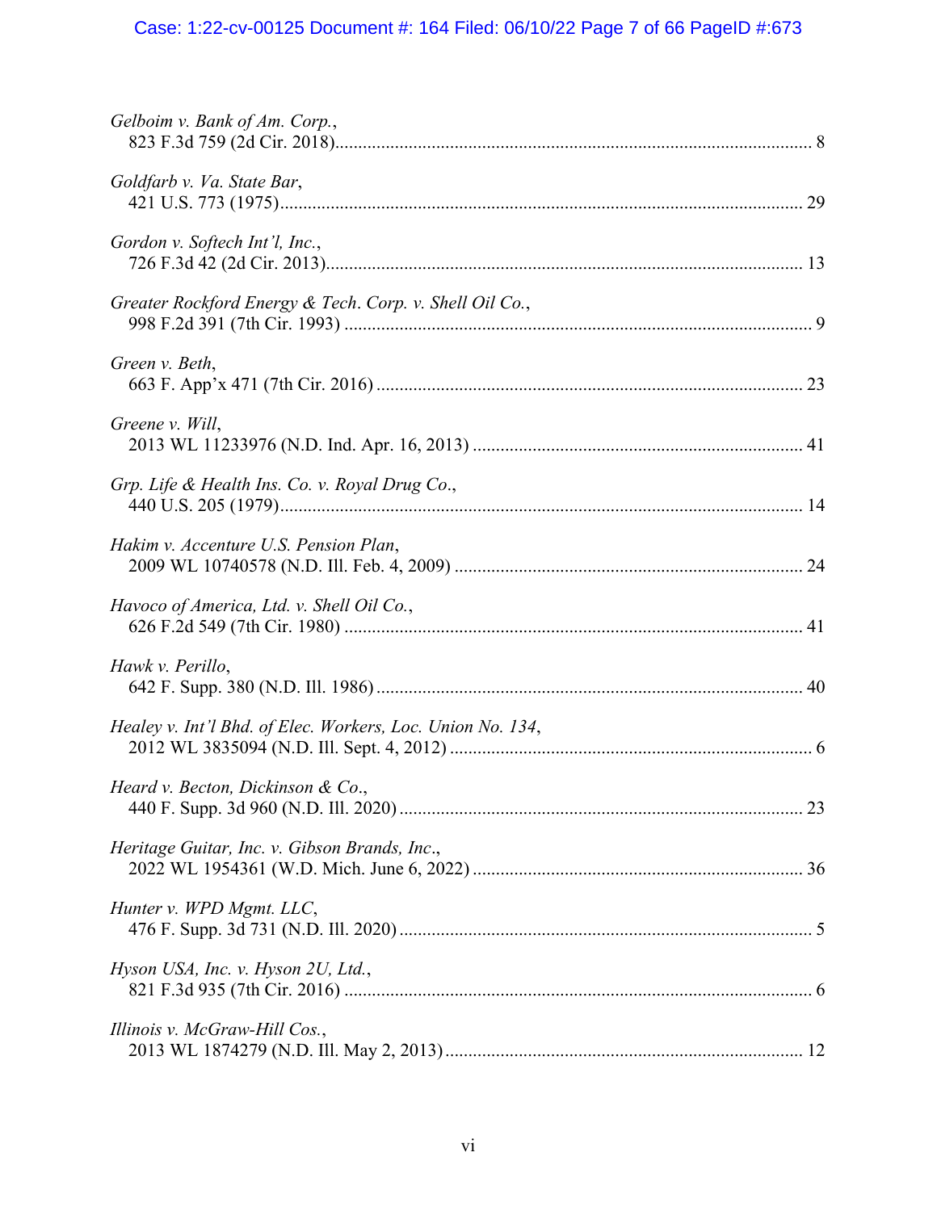*Gelboim v. Bank of Am. Corp.*,
823 F.3d 759 (2d Cir. 2018)........................................................................................................ 8

*Goldfarb v. Va. State Bar*,
421 U.S. 773 (1975)................................................................................................................. 29

*Gordon v. Softech Int'l, Inc.*,
726 F.3d 42 (2d Cir. 2013)....................................................................................................... 13

*Greater Rockford Energy & Tech. Corp. v. Shell Oil Co.*,
998 F.2d 391 (7th Cir. 1993) ..................................................................................................... 9

*Green v. Beth*,
663 F. App'x 471 (7th Cir. 2016) ............................................................................................ 23

*Greene v. Will*,
2013 WL 11233976 (N.D. Ind. Apr. 16, 2013) ....................................................................... 41

*Grp. Life & Health Ins. Co. v. Royal Drug Co.*,
440 U.S. 205 (1979)................................................................................................................. 14

*Hakim v. Accenture U.S. Pension Plan*,
2009 WL 10740578 (N.D. Ill. Feb. 4, 2009) ........................................................................... 24

*Havoco of America, Ltd. v. Shell Oil Co.*,
626 F.2d 549 (7th Cir. 1980) ................................................................................................... 41

*Hawk v. Perillo*,
642 F. Supp. 380 (N.D. Ill. 1986) ............................................................................................ 40

*Healey v. Int'l Bhd. of Elec. Workers, Loc. Union No. 134*,
2012 WL 3835094 (N.D. Ill. Sept. 4, 2012) .............................................................................. 6

*Heard v. Becton, Dickinson & Co.*,
440 F. Supp. 3d 960 (N.D. Ill. 2020) ....................................................................................... 23

*Heritage Guitar, Inc. v. Gibson Brands, Inc.*,
2022 WL 1954361 (W.D. Mich. June 6, 2022) ....................................................................... 36

*Hunter v. WPD Mgmt. LLC*,
476 F. Supp. 3d 731 (N.D. Ill. 2020) ......................................................................................... 5

*Hyson USA, Inc. v. Hyson 2U, Ltd.*,
821 F.3d 935 (7th Cir. 2016) ..................................................................................................... 6

*Illinois v. McGraw-Hill Cos.*,
2013 WL 1874279 (N.D. Ill. May 2, 2013) ............................................................................. 12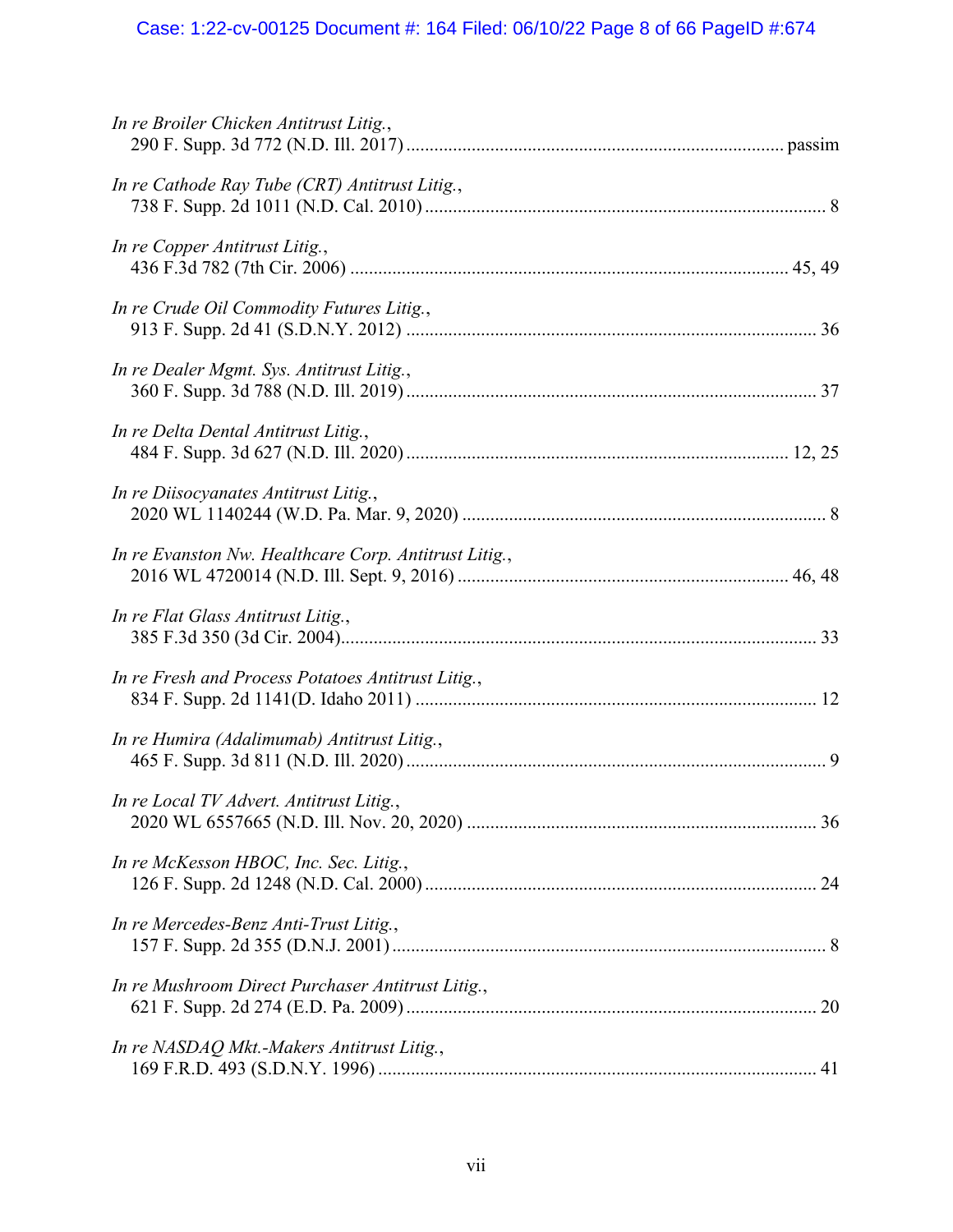*In re Broiler Chicken Antitrust Litig.*,
290 F. Supp. 3d 772 (N.D. Ill. 2017) ................................................................................ passim

*In re Cathode Ray Tube (CRT) Antitrust Litig.*,
738 F. Supp. 2d 1011 (N.D. Cal. 2010) ..................................................................................... 8

*In re Copper Antitrust Litig.*,
436 F.3d 782 (7th Cir. 2006) ............................................................................................ 45, 49

*In re Crude Oil Commodity Futures Litig.*,
913 F. Supp. 2d 41 (S.D.N.Y. 2012) ....................................................................................... 36

*In re Dealer Mgmt. Sys. Antitrust Litig.*,
360 F. Supp. 3d 788 (N.D. Ill. 2019) ...................................................................................... 37

*In re Delta Dental Antitrust Litig.*,
484 F. Supp. 3d 627 (N.D. Ill. 2020) ................................................................................ 12, 25

*In re Diisocyanates Antitrust Litig.*,
2020 WL 1140244 (W.D. Pa. Mar. 9, 2020) ............................................................................. 8

*In re Evanston Nw. Healthcare Corp. Antitrust Litig.*,
2016 WL 4720014 (N.D. Ill. Sept. 9, 2016) ...................................................................... 46, 48

*In re Flat Glass Antitrust Litig.*,
385 F.3d 350 (3d Cir. 2004)..................................................................................................... 33

*In re Fresh and Process Potatoes Antitrust Litig.*,
834 F. Supp. 2d 1141(D. Idaho 2011) .................................................................................... 12

*In re Humira (Adalimumab) Antitrust Litig.*,
465 F. Supp. 3d 811 (N.D. Ill. 2020) ........................................................................................ 9

*In re Local TV Advert. Antitrust Litig.*,
2020 WL 6557665 (N.D. Ill. Nov. 20, 2020) .......................................................................... 36

*In re McKesson HBOC, Inc. Sec. Litig.*,
126 F. Supp. 2d 1248 (N.D. Cal. 2000) ................................................................................... 24

*In re Mercedes-Benz Anti-Trust Litig.*,
157 F. Supp. 2d 355 (D.N.J. 2001) ............................................................................................ 8

*In re Mushroom Direct Purchaser Antitrust Litig.*,
621 F. Supp. 2d 274 (E.D. Pa. 2009) ....................................................................................... 20

*In re NASDAQ Mkt.-Makers Antitrust Litig.*,
169 F.R.D. 493 (S.D.N.Y. 1996) ............................................................................................ 41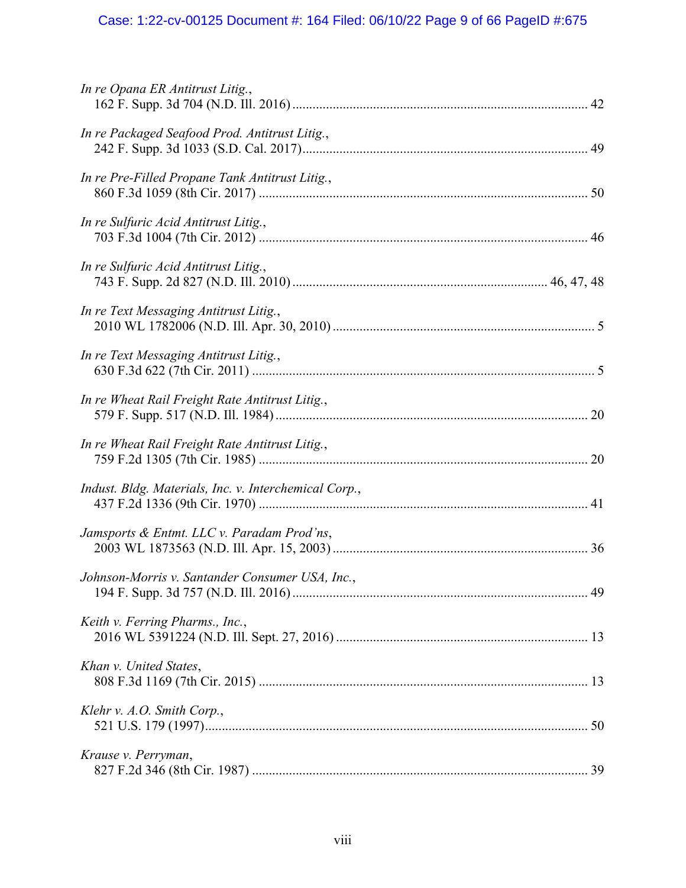*In re Opana ER Antitrust Litig.*,
162 F. Supp. 3d 704 (N.D. Ill. 2016) ........................................................................................ 42

*In re Packaged Seafood Prod. Antitrust Litig.*,
242 F. Supp. 3d 1033 (S.D. Cal. 2017)..................................................................................... 49

*In re Pre-Filled Propane Tank Antitrust Litig.*,
860 F.3d 1059 (8th Cir. 2017) ................................................................................................. 50

*In re Sulfuric Acid Antitrust Litig.*,
703 F.3d 1004 (7th Cir. 2012) ................................................................................................. 46

*In re Sulfuric Acid Antitrust Litig.*,
743 F. Supp. 2d 827 (N.D. Ill. 2010) .......................................................................... 46, 47, 48

*In re Text Messaging Antitrust Litig.*,
2010 WL 1782006 (N.D. Ill. Apr. 30, 2010) ............................................................................. 5

*In re Text Messaging Antitrust Litig.*,
630 F.3d 622 (7th Cir. 2011) ..................................................................................................... 5

*In re Wheat Rail Freight Rate Antitrust Litig.*,
579 F. Supp. 517 (N.D. Ill. 1984) ............................................................................................ 20

*In re Wheat Rail Freight Rate Antitrust Litig.*,
759 F.2d 1305 (7th Cir. 1985) ................................................................................................. 20

*Indust. Bldg. Materials, Inc. v. Interchemical Corp.*,
437 F.2d 1336 (9th Cir. 1970) ................................................................................................. 41

*Jamsports & Entmt. LLC v. Paradam Prod'ns*,
2003 WL 1873563 (N.D. Ill. Apr. 15, 2003) ........................................................................... 36

*Johnson-Morris v. Santander Consumer USA, Inc.*,
194 F. Supp. 3d 757 (N.D. Ill. 2016) ....................................................................................... 49

*Keith v. Ferring Pharms., Inc.*,
2016 WL 5391224 (N.D. Ill. Sept. 27, 2016) .......................................................................... 13

*Khan v. United States*,
808 F.3d 1169 (7th Cir. 2015) ................................................................................................. 13

*Klehr v. A.O. Smith Corp.*,
521 U.S. 179 (1997).................................................................................................................. 50

*Krause v. Perryman*,
827 F.2d 346 (8th Cir. 1987) ................................................................................................... 39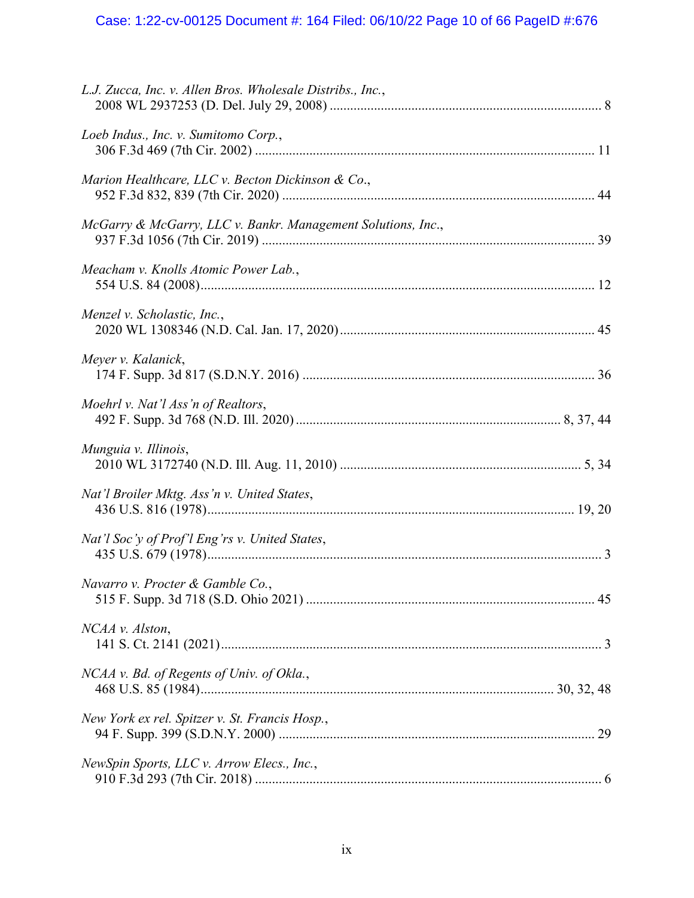*L.J. Zucca, Inc. v. Allen Bros. Wholesale Distribs., Inc.*,
2008 WL 2937253 (D. Del. July 29, 2008) .................................................................................. 8

*Loeb Indus., Inc. v. Sumitomo Corp.*,
306 F.3d 469 (7th Cir. 2002) .................................................................................................... 11

*Marion Healthcare, LLC v. Becton Dickinson & Co*.,
952 F.3d 832, 839 (7th Cir. 2020) ............................................................................................ 44

*McGarry & McGarry, LLC v. Bankr. Management Solutions, Inc.*,
937 F.3d 1056 (7th Cir. 2019) .................................................................................................. 39

*Meacham v. Knolls Atomic Power Lab.*,
554 U.S. 84 (2008).................................................................................................................... 12

*Menzel v. Scholastic, Inc.*,
2020 WL 1308346 (N.D. Cal. Jan. 17, 2020) ........................................................................... 45

*Meyer v. Kalanick*,
174 F. Supp. 3d 817 (S.D.N.Y. 2016) ...................................................................................... 36

*Moehrl v. Nat'l Ass'n of Realtors*,
492 F. Supp. 3d 768 (N.D. Ill. 2020) ............................................................................. 8, 37, 44

*Munguia v. Illinois*,
2010 WL 3172740 (N.D. Ill. Aug. 11, 2010) ....................................................................... 5, 34

*Nat'l Broiler Mktg. Ass'n v. United States*,
436 U.S. 816 (1978)............................................................................................................ 19, 20

*Nat'l Soc'y of Prof'l Eng'rs v. United States*,
435 U.S. 679 (1978)..................................................................................................................... 3

*Navarro v. Procter & Gamble Co.*,
515 F. Supp. 3d 718 (S.D. Ohio 2021) ..................................................................................... 45

*NCAA v. Alston*,
141 S. Ct. 2141 (2021)................................................................................................................. 3

*NCAA v. Bd. of Regents of Univ. of Okla.*,
468 U.S. 85 (1984)........................................................................................................ 30, 32, 48

*New York ex rel. Spitzer v. St. Francis Hosp.*,
94 F. Supp. 399 (S.D.N.Y. 2000) ............................................................................................. 29

*NewSpin Sports, LLC v. Arrow Elecs., Inc.*,
910 F.3d 293 (7th Cir. 2018) ...................................................................................................... 6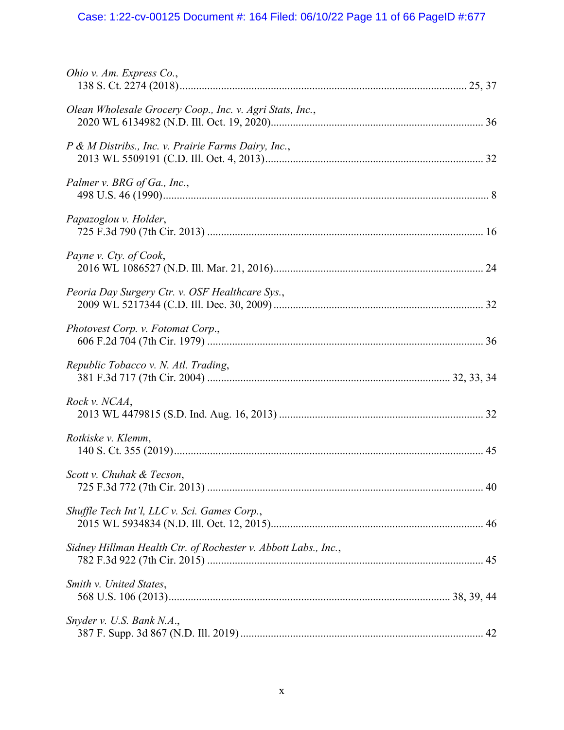*Ohio v. Am. Express Co.*,
138 S. Ct. 2274 (2018)........................................................................................................ 25, 37

*Olean Wholesale Grocery Coop., Inc. v. Agri Stats, Inc.*,
2020 WL 6134982 (N.D. Ill. Oct. 19, 2020)............................................................................ 36

*P & M Distribs., Inc. v. Prairie Farms Dairy, Inc.*,
2013 WL 5509191 (C.D. Ill. Oct. 4, 2013).............................................................................. 32

*Palmer v. BRG of Ga., Inc.*,
498 U.S. 46 (1990)..................................................................................................................... 8

*Papazoglou v. Holder*,
725 F.3d 790 (7th Cir. 2013) ................................................................................................... 16

*Payne v. Cty. of Cook*,
2016 WL 1086527 (N.D. Ill. Mar. 21, 2016)........................................................................... 24

*Peoria Day Surgery Ctr. v. OSF Healthcare Sys.*,
2009 WL 5217344 (C.D. Ill. Dec. 30, 2009) ........................................................................... 32

*Photovest Corp. v. Fotomat Corp.*,
606 F.2d 704 (7th Cir. 1979) ................................................................................................... 36

*Republic Tobacco v. N. Atl. Trading*,
381 F.3d 717 (7th Cir. 2004) ....................................................................................... 32, 33, 34

*Rock v. NCAA*,
2013 WL 4479815 (S.D. Ind. Aug. 16, 2013) ......................................................................... 32

*Rotkiske v. Klemm*,
140 S. Ct. 355 (2019)............................................................................................................... 45

*Scott v. Chuhak & Tecson*,
725 F.3d 772 (7th Cir. 2013) ................................................................................................... 40

*Shuffle Tech Int'l, LLC v. Sci. Games Corp.*,
2015 WL 5934834 (N.D. Ill. Oct. 12, 2015)............................................................................ 46

*Sidney Hillman Health Ctr. of Rochester v. Abbott Labs., Inc.*,
782 F.3d 922 (7th Cir. 2015) ................................................................................................... 45

*Smith v. United States*,
568 U.S. 106 (2013)...................................................................................................... 38, 39, 44

*Snyder v. U.S. Bank N.A.*,
387 F. Supp. 3d 867 (N.D. Ill. 2019) ....................................................................................... 42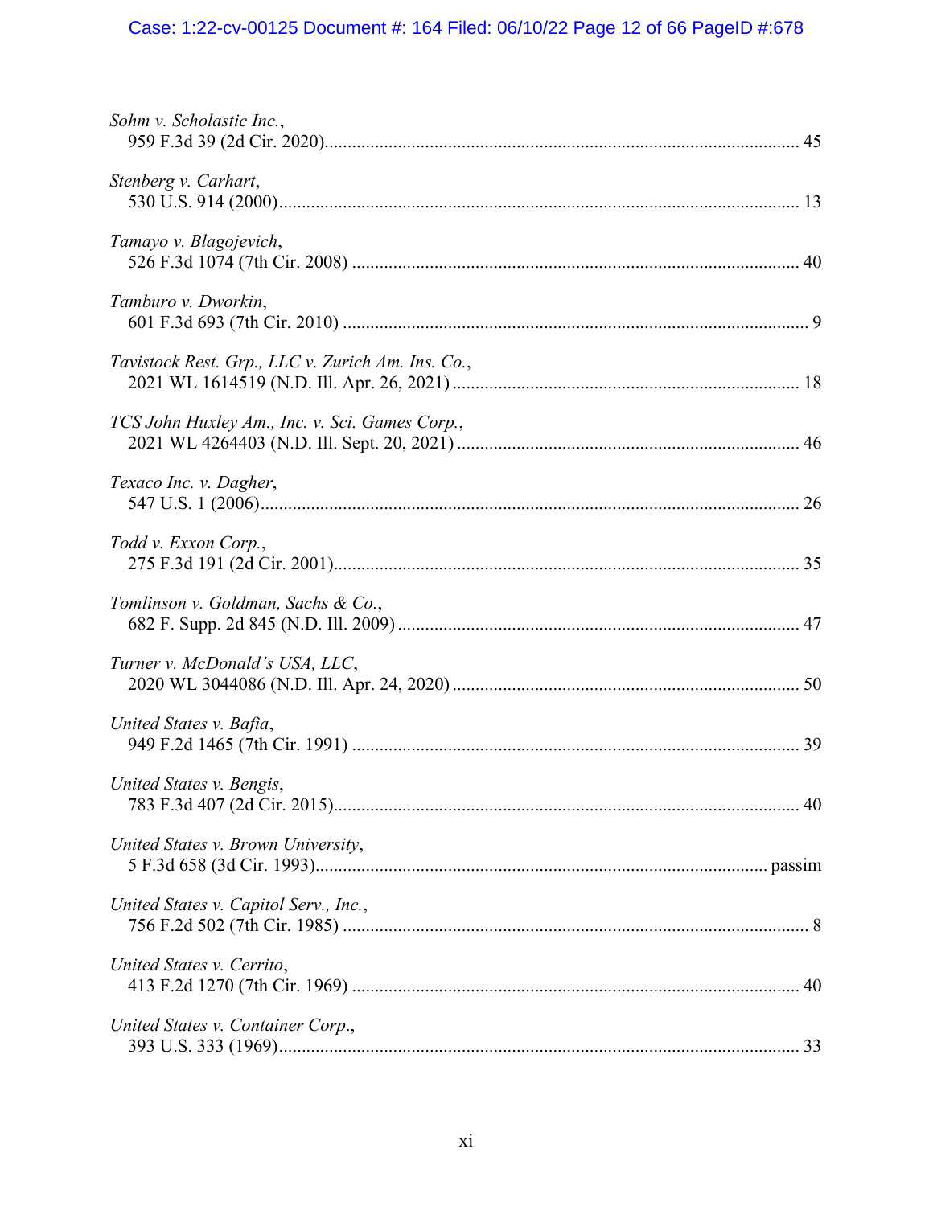*Sohm v. Scholastic Inc.*,
959 F.3d 39 (2d Cir. 2020)........................................................................................................ 45

*Stenberg v. Carhart*,
530 U.S. 914 (2000)................................................................................................................. 13

*Tamayo v. Blagojevich*,
526 F.3d 1074 (7th Cir. 2008) ................................................................................................. 40

*Tamburo v. Dworkin*,
601 F.3d 693 (7th Cir. 2010) ..................................................................................................... 9

*Tavistock Rest. Grp., LLC v. Zurich Am. Ins. Co.*,
2021 WL 1614519 (N.D. Ill. Apr. 26, 2021) ........................................................................... 18

*TCS John Huxley Am., Inc. v. Sci. Games Corp.*,
2021 WL 4264403 (N.D. Ill. Sept. 20, 2021) .......................................................................... 46

*Texaco Inc. v. Dagher*,
547 U.S. 1 (2006)..................................................................................................................... 26

*Todd v. Exxon Corp.*,
275 F.3d 191 (2d Cir. 2001)..................................................................................................... 35

*Tomlinson v. Goldman, Sachs & Co.*,
682 F. Supp. 2d 845 (N.D. Ill. 2009) ....................................................................................... 47

*Turner v. McDonald's USA, LLC*,
2020 WL 3044086 (N.D. Ill. Apr. 24, 2020) ........................................................................... 50

*United States v. Bafia*,
949 F.2d 1465 (7th Cir. 1991) ................................................................................................. 39

*United States v. Bengis*,
783 F.3d 407 (2d Cir. 2015)..................................................................................................... 40

*United States v. Brown University*,
5 F.3d 658 (3d Cir. 1993)................................................................................................. passim

*United States v. Capitol Serv., Inc.*,
756 F.2d 502 (7th Cir. 1985) ..................................................................................................... 8

*United States v. Cerrito*,
413 F.2d 1270 (7th Cir. 1969) ................................................................................................. 40

*United States v. Container Corp.*,
393 U.S. 333 (1969)................................................................................................................. 33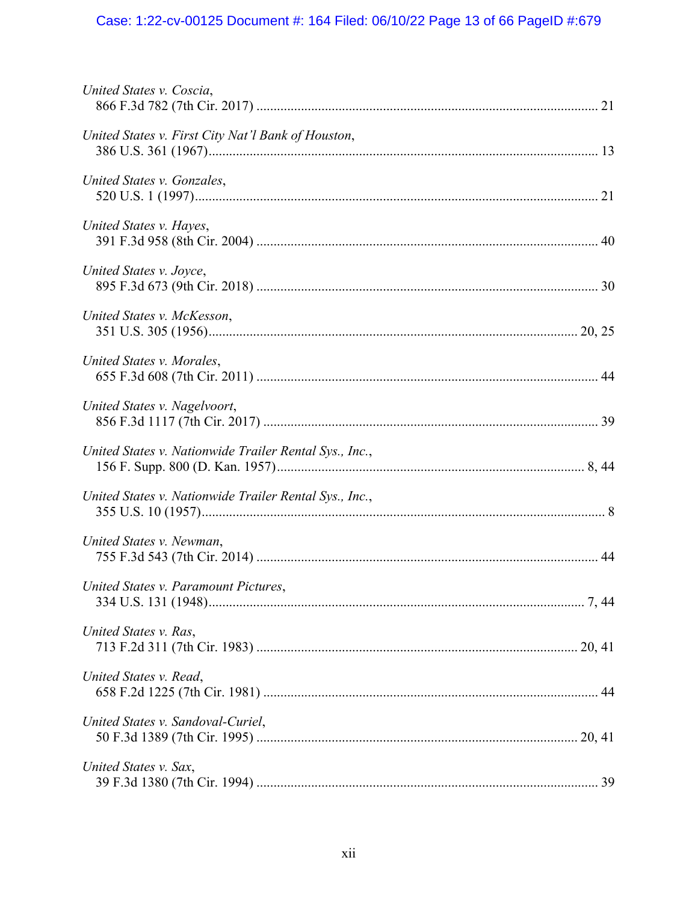*United States v. Coscia*,
866 F.3d 782 (7th Cir. 2017) ........................................................................................ 21

*United States v. First City Nat'l Bank of Houston*,
386 U.S. 361 (1967)........................................................................................................ 13

*United States v. Gonzales*,
520 U.S. 1 (1997)............................................................................................................ 21

*United States v. Hayes*,
391 F.3d 958 (8th Cir. 2004) ........................................................................................ 40

*United States v. Joyce*,
895 F.3d 673 (9th Cir. 2018) ........................................................................................ 30

*United States v. McKesson*,
351 U.S. 305 (1956)................................................................................................. 20, 25

*United States v. Morales*,
655 F.3d 608 (7th Cir. 2011) ........................................................................................ 44

*United States v. Nagelvoort*,
856 F.3d 1117 (7th Cir. 2017) ...................................................................................... 39

*United States v. Nationwide Trailer Rental Sys., Inc.*,
156 F. Supp. 800 (D. Kan. 1957)................................................................................ 8, 44

*United States v. Nationwide Trailer Rental Sys., Inc.*,
355 U.S. 10 (1957)............................................................................................................ 8

*United States v. Newman*,
755 F.3d 543 (7th Cir. 2014) ........................................................................................ 44

*United States v. Paramount Pictures*,
334 U.S. 131 (1948)................................................................................................... 7, 44

*United States v. Ras*,
713 F.2d 311 (7th Cir. 1983) .................................................................................. 20, 41

*United States v. Read*,
658 F.2d 1225 (7th Cir. 1981) ...................................................................................... 44

*United States v. Sandoval-Curiel*,
50 F.3d 1389 (7th Cir. 1995) .................................................................................. 20, 41

*United States v. Sax*,
39 F.3d 1380 (7th Cir. 1994) ........................................................................................ 39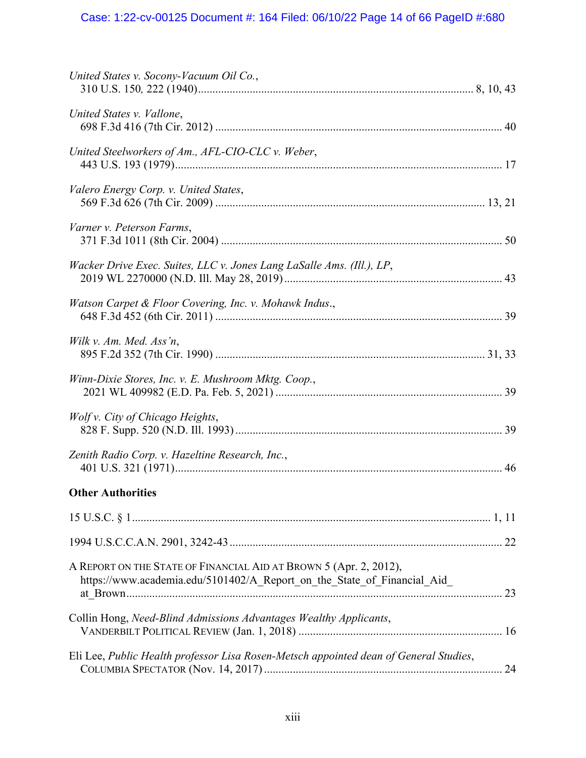*United States v. Socony-Vacuum Oil Co.*,
310 U.S. 150, 222 (1940) ........ 8, 10, 43

*United States v. Vallone*,
698 F.3d 416 (7th Cir. 2012) ........ 40

*United Steelworkers of Am., AFL-CIO-CLC v. Weber*,
443 U.S. 193 (1979) ........ 17

*Valero Energy Corp. v. United States*,
569 F.3d 626 (7th Cir. 2009) ........ 13, 21

*Varner v. Peterson Farms*,
371 F.3d 1011 (8th Cir. 2004) ........ 50

*Wacker Drive Exec. Suites, LLC v. Jones Lang LaSalle Ams. (Ill.), LP*,
2019 WL 2270000 (N.D. Ill. May 28, 2019) ........ 43

*Watson Carpet & Floor Covering, Inc. v. Mohawk Indus.*,
648 F.3d 452 (6th Cir. 2011) ........ 39

*Wilk v. Am. Med. Ass'n*,
895 F.2d 352 (7th Cir. 1990) ........ 31, 33

*Winn-Dixie Stores, Inc. v. E. Mushroom Mktg. Coop.*,
2021 WL 409982 (E.D. Pa. Feb. 5, 2021) ........ 39

*Wolf v. City of Chicago Heights*,
828 F. Supp. 520 (N.D. Ill. 1993) ........ 39

*Zenith Radio Corp. v. Hazeltine Research, Inc.*,
401 U.S. 321 (1971) ........ 46

**Other Authorities**

15 U.S.C. § 1 ........ 1, 11

1994 U.S.C.C.A.N. 2901, 3242-43 ........ 22

A REPORT ON THE STATE OF FINANCIAL AID AT BROWN 5 (Apr. 2, 2012),
https://www.academia.edu/5101402/A_Report_on_the_State_of_Financial_Aid_at_Brown ........ 23

Collin Hong, *Need-Blind Admissions Advantages Wealthy Applicants*,
VANDERBILT POLITICAL REVIEW (Jan. 1, 2018) ........ 16

Eli Lee, *Public Health professor Lisa Rosen-Metsch appointed dean of General Studies*,
COLUMBIA SPECTATOR (Nov. 14, 2017) ........ 24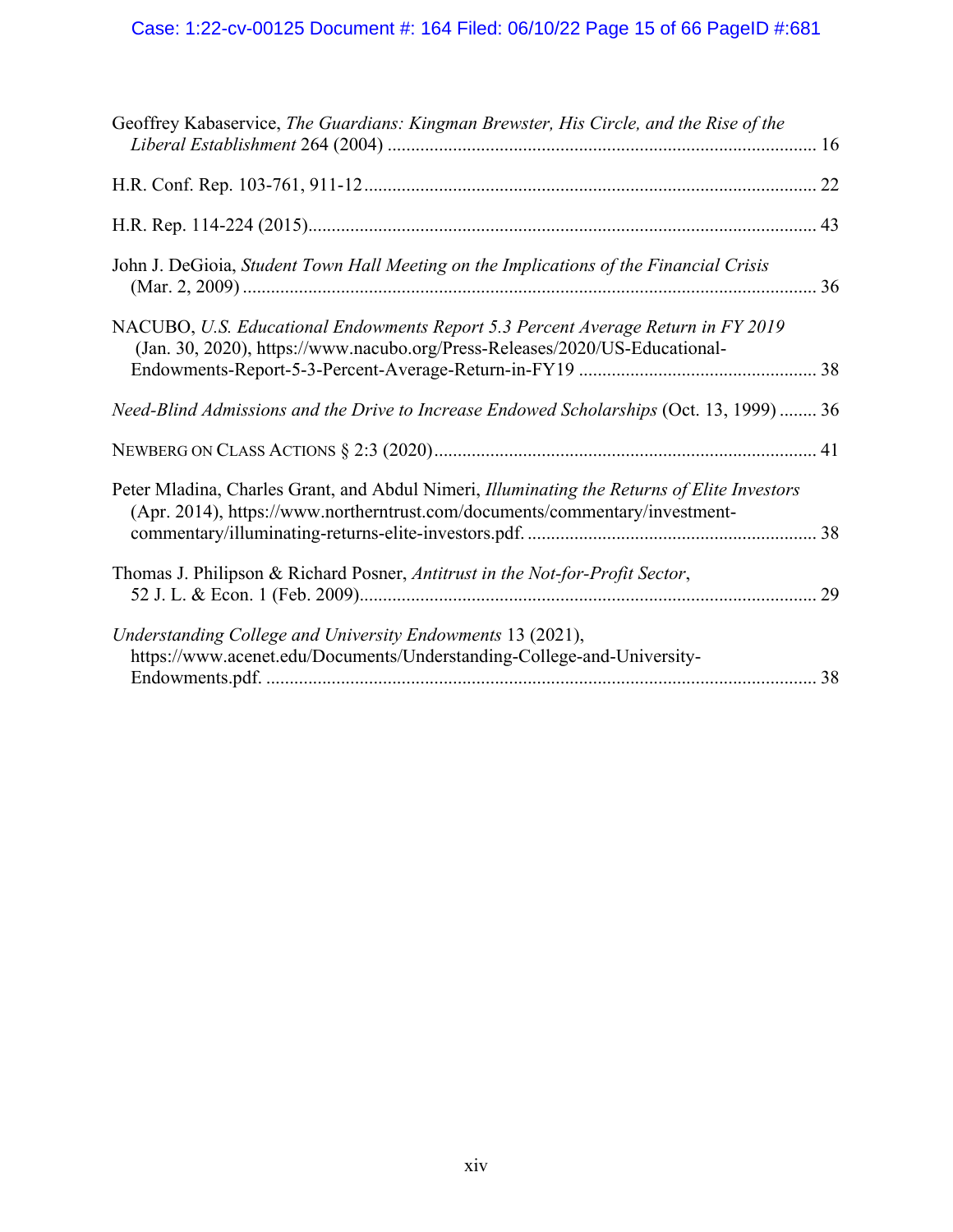Geoffrey Kabaservice, *The Guardians: Kingman Brewster, His Circle, and the Rise of the Liberal Establishment* 264 (2004) ............................................................................................ 16

H.R. Conf. Rep. 103-761, 911-12................................................................................................ 22

H.R. Rep. 114-224 (2015)............................................................................................................ 43

John J. DeGioia, *Student Town Hall Meeting on the Implications of the Financial Crisis* (Mar. 2, 2009) ......................................................................................................................... 36

NACUBO, *U.S. Educational Endowments Report 5.3 Percent Average Return in FY 2019* (Jan. 30, 2020), https://www.nacubo.org/Press-Releases/2020/US-Educational-Endowments-Report-5-3-Percent-Average-Return-in-FY19 .................................................. 38

*Need-Blind Admissions and the Drive to Increase Endowed Scholarships* (Oct. 13, 1999) ........ 36

NEWBERG ON CLASS ACTIONS § 2:3 (2020)................................................................................. 41

Peter Mladina, Charles Grant, and Abdul Nimeri, *Illuminating the Returns of Elite Investors* (Apr. 2014), https://www.northerntrust.com/documents/commentary/investment-commentary/illuminating-returns-elite-investors.pdf. ............................................................ 38

Thomas J. Philipson & Richard Posner, *Antitrust in the Not-for-Profit Sector*, 52 J. L. & Econ. 1 (Feb. 2009)................................................................................................ 29

*Understanding College and University Endowments* 13 (2021), https://www.acenet.edu/Documents/Understanding-College-and-University-Endowments.pdf. .................................................................................................................... 38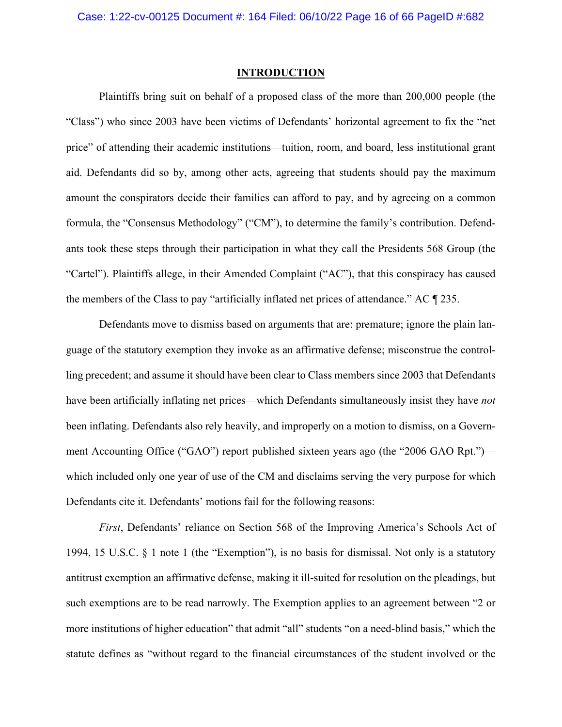## INTRODUCTION

Plaintiffs bring suit on behalf of a proposed class of the more than 200,000 people (the "Class") who since 2003 have been victims of Defendants' horizontal agreement to fix the "net price" of attending their academic institutions—tuition, room, and board, less institutional grant aid. Defendants did so by, among other acts, agreeing that students should pay the maximum amount the conspirators decide their families can afford to pay, and by agreeing on a common formula, the "Consensus Methodology" ("CM"), to determine the family's contribution. Defendants took these steps through their participation in what they call the Presidents 568 Group (the "Cartel"). Plaintiffs allege, in their Amended Complaint ("AC"), that this conspiracy has caused the members of the Class to pay "artificially inflated net prices of attendance." AC ¶ 235.

Defendants move to dismiss based on arguments that are: premature; ignore the plain language of the statutory exemption they invoke as an affirmative defense; misconstrue the controlling precedent; and assume it should have been clear to Class members since 2003 that Defendants have been artificially inflating net prices—which Defendants simultaneously insist they have *not* been inflating. Defendants also rely heavily, and improperly on a motion to dismiss, on a Government Accounting Office ("GAO") report published sixteen years ago (the "2006 GAO Rpt.")—which included only one year of use of the CM and disclaims serving the very purpose for which Defendants cite it. Defendants' motions fail for the following reasons:

*First*, Defendants' reliance on Section 568 of the Improving America's Schools Act of 1994, 15 U.S.C. § 1 note 1 (the "Exemption"), is no basis for dismissal. Not only is a statutory antitrust exemption an affirmative defense, making it ill-suited for resolution on the pleadings, but such exemptions are to be read narrowly. The Exemption applies to an agreement between "2 or more institutions of higher education" that admit "all" students "on a need-blind basis," which the statute defines as "without regard to the financial circumstances of the student involved or the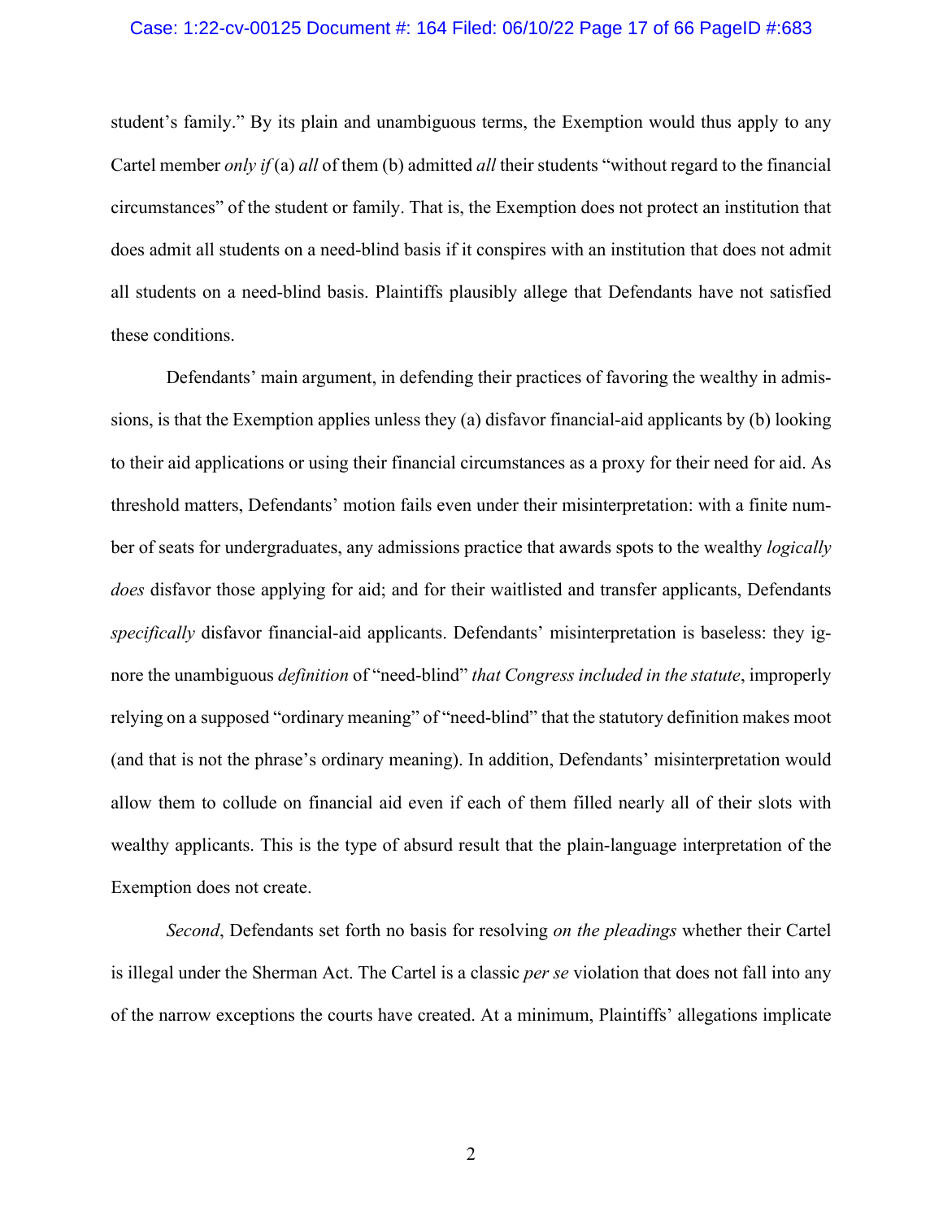student's family." By its plain and unambiguous terms, the Exemption would thus apply to any Cartel member *only if* (a) *all* of them (b) admitted *all* their students "without regard to the financial circumstances" of the student or family. That is, the Exemption does not protect an institution that does admit all students on a need-blind basis if it conspires with an institution that does not admit all students on a need-blind basis. Plaintiffs plausibly allege that Defendants have not satisfied these conditions.

Defendants' main argument, in defending their practices of favoring the wealthy in admissions, is that the Exemption applies unless they (a) disfavor financial-aid applicants by (b) looking to their aid applications or using their financial circumstances as a proxy for their need for aid. As threshold matters, Defendants' motion fails even under their misinterpretation: with a finite number of seats for undergraduates, any admissions practice that awards spots to the wealthy *logically does* disfavor those applying for aid; and for their waitlisted and transfer applicants, Defendants *specifically* disfavor financial-aid applicants. Defendants' misinterpretation is baseless: they ignore the unambiguous *definition* of "need-blind" *that Congress included in the statute*, improperly relying on a supposed "ordinary meaning" of "need-blind" that the statutory definition makes moot (and that is not the phrase's ordinary meaning). In addition, Defendants' misinterpretation would allow them to collude on financial aid even if each of them filled nearly all of their slots with wealthy applicants. This is the type of absurd result that the plain-language interpretation of the Exemption does not create.

*Second*, Defendants set forth no basis for resolving *on the pleadings* whether their Cartel is illegal under the Sherman Act. The Cartel is a classic *per se* violation that does not fall into any of the narrow exceptions the courts have created. At a minimum, Plaintiffs' allegations implicate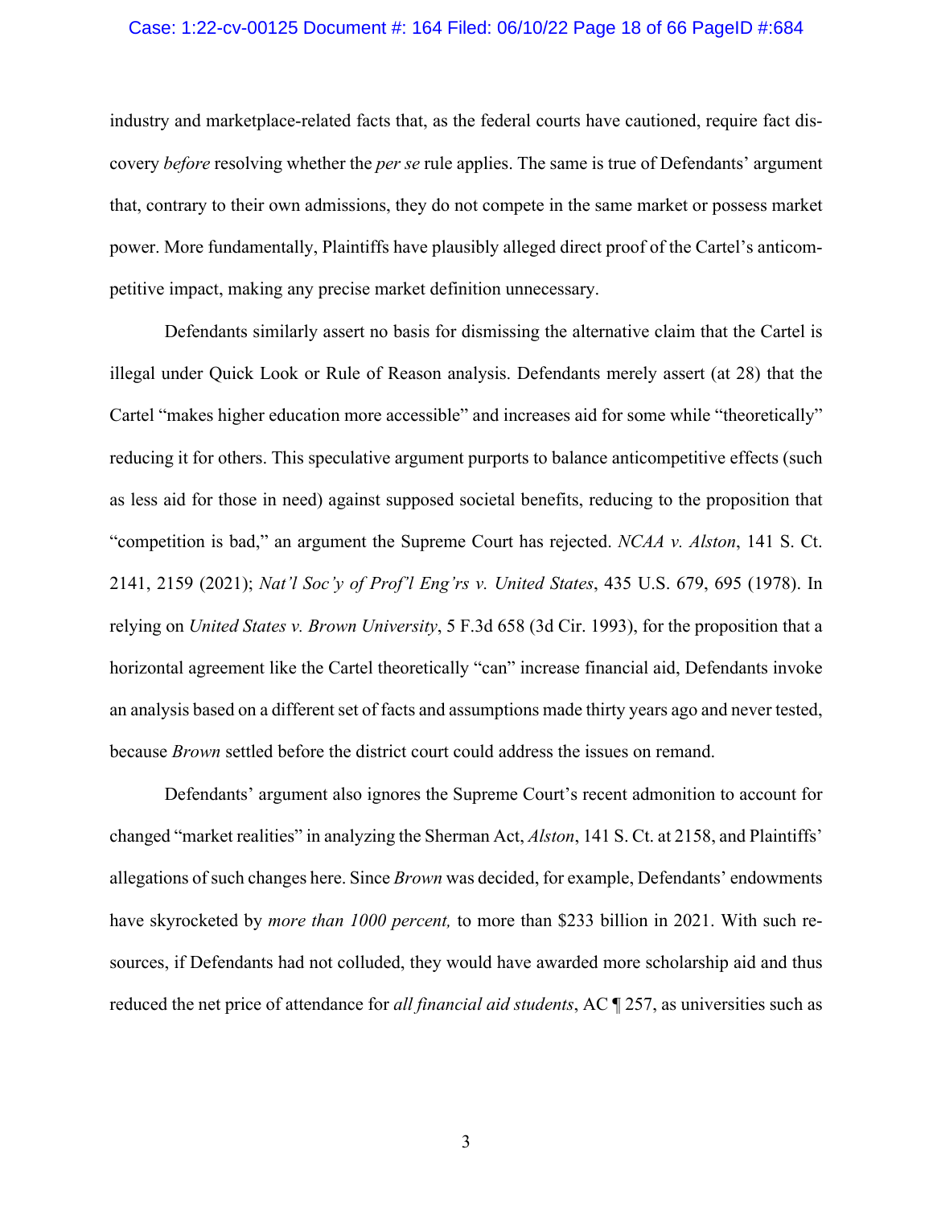industry and marketplace-related facts that, as the federal courts have cautioned, require fact discovery *before* resolving whether the *per se* rule applies. The same is true of Defendants' argument that, contrary to their own admissions, they do not compete in the same market or possess market power. More fundamentally, Plaintiffs have plausibly alleged direct proof of the Cartel's anticompetitive impact, making any precise market definition unnecessary.

Defendants similarly assert no basis for dismissing the alternative claim that the Cartel is illegal under Quick Look or Rule of Reason analysis. Defendants merely assert (at 28) that the Cartel "makes higher education more accessible" and increases aid for some while "theoretically" reducing it for others. This speculative argument purports to balance anticompetitive effects (such as less aid for those in need) against supposed societal benefits, reducing to the proposition that "competition is bad," an argument the Supreme Court has rejected. *NCAA v. Alston*, 141 S. Ct. 2141, 2159 (2021); *Nat'l Soc'y of Prof'l Eng'rs v. United States*, 435 U.S. 679, 695 (1978). In relying on *United States v. Brown University*, 5 F.3d 658 (3d Cir. 1993), for the proposition that a horizontal agreement like the Cartel theoretically "can" increase financial aid, Defendants invoke an analysis based on a different set of facts and assumptions made thirty years ago and never tested, because *Brown* settled before the district court could address the issues on remand.

Defendants' argument also ignores the Supreme Court's recent admonition to account for changed "market realities" in analyzing the Sherman Act, *Alston*, 141 S. Ct. at 2158, and Plaintiffs' allegations of such changes here. Since *Brown* was decided, for example, Defendants' endowments have skyrocketed by *more than 1000 percent,* to more than $233 billion in 2021. With such resources, if Defendants had not colluded, they would have awarded more scholarship aid and thus reduced the net price of attendance for *all financial aid students*, AC ¶ 257, as universities such as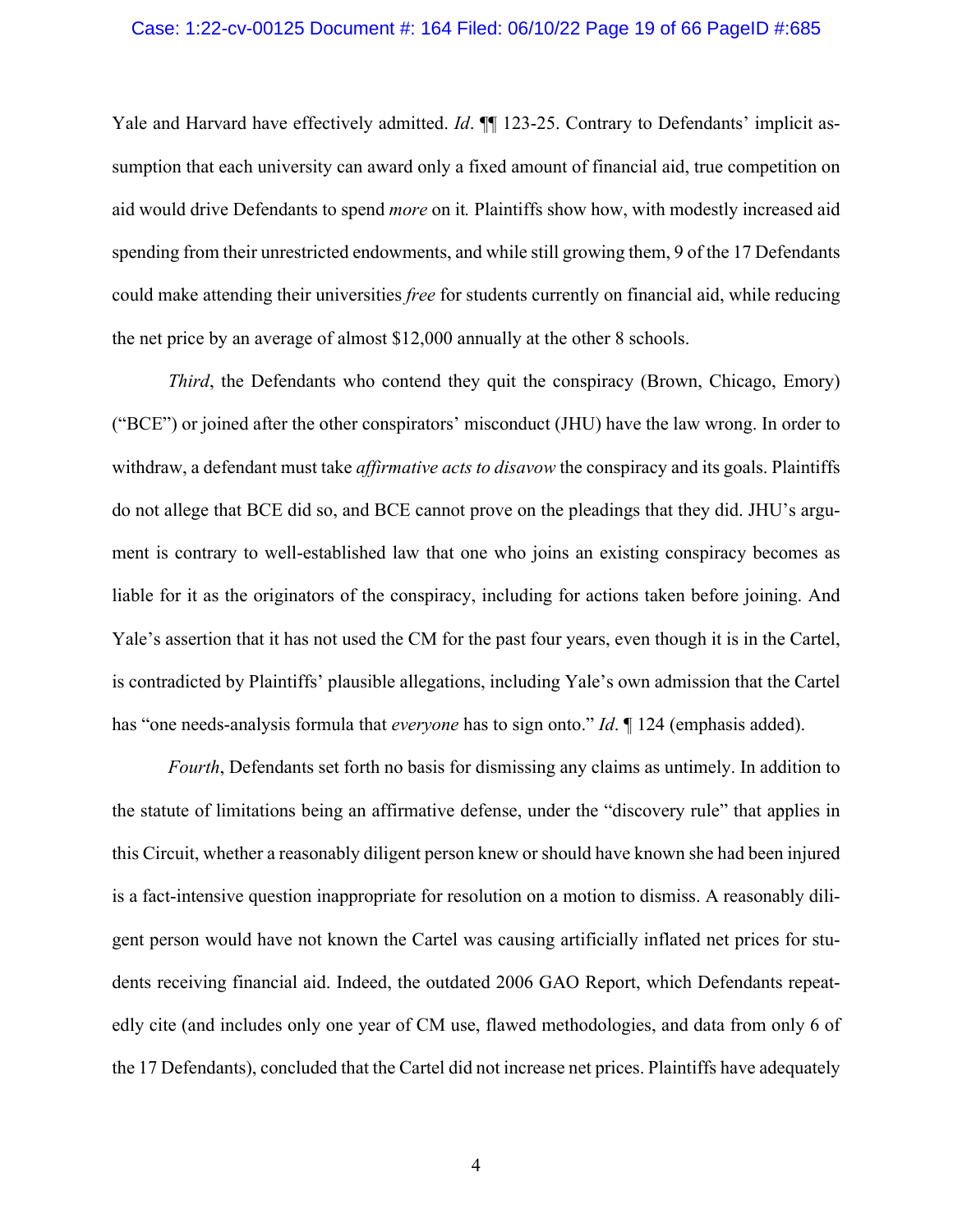Yale and Harvard have effectively admitted. *Id*. ¶¶ 123-25. Contrary to Defendants' implicit assumption that each university can award only a fixed amount of financial aid, true competition on aid would drive Defendants to spend *more* on it. Plaintiffs show how, with modestly increased aid spending from their unrestricted endowments, and while still growing them, 9 of the 17 Defendants could make attending their universities *free* for students currently on financial aid, while reducing the net price by an average of almost $12,000 annually at the other 8 schools.

*Third*, the Defendants who contend they quit the conspiracy (Brown, Chicago, Emory) ("BCE") or joined after the other conspirators' misconduct (JHU) have the law wrong. In order to withdraw, a defendant must take *affirmative acts to disavow* the conspiracy and its goals. Plaintiffs do not allege that BCE did so, and BCE cannot prove on the pleadings that they did. JHU's argument is contrary to well-established law that one who joins an existing conspiracy becomes as liable for it as the originators of the conspiracy, including for actions taken before joining. And Yale's assertion that it has not used the CM for the past four years, even though it is in the Cartel, is contradicted by Plaintiffs' plausible allegations, including Yale's own admission that the Cartel has "one needs-analysis formula that *everyone* has to sign onto." *Id*. ¶ 124 (emphasis added).

*Fourth*, Defendants set forth no basis for dismissing any claims as untimely. In addition to the statute of limitations being an affirmative defense, under the "discovery rule" that applies in this Circuit, whether a reasonably diligent person knew or should have known she had been injured is a fact-intensive question inappropriate for resolution on a motion to dismiss. A reasonably diligent person would have not known the Cartel was causing artificially inflated net prices for students receiving financial aid. Indeed, the outdated 2006 GAO Report, which Defendants repeatedly cite (and includes only one year of CM use, flawed methodologies, and data from only 6 of the 17 Defendants), concluded that the Cartel did not increase net prices. Plaintiffs have adequately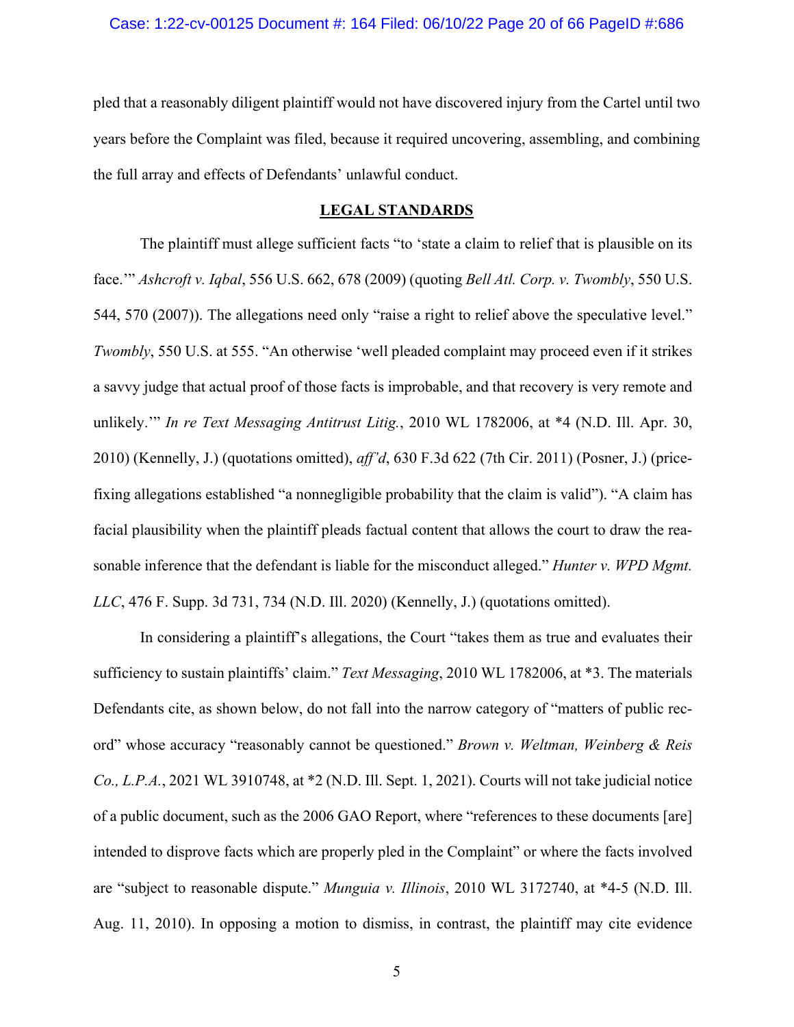pled that a reasonably diligent plaintiff would not have discovered injury from the Cartel until two years before the Complaint was filed, because it required uncovering, assembling, and combining the full array and effects of Defendants' unlawful conduct.

## LEGAL STANDARDS

The plaintiff must allege sufficient facts "to 'state a claim to relief that is plausible on its face.'" *Ashcroft v. Iqbal*, 556 U.S. 662, 678 (2009) (quoting *Bell Atl. Corp. v. Twombly*, 550 U.S. 544, 570 (2007)). The allegations need only "raise a right to relief above the speculative level." *Twombly*, 550 U.S. at 555. "An otherwise 'well pleaded complaint may proceed even if it strikes a savvy judge that actual proof of those facts is improbable, and that recovery is very remote and unlikely.'" *In re Text Messaging Antitrust Litig.*, 2010 WL 1782006, at *4 (N.D. Ill. Apr. 30, 2010) (Kennelly, J.) (quotations omitted), *aff'd*, 630 F.3d 622 (7th Cir. 2011) (Posner, J.) (price-fixing allegations established "a nonnegligible probability that the claim is valid"). "A claim has facial plausibility when the plaintiff pleads factual content that allows the court to draw the reasonable inference that the defendant is liable for the misconduct alleged." *Hunter v. WPD Mgmt. LLC*, 476 F. Supp. 3d 731, 734 (N.D. Ill. 2020) (Kennelly, J.) (quotations omitted).

In considering a plaintiff's allegations, the Court "takes them as true and evaluates their sufficiency to sustain plaintiffs' claim." *Text Messaging*, 2010 WL 1782006, at *3. The materials Defendants cite, as shown below, do not fall into the narrow category of "matters of public record" whose accuracy "reasonably cannot be questioned." *Brown v. Weltman, Weinberg & Reis Co., L.P.A.*, 2021 WL 3910748, at *2 (N.D. Ill. Sept. 1, 2021). Courts will not take judicial notice of a public document, such as the 2006 GAO Report, where "references to these documents [are] intended to disprove facts which are properly pled in the Complaint" or where the facts involved are "subject to reasonable dispute." *Munguia v. Illinois*, 2010 WL 3172740, at *4-5 (N.D. Ill. Aug. 11, 2010). In opposing a motion to dismiss, in contrast, the plaintiff may cite evidence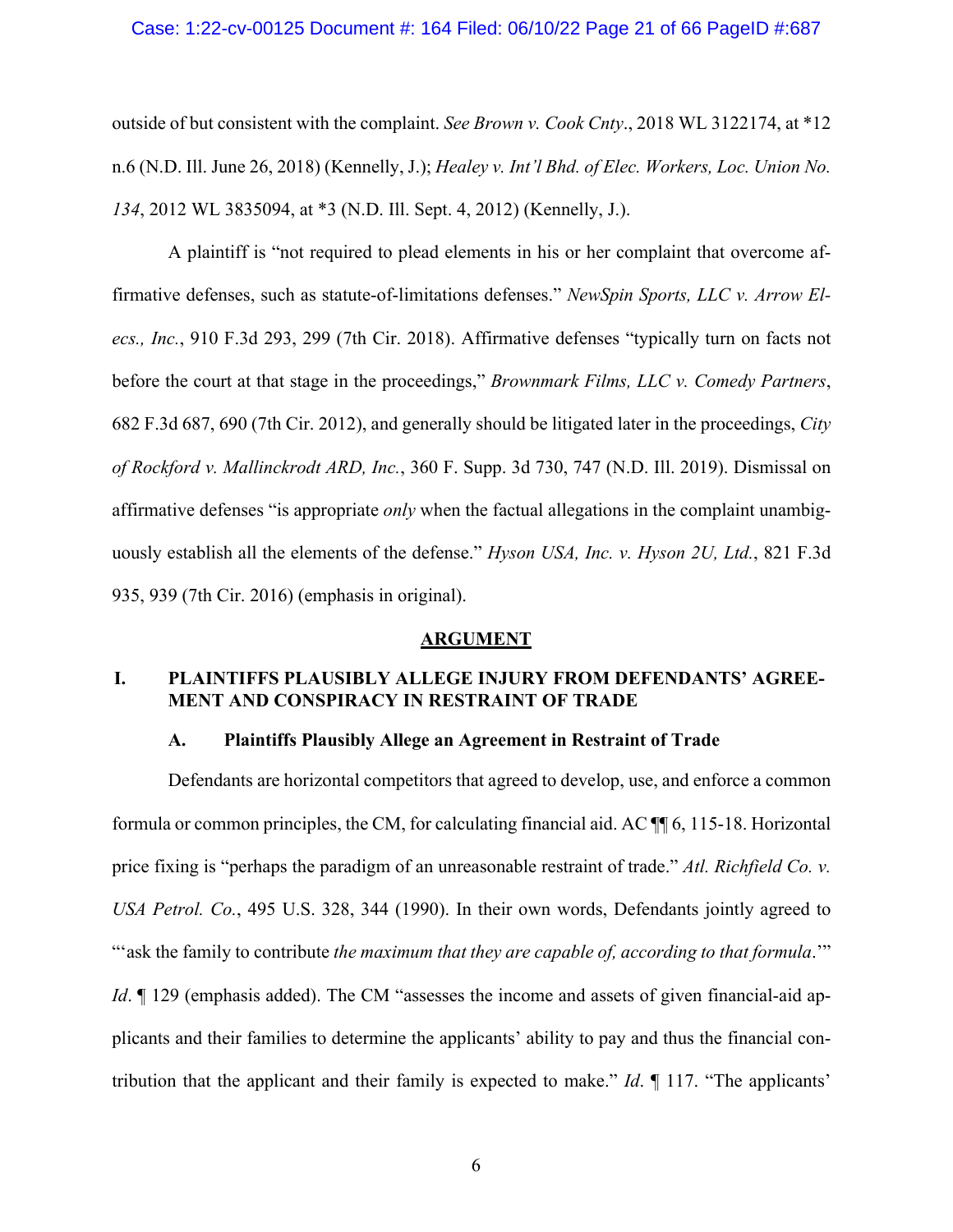outside of but consistent with the complaint. *See Brown v. Cook Cnty.*, 2018 WL 3122174, at *12 n.6 (N.D. Ill. June 26, 2018) (Kennelly, J.); *Healey v. Int'l Bhd. of Elec. Workers, Loc. Union No. 134*, 2012 WL 3835094, at *3 (N.D. Ill. Sept. 4, 2012) (Kennelly, J.).

A plaintiff is "not required to plead elements in his or her complaint that overcome affirmative defenses, such as statute-of-limitations defenses." *NewSpin Sports, LLC v. Arrow Elecs., Inc.*, 910 F.3d 293, 299 (7th Cir. 2018). Affirmative defenses "typically turn on facts not before the court at that stage in the proceedings," *Brownmark Films, LLC v. Comedy Partners*, 682 F.3d 687, 690 (7th Cir. 2012), and generally should be litigated later in the proceedings, *City of Rockford v. Mallinckrodt ARD, Inc.*, 360 F. Supp. 3d 730, 747 (N.D. Ill. 2019). Dismissal on affirmative defenses "is appropriate *only* when the factual allegations in the complaint unambiguously establish all the elements of the defense." *Hyson USA, Inc. v. Hyson 2U, Ltd.*, 821 F.3d 935, 939 (7th Cir. 2016) (emphasis in original).

## ARGUMENT

### I. PLAINTIFFS PLAUSIBLY ALLEGE INJURY FROM DEFENDANTS' AGREEMENT AND CONSPIRACY IN RESTRAINT OF TRADE

#### A. Plaintiffs Plausibly Allege an Agreement in Restraint of Trade

Defendants are horizontal competitors that agreed to develop, use, and enforce a common formula or common principles, the CM, for calculating financial aid. AC ¶¶ 6, 115-18. Horizontal price fixing is "perhaps the paradigm of an unreasonable restraint of trade." *Atl. Richfield Co. v. USA Petrol. Co.*, 495 U.S. 328, 344 (1990). In their own words, Defendants jointly agreed to "'ask the family to contribute *the maximum that they are capable of, according to that formula*.'" *Id*. ¶ 129 (emphasis added). The CM "assesses the income and assets of given financial-aid applicants and their families to determine the applicants' ability to pay and thus the financial contribution that the applicant and their family is expected to make." *Id*. ¶ 117. "The applicants'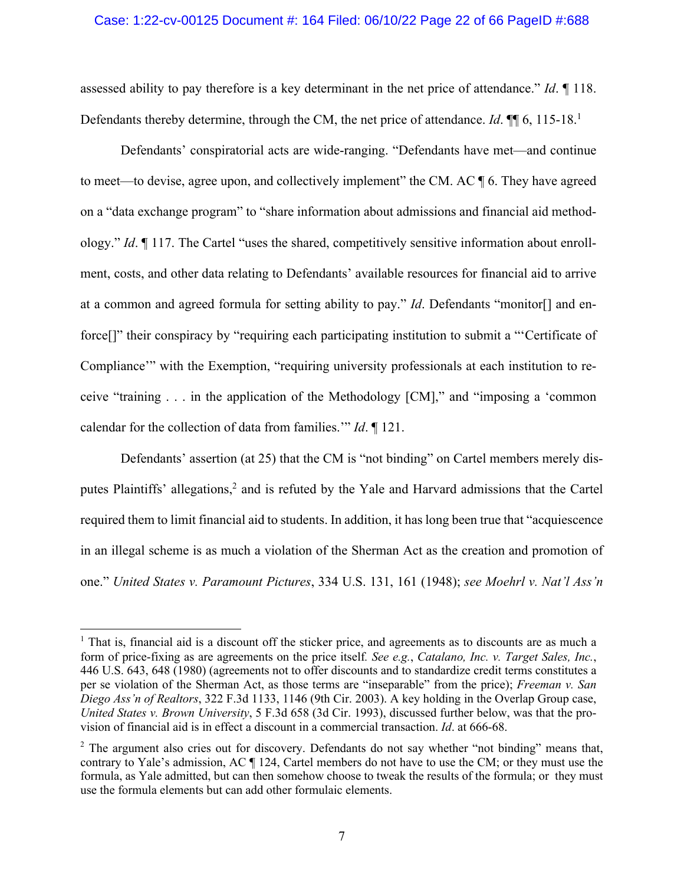assessed ability to pay therefore is a key determinant in the net price of attendance." *Id*. ¶ 118. Defendants thereby determine, through the CM, the net price of attendance. *Id*. ¶¶ 6, 115-18.[1]

Defendants' conspiratorial acts are wide-ranging. "Defendants have met—and continue to meet—to devise, agree upon, and collectively implement" the CM. AC ¶ 6. They have agreed on a "data exchange program" to "share information about admissions and financial aid methodology." *Id*. ¶ 117. The Cartel "uses the shared, competitively sensitive information about enrollment, costs, and other data relating to Defendants' available resources for financial aid to arrive at a common and agreed formula for setting ability to pay." *Id*. Defendants "monitor[] and enforce[]" their conspiracy by "requiring each participating institution to submit a "'Certificate of Compliance'" with the Exemption, "requiring university professionals at each institution to receive "training . . . in the application of the Methodology [CM]," and "imposing a 'common calendar for the collection of data from families.'" *Id*. ¶ 121.

Defendants' assertion (at 25) that the CM is "not binding" on Cartel members merely disputes Plaintiffs' allegations,[2] and is refuted by the Yale and Harvard admissions that the Cartel required them to limit financial aid to students. In addition, it has long been true that "acquiescence in an illegal scheme is as much a violation of the Sherman Act as the creation and promotion of one." *United States v. Paramount Pictures*, 334 U.S. 131, 161 (1948); *see Moehrl v. Nat'l Ass'n*

---

[1] That is, financial aid is a discount off the sticker price, and agreements as to discounts are as much a form of price-fixing as are agreements on the price itself. *See e.g.*, *Catalano, Inc. v. Target Sales, Inc.*, 446 U.S. 643, 648 (1980) (agreements not to offer discounts and to standardize credit terms constitutes a per se violation of the Sherman Act, as those terms are "inseparable" from the price); *Freeman v. San Diego Ass'n of Realtors*, 322 F.3d 1133, 1146 (9th Cir. 2003). A key holding in the Overlap Group case, *United States v. Brown University*, 5 F.3d 658 (3d Cir. 1993), discussed further below, was that the provision of financial aid is in effect a discount in a commercial transaction. *Id*. at 666-68.

[2] The argument also cries out for discovery. Defendants do not say whether "not binding" means that, contrary to Yale's admission, AC ¶ 124, Cartel members do not have to use the CM; or they must use the formula, as Yale admitted, but can then somehow choose to tweak the results of the formula; or they must use the formula elements but can add other formulaic elements.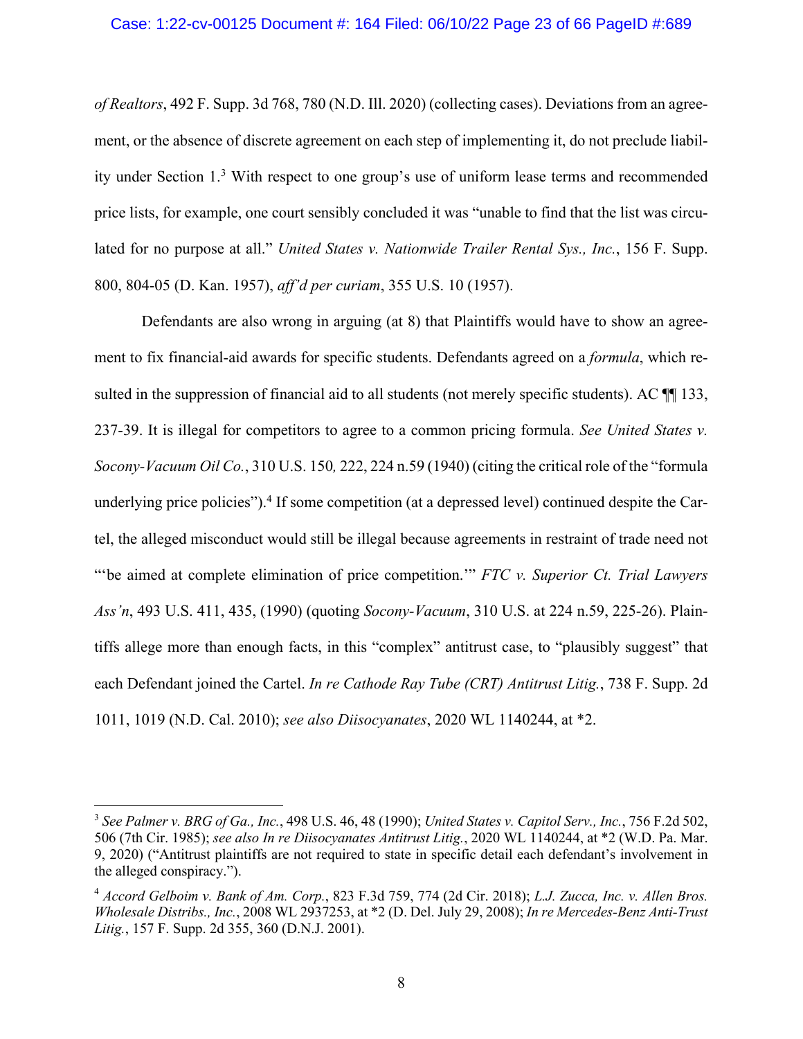*of Realtors*, 492 F. Supp. 3d 768, 780 (N.D. Ill. 2020) (collecting cases). Deviations from an agreement, or the absence of discrete agreement on each step of implementing it, do not preclude liability under Section 1.[3] With respect to one group's use of uniform lease terms and recommended price lists, for example, one court sensibly concluded it was "unable to find that the list was circulated for no purpose at all." *United States v. Nationwide Trailer Rental Sys., Inc.*, 156 F. Supp. 800, 804-05 (D. Kan. 1957), *aff'd per curiam*, 355 U.S. 10 (1957).

Defendants are also wrong in arguing (at 8) that Plaintiffs would have to show an agreement to fix financial-aid awards for specific students. Defendants agreed on a *formula*, which resulted in the suppression of financial aid to all students (not merely specific students). AC ¶¶ 133, 237-39. It is illegal for competitors to agree to a common pricing formula. *See United States v. Socony-Vacuum Oil Co.*, 310 U.S. 150*,* 222, 224 n.59 (1940) (citing the critical role of the "formula underlying price policies").[4] If some competition (at a depressed level) continued despite the Cartel, the alleged misconduct would still be illegal because agreements in restraint of trade need not "'be aimed at complete elimination of price competition.'" *FTC v. Superior Ct. Trial Lawyers Ass'n*, 493 U.S. 411, 435, (1990) (quoting *Socony-Vacuum*, 310 U.S. at 224 n.59, 225-26). Plaintiffs allege more than enough facts, in this "complex" antitrust case, to "plausibly suggest" that each Defendant joined the Cartel. *In re Cathode Ray Tube (CRT) Antitrust Litig.*, 738 F. Supp. 2d 1011, 1019 (N.D. Cal. 2010); *see also Diisocyanates*, 2020 WL 1140244, at *2.

---

[3] *See Palmer v. BRG of Ga., Inc.*, 498 U.S. 46, 48 (1990); *United States v. Capitol Serv., Inc.*, 756 F.2d 502, 506 (7th Cir. 1985); *see also In re Diisocyanates Antitrust Litig.*, 2020 WL 1140244, at *2 (W.D. Pa. Mar. 9, 2020) ("Antitrust plaintiffs are not required to state in specific detail each defendant's involvement in the alleged conspiracy.").

[4] *Accord Gelboim v. Bank of Am. Corp.*, 823 F.3d 759, 774 (2d Cir. 2018); *L.J. Zucca, Inc. v. Allen Bros. Wholesale Distribs., Inc.*, 2008 WL 2937253, at *2 (D. Del. July 29, 2008); *In re Mercedes-Benz Anti-Trust Litig.*, 157 F. Supp. 2d 355, 360 (D.N.J. 2001).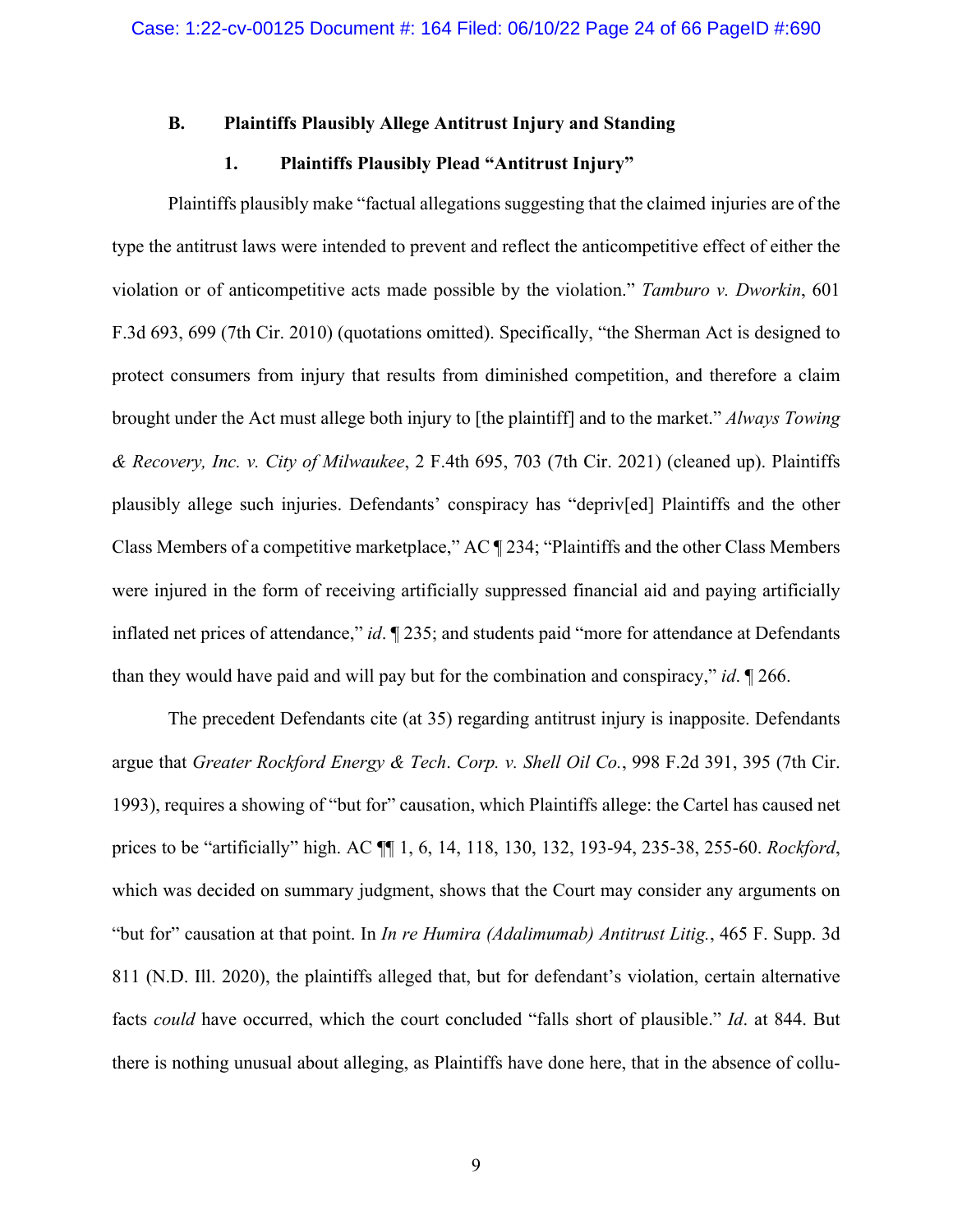### B. Plaintiffs Plausibly Allege Antitrust Injury and Standing

#### 1. Plaintiffs Plausibly Plead "Antitrust Injury"

Plaintiffs plausibly make "factual allegations suggesting that the claimed injuries are of the type the antitrust laws were intended to prevent and reflect the anticompetitive effect of either the violation or of anticompetitive acts made possible by the violation." *Tamburo v. Dworkin*, 601 F.3d 693, 699 (7th Cir. 2010) (quotations omitted). Specifically, "the Sherman Act is designed to protect consumers from injury that results from diminished competition, and therefore a claim brought under the Act must allege both injury to [the plaintiff] and to the market." *Always Towing & Recovery, Inc. v. City of Milwaukee*, 2 F.4th 695, 703 (7th Cir. 2021) (cleaned up). Plaintiffs plausibly allege such injuries. Defendants' conspiracy has "depriv[ed] Plaintiffs and the other Class Members of a competitive marketplace," AC ¶ 234; "Plaintiffs and the other Class Members were injured in the form of receiving artificially suppressed financial aid and paying artificially inflated net prices of attendance," *id*. ¶ 235; and students paid "more for attendance at Defendants than they would have paid and will pay but for the combination and conspiracy," *id*. ¶ 266.

The precedent Defendants cite (at 35) regarding antitrust injury is inapposite. Defendants argue that *Greater Rockford Energy & Tech. Corp. v. Shell Oil Co.*, 998 F.2d 391, 395 (7th Cir. 1993), requires a showing of "but for" causation, which Plaintiffs allege: the Cartel has caused net prices to be "artificially" high. AC ¶¶ 1, 6, 14, 118, 130, 132, 193-94, 235-38, 255-60. *Rockford*, which was decided on summary judgment, shows that the Court may consider any arguments on "but for" causation at that point. In *In re Humira (Adalimumab) Antitrust Litig.*, 465 F. Supp. 3d 811 (N.D. Ill. 2020), the plaintiffs alleged that, but for defendant's violation, certain alternative facts *could* have occurred, which the court concluded "falls short of plausible." *Id*. at 844. But there is nothing unusual about alleging, as Plaintiffs have done here, that in the absence of collu-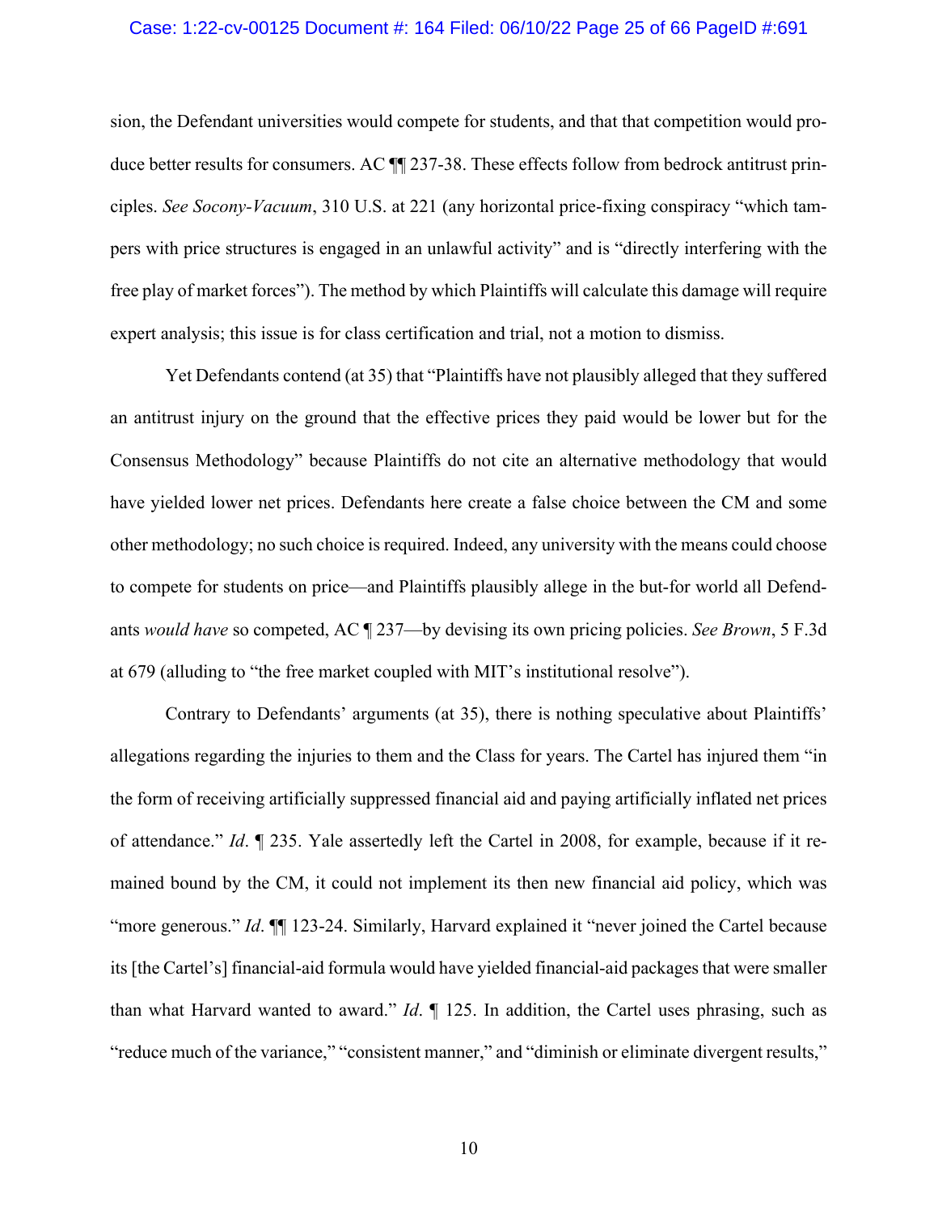sion, the Defendant universities would compete for students, and that that competition would produce better results for consumers. AC ¶¶ 237-38. These effects follow from bedrock antitrust principles. *See Socony-Vacuum*, 310 U.S. at 221 (any horizontal price-fixing conspiracy "which tampers with price structures is engaged in an unlawful activity" and is "directly interfering with the free play of market forces"). The method by which Plaintiffs will calculate this damage will require expert analysis; this issue is for class certification and trial, not a motion to dismiss.

Yet Defendants contend (at 35) that "Plaintiffs have not plausibly alleged that they suffered an antitrust injury on the ground that the effective prices they paid would be lower but for the Consensus Methodology" because Plaintiffs do not cite an alternative methodology that would have yielded lower net prices. Defendants here create a false choice between the CM and some other methodology; no such choice is required. Indeed, any university with the means could choose to compete for students on price—and Plaintiffs plausibly allege in the but-for world all Defendants *would have* so competed, AC ¶ 237—by devising its own pricing policies. *See Brown*, 5 F.3d at 679 (alluding to "the free market coupled with MIT's institutional resolve").

Contrary to Defendants' arguments (at 35), there is nothing speculative about Plaintiffs' allegations regarding the injuries to them and the Class for years. The Cartel has injured them "in the form of receiving artificially suppressed financial aid and paying artificially inflated net prices of attendance." *Id*. ¶ 235. Yale assertedly left the Cartel in 2008, for example, because if it remained bound by the CM, it could not implement its then new financial aid policy, which was "more generous." *Id*. ¶¶ 123-24. Similarly, Harvard explained it "never joined the Cartel because its [the Cartel's] financial-aid formula would have yielded financial-aid packages that were smaller than what Harvard wanted to award." *Id*. ¶ 125. In addition, the Cartel uses phrasing, such as "reduce much of the variance," "consistent manner," and "diminish or eliminate divergent results,"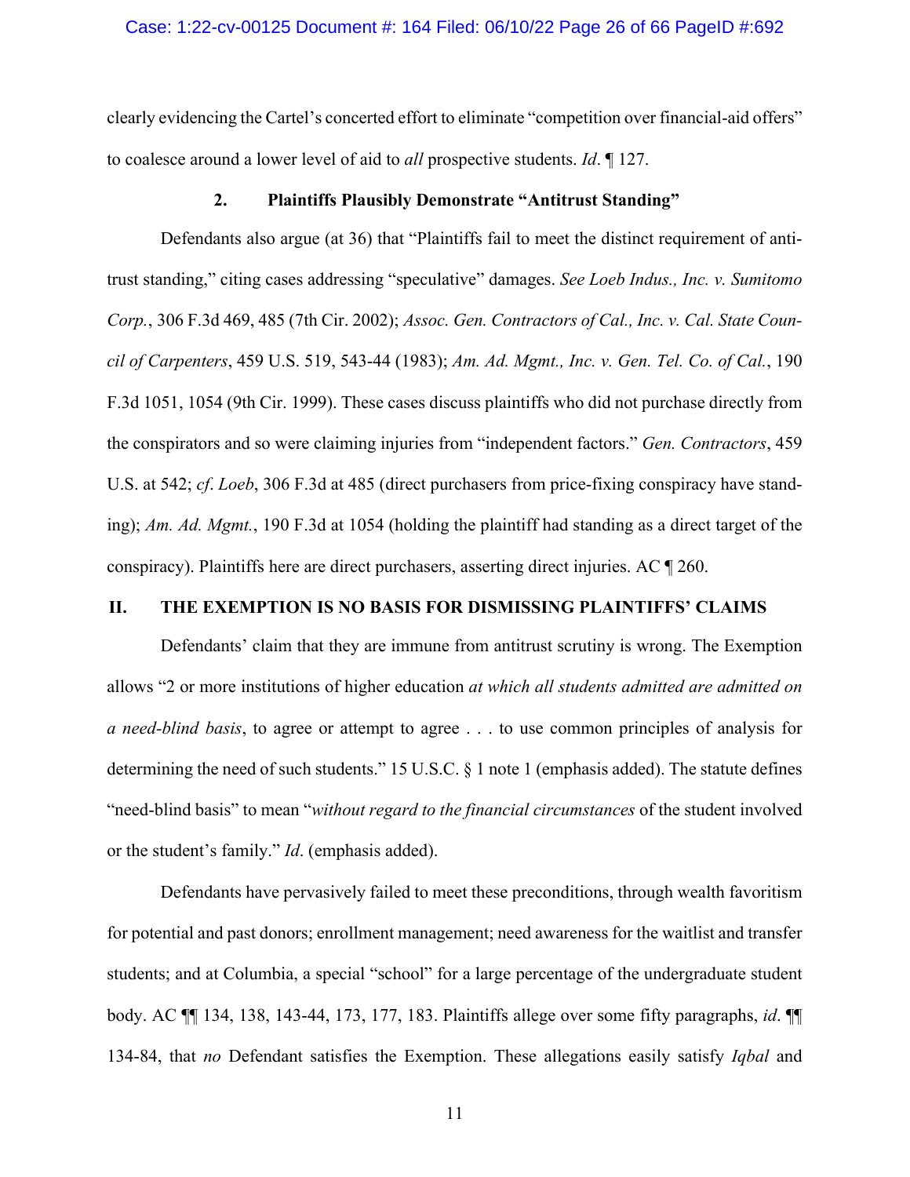clearly evidencing the Cartel's concerted effort to eliminate "competition over financial-aid offers" to coalesce around a lower level of aid to *all* prospective students. *Id*. ¶ 127.

### 2. Plaintiffs Plausibly Demonstrate "Antitrust Standing"

Defendants also argue (at 36) that "Plaintiffs fail to meet the distinct requirement of antitrust standing," citing cases addressing "speculative" damages. *See Loeb Indus., Inc. v. Sumitomo Corp.*, 306 F.3d 469, 485 (7th Cir. 2002); *Assoc. Gen. Contractors of Cal., Inc. v. Cal. State Council of Carpenters*, 459 U.S. 519, 543-44 (1983); *Am. Ad. Mgmt., Inc. v. Gen. Tel. Co. of Cal.*, 190 F.3d 1051, 1054 (9th Cir. 1999). These cases discuss plaintiffs who did not purchase directly from the conspirators and so were claiming injuries from "independent factors." *Gen. Contractors*, 459 U.S. at 542; *cf*. *Loeb*, 306 F.3d at 485 (direct purchasers from price-fixing conspiracy have standing); *Am. Ad. Mgmt.*, 190 F.3d at 1054 (holding the plaintiff had standing as a direct target of the conspiracy). Plaintiffs here are direct purchasers, asserting direct injuries. AC ¶ 260.

## II. THE EXEMPTION IS NO BASIS FOR DISMISSING PLAINTIFFS' CLAIMS

Defendants' claim that they are immune from antitrust scrutiny is wrong. The Exemption allows "2 or more institutions of higher education *at which all students admitted are admitted on a need-blind basis*, to agree or attempt to agree . . . to use common principles of analysis for determining the need of such students." 15 U.S.C. § 1 note 1 (emphasis added). The statute defines "need-blind basis" to mean "*without regard to the financial circumstances* of the student involved or the student's family." *Id*. (emphasis added).

Defendants have pervasively failed to meet these preconditions, through wealth favoritism for potential and past donors; enrollment management; need awareness for the waitlist and transfer students; and at Columbia, a special "school" for a large percentage of the undergraduate student body. AC ¶¶ 134, 138, 143-44, 173, 177, 183. Plaintiffs allege over some fifty paragraphs, *id*. ¶¶ 134-84, that *no* Defendant satisfies the Exemption. These allegations easily satisfy *Iqbal* and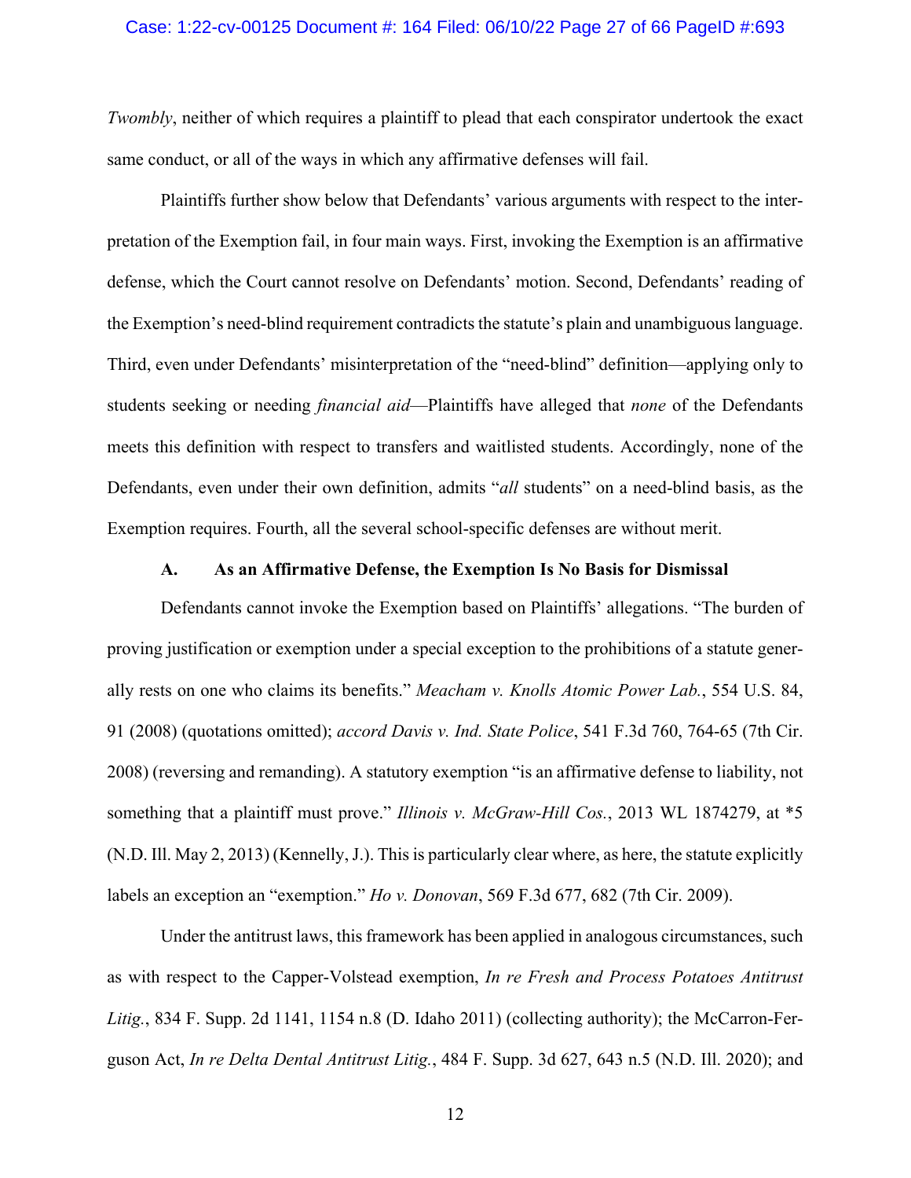*Twombly*, neither of which requires a plaintiff to plead that each conspirator undertook the exact same conduct, or all of the ways in which any affirmative defenses will fail.

Plaintiffs further show below that Defendants' various arguments with respect to the interpretation of the Exemption fail, in four main ways. First, invoking the Exemption is an affirmative defense, which the Court cannot resolve on Defendants' motion. Second, Defendants' reading of the Exemption's need-blind requirement contradicts the statute's plain and unambiguous language. Third, even under Defendants' misinterpretation of the "need-blind" definition—applying only to students seeking or needing *financial aid*—Plaintiffs have alleged that *none* of the Defendants meets this definition with respect to transfers and waitlisted students. Accordingly, none of the Defendants, even under their own definition, admits "*all* students" on a need-blind basis, as the Exemption requires. Fourth, all the several school-specific defenses are without merit.

### A. As an Affirmative Defense, the Exemption Is No Basis for Dismissal

Defendants cannot invoke the Exemption based on Plaintiffs' allegations. "The burden of proving justification or exemption under a special exception to the prohibitions of a statute generally rests on one who claims its benefits." *Meacham v. Knolls Atomic Power Lab.*, 554 U.S. 84, 91 (2008) (quotations omitted); *accord Davis v. Ind. State Police*, 541 F.3d 760, 764-65 (7th Cir. 2008) (reversing and remanding). A statutory exemption "is an affirmative defense to liability, not something that a plaintiff must prove." *Illinois v. McGraw-Hill Cos.*, 2013 WL 1874279, at *5 (N.D. Ill. May 2, 2013) (Kennelly, J.). This is particularly clear where, as here, the statute explicitly labels an exception an "exemption." *Ho v. Donovan*, 569 F.3d 677, 682 (7th Cir. 2009).

Under the antitrust laws, this framework has been applied in analogous circumstances, such as with respect to the Capper-Volstead exemption, *In re Fresh and Process Potatoes Antitrust Litig.*, 834 F. Supp. 2d 1141, 1154 n.8 (D. Idaho 2011) (collecting authority); the McCarron-Ferguson Act, *In re Delta Dental Antitrust Litig.*, 484 F. Supp. 3d 627, 643 n.5 (N.D. Ill. 2020); and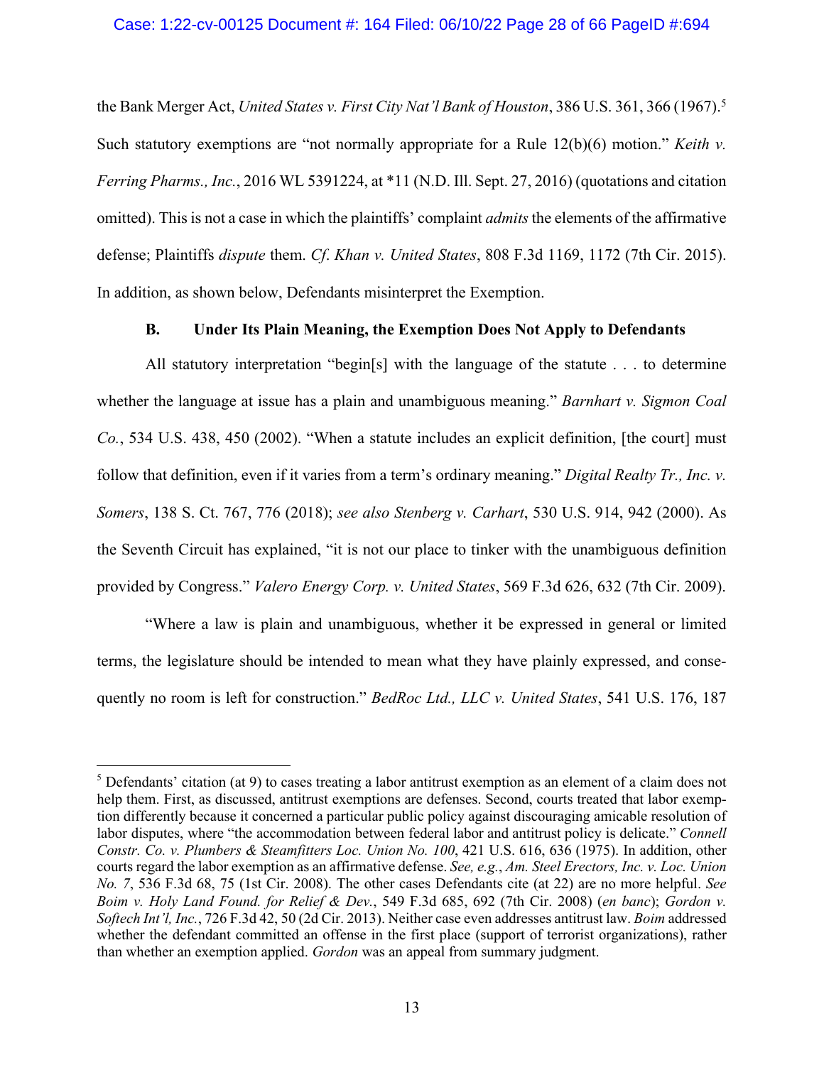the Bank Merger Act, *United States v. First City Nat'l Bank of Houston*, 386 U.S. 361, 366 (1967).[5] Such statutory exemptions are "not normally appropriate for a Rule 12(b)(6) motion." *Keith v. Ferring Pharms., Inc.*, 2016 WL 5391224, at *11 (N.D. Ill. Sept. 27, 2016) (quotations and citation omitted). This is not a case in which the plaintiffs' complaint *admits* the elements of the affirmative defense; Plaintiffs *dispute* them. *Cf. Khan v. United States*, 808 F.3d 1169, 1172 (7th Cir. 2015). In addition, as shown below, Defendants misinterpret the Exemption.

### B. Under Its Plain Meaning, the Exemption Does Not Apply to Defendants

All statutory interpretation "begin[s] with the language of the statute . . . to determine whether the language at issue has a plain and unambiguous meaning." *Barnhart v. Sigmon Coal Co.*, 534 U.S. 438, 450 (2002). "When a statute includes an explicit definition, [the court] must follow that definition, even if it varies from a term's ordinary meaning." *Digital Realty Tr., Inc. v. Somers*, 138 S. Ct. 767, 776 (2018); *see also Stenberg v. Carhart*, 530 U.S. 914, 942 (2000). As the Seventh Circuit has explained, "it is not our place to tinker with the unambiguous definition provided by Congress." *Valero Energy Corp. v. United States*, 569 F.3d 626, 632 (7th Cir. 2009).

"Where a law is plain and unambiguous, whether it be expressed in general or limited terms, the legislature should be intended to mean what they have plainly expressed, and consequently no room is left for construction." *BedRoc Ltd., LLC v. United States*, 541 U.S. 176, 187

---

[5] Defendants' citation (at 9) to cases treating a labor antitrust exemption as an element of a claim does not help them. First, as discussed, antitrust exemptions are defenses. Second, courts treated that labor exemption differently because it concerned a particular public policy against discouraging amicable resolution of labor disputes, where "the accommodation between federal labor and antitrust policy is delicate." *Connell Constr. Co. v. Plumbers & Steamfitters Loc. Union No. 100*, 421 U.S. 616, 636 (1975). In addition, other courts regard the labor exemption as an affirmative defense. *See, e.g.*, *Am. Steel Erectors, Inc. v. Loc. Union No. 7*, 536 F.3d 68, 75 (1st Cir. 2008). The other cases Defendants cite (at 22) are no more helpful. *See Boim v. Holy Land Found. for Relief & Dev.*, 549 F.3d 685, 692 (7th Cir. 2008) (*en banc*); *Gordon v. Softech Int'l, Inc.*, 726 F.3d 42, 50 (2d Cir. 2013). Neither case even addresses antitrust law. *Boim* addressed whether the defendant committed an offense in the first place (support of terrorist organizations), rather than whether an exemption applied. *Gordon* was an appeal from summary judgment.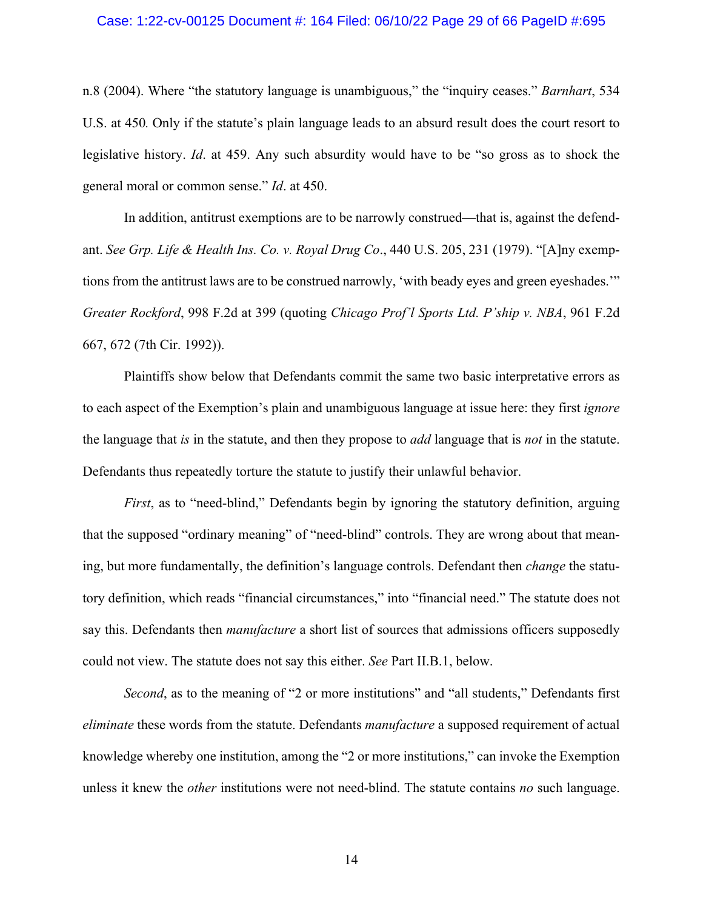n.8 (2004). Where "the statutory language is unambiguous," the "inquiry ceases." *Barnhart*, 534 U.S. at 450*.* Only if the statute's plain language leads to an absurd result does the court resort to legislative history. *Id*. at 459. Any such absurdity would have to be "so gross as to shock the general moral or common sense." *Id*. at 450.

In addition, antitrust exemptions are to be narrowly construed—that is, against the defendant. *See Grp. Life & Health Ins. Co. v. Royal Drug Co*., 440 U.S. 205, 231 (1979). "[A]ny exemptions from the antitrust laws are to be construed narrowly, 'with beady eyes and green eyeshades.'" *Greater Rockford*, 998 F.2d at 399 (quoting *Chicago Prof'l Sports Ltd. P'ship v. NBA*, 961 F.2d 667, 672 (7th Cir. 1992)).

Plaintiffs show below that Defendants commit the same two basic interpretative errors as to each aspect of the Exemption's plain and unambiguous language at issue here: they first *ignore* the language that *is* in the statute, and then they propose to *add* language that is *not* in the statute. Defendants thus repeatedly torture the statute to justify their unlawful behavior.

*First*, as to "need-blind," Defendants begin by ignoring the statutory definition, arguing that the supposed "ordinary meaning" of "need-blind" controls. They are wrong about that meaning, but more fundamentally, the definition's language controls. Defendant then *change* the statutory definition, which reads "financial circumstances," into "financial need." The statute does not say this. Defendants then *manufacture* a short list of sources that admissions officers supposedly could not view. The statute does not say this either. *See* Part II.B.1, below.

*Second*, as to the meaning of "2 or more institutions" and "all students," Defendants first *eliminate* these words from the statute. Defendants *manufacture* a supposed requirement of actual knowledge whereby one institution, among the "2 or more institutions," can invoke the Exemption unless it knew the *other* institutions were not need-blind. The statute contains *no* such language.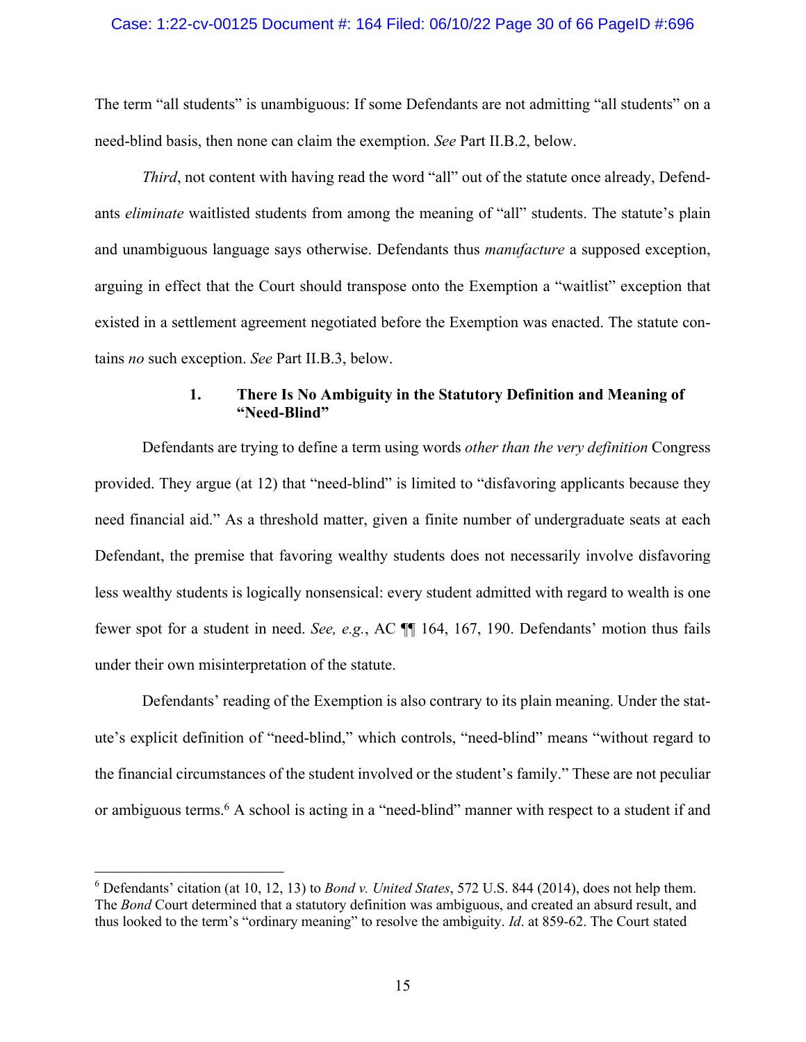The term "all students" is unambiguous: If some Defendants are not admitting "all students" on a need-blind basis, then none can claim the exemption. *See* Part II.B.2, below.

*Third*, not content with having read the word "all" out of the statute once already, Defendants *eliminate* waitlisted students from among the meaning of "all" students. The statute's plain and unambiguous language says otherwise. Defendants thus *manufacture* a supposed exception, arguing in effect that the Court should transpose onto the Exemption a "waitlist" exception that existed in a settlement agreement negotiated before the Exemption was enacted. The statute contains *no* such exception. *See* Part II.B.3, below.

### 1. There Is No Ambiguity in the Statutory Definition and Meaning of "Need-Blind"

Defendants are trying to define a term using words *other than the very definition* Congress provided. They argue (at 12) that "need-blind" is limited to "disfavoring applicants because they need financial aid." As a threshold matter, given a finite number of undergraduate seats at each Defendant, the premise that favoring wealthy students does not necessarily involve disfavoring less wealthy students is logically nonsensical: every student admitted with regard to wealth is one fewer spot for a student in need. *See, e.g.*, AC ¶¶ 164, 167, 190. Defendants' motion thus fails under their own misinterpretation of the statute.

Defendants' reading of the Exemption is also contrary to its plain meaning. Under the statute's explicit definition of "need-blind," which controls, "need-blind" means "without regard to the financial circumstances of the student involved or the student's family." These are not peculiar or ambiguous terms.[6] A school is acting in a "need-blind" manner with respect to a student if and

[6] Defendants' citation (at 10, 12, 13) to *Bond v. United States*, 572 U.S. 844 (2014), does not help them. The *Bond* Court determined that a statutory definition was ambiguous, and created an absurd result, and thus looked to the term's "ordinary meaning" to resolve the ambiguity. *Id*. at 859-62. The Court stated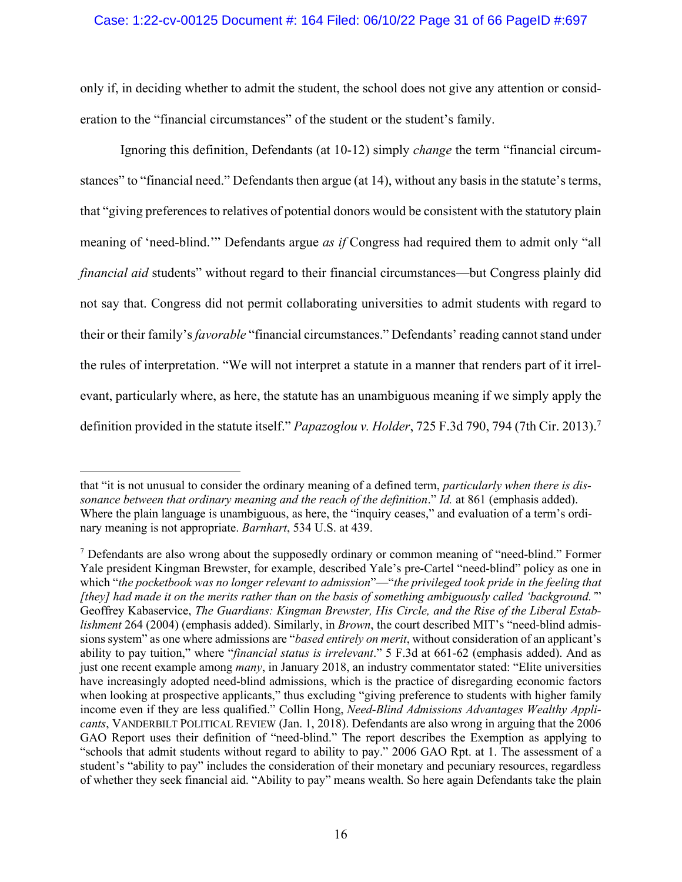only if, in deciding whether to admit the student, the school does not give any attention or consideration to the "financial circumstances" of the student or the student's family.

Ignoring this definition, Defendants (at 10-12) simply *change* the term "financial circumstances" to "financial need." Defendants then argue (at 14), without any basis in the statute's terms, that "giving preferences to relatives of potential donors would be consistent with the statutory plain meaning of 'need-blind.'" Defendants argue *as if* Congress had required them to admit only "all *financial aid* students" without regard to their financial circumstances—but Congress plainly did not say that. Congress did not permit collaborating universities to admit students with regard to their or their family's *favorable* "financial circumstances." Defendants' reading cannot stand under the rules of interpretation. "We will not interpret a statute in a manner that renders part of it irrelevant, particularly where, as here, the statute has an unambiguous meaning if we simply apply the definition provided in the statute itself." *Papazoglou v. Holder*, 725 F.3d 790, 794 (7th Cir. 2013).[7]

---

that "it is not unusual to consider the ordinary meaning of a defined term, *particularly when there is dissonance between that ordinary meaning and the reach of the definition*." *Id.* at 861 (emphasis added). Where the plain language is unambiguous, as here, the "inquiry ceases," and evaluation of a term's ordinary meaning is not appropriate. *Barnhart*, 534 U.S. at 439.

[7] Defendants are also wrong about the supposedly ordinary or common meaning of "need-blind." Former Yale president Kingman Brewster, for example, described Yale's pre-Cartel "need-blind" policy as one in which "*the pocketbook was no longer relevant to admission*"—"*the privileged took pride in the feeling that [they] had made it on the merits rather than on the basis of something ambiguously called 'background.'*" Geoffrey Kabaservice, *The Guardians: Kingman Brewster, His Circle, and the Rise of the Liberal Establishment* 264 (2004) (emphasis added). Similarly, in *Brown*, the court described MIT's "need-blind admissions system" as one where admissions are "*based entirely on merit*, without consideration of an applicant's ability to pay tuition," where "*financial status is irrelevant*." 5 F.3d at 661-62 (emphasis added). And as just one recent example among *many*, in January 2018, an industry commentator stated: "Elite universities have increasingly adopted need-blind admissions, which is the practice of disregarding economic factors when looking at prospective applicants," thus excluding "giving preference to students with higher family income even if they are less qualified." Collin Hong, *Need-Blind Admissions Advantages Wealthy Applicants*, VANDERBILT POLITICAL REVIEW (Jan. 1, 2018). Defendants are also wrong in arguing that the 2006 GAO Report uses their definition of "need-blind." The report describes the Exemption as applying to "schools that admit students without regard to ability to pay." 2006 GAO Rpt. at 1. The assessment of a student's "ability to pay" includes the consideration of their monetary and pecuniary resources, regardless of whether they seek financial aid. "Ability to pay" means wealth. So here again Defendants take the plain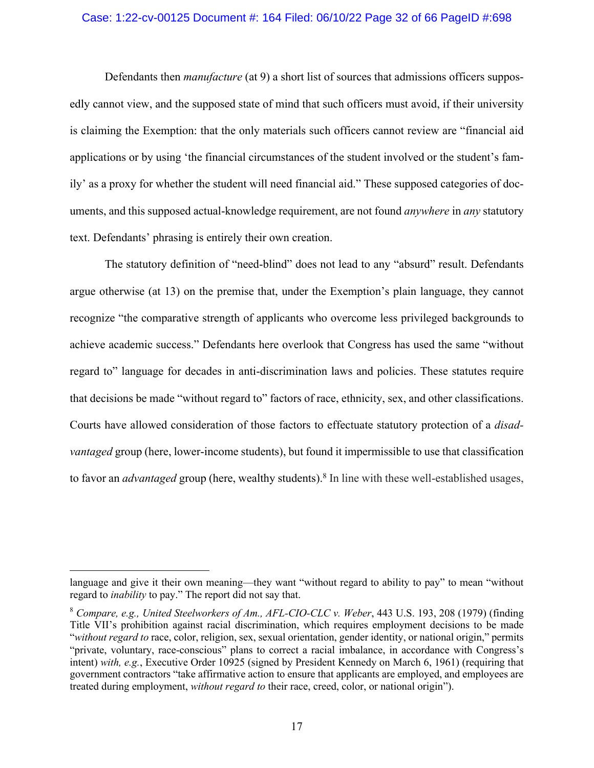Defendants then *manufacture* (at 9) a short list of sources that admissions officers supposedly cannot view, and the supposed state of mind that such officers must avoid, if their university is claiming the Exemption: that the only materials such officers cannot review are "financial aid applications or by using 'the financial circumstances of the student involved or the student's family' as a proxy for whether the student will need financial aid." These supposed categories of documents, and this supposed actual-knowledge requirement, are not found *anywhere* in *any* statutory text. Defendants' phrasing is entirely their own creation.

The statutory definition of "need-blind" does not lead to any "absurd" result. Defendants argue otherwise (at 13) on the premise that, under the Exemption's plain language, they cannot recognize "the comparative strength of applicants who overcome less privileged backgrounds to achieve academic success." Defendants here overlook that Congress has used the same "without regard to" language for decades in anti-discrimination laws and policies. These statutes require that decisions be made "without regard to" factors of race, ethnicity, sex, and other classifications. Courts have allowed consideration of those factors to effectuate statutory protection of a *disadvantaged* group (here, lower-income students), but found it impermissible to use that classification to favor an *advantaged* group (here, wealthy students).[8] In line with these well-established usages,

---

language and give it their own meaning—they want "without regard to ability to pay" to mean "without regard to *inability* to pay." The report did not say that.

[8] *Compare, e.g., United Steelworkers of Am., AFL-CIO-CLC v. Weber*, 443 U.S. 193, 208 (1979) (finding Title VII's prohibition against racial discrimination, which requires employment decisions to be made "*without regard to* race, color, religion, sex, sexual orientation, gender identity, or national origin," permits "private, voluntary, race-conscious" plans to correct a racial imbalance, in accordance with Congress's intent) *with, e.g.*, Executive Order 10925 (signed by President Kennedy on March 6, 1961) (requiring that government contractors "take affirmative action to ensure that applicants are employed, and employees are treated during employment, *without regard to* their race, creed, color, or national origin").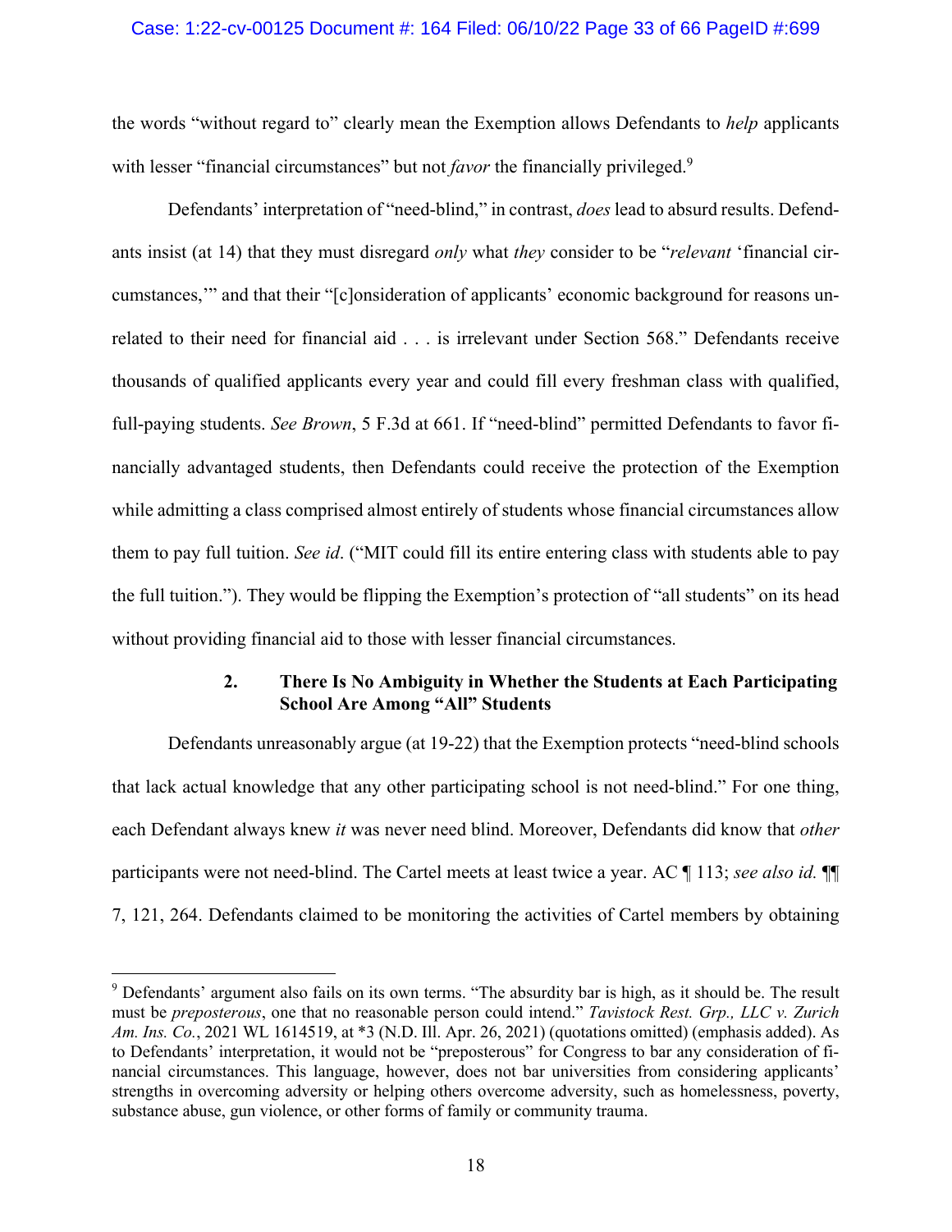the words "without regard to" clearly mean the Exemption allows Defendants to *help* applicants with lesser "financial circumstances" but not *favor* the financially privileged.[9]

Defendants' interpretation of "need-blind," in contrast, *does* lead to absurd results. Defendants insist (at 14) that they must disregard *only* what *they* consider to be "*relevant* 'financial circumstances,'" and that their "[c]onsideration of applicants' economic background for reasons unrelated to their need for financial aid . . . is irrelevant under Section 568." Defendants receive thousands of qualified applicants every year and could fill every freshman class with qualified, full-paying students. *See Brown*, 5 F.3d at 661. If "need-blind" permitted Defendants to favor financially advantaged students, then Defendants could receive the protection of the Exemption while admitting a class comprised almost entirely of students whose financial circumstances allow them to pay full tuition. *See id*. ("MIT could fill its entire entering class with students able to pay the full tuition."). They would be flipping the Exemption's protection of "all students" on its head without providing financial aid to those with lesser financial circumstances.

### 2. There Is No Ambiguity in Whether the Students at Each Participating School Are Among "All" Students

Defendants unreasonably argue (at 19-22) that the Exemption protects "need-blind schools that lack actual knowledge that any other participating school is not need-blind." For one thing, each Defendant always knew *it* was never need blind. Moreover, Defendants did know that *other* participants were not need-blind. The Cartel meets at least twice a year. AC ¶ 113; *see also id.* ¶¶ 7, 121, 264. Defendants claimed to be monitoring the activities of Cartel members by obtaining

---

[9] Defendants' argument also fails on its own terms. "The absurdity bar is high, as it should be. The result must be *preposterous*, one that no reasonable person could intend." *Tavistock Rest. Grp., LLC v. Zurich Am. Ins. Co.*, 2021 WL 1614519, at *3 (N.D. Ill. Apr. 26, 2021) (quotations omitted) (emphasis added). As to Defendants' interpretation, it would not be "preposterous" for Congress to bar any consideration of financial circumstances. This language, however, does not bar universities from considering applicants' strengths in overcoming adversity or helping others overcome adversity, such as homelessness, poverty, substance abuse, gun violence, or other forms of family or community trauma.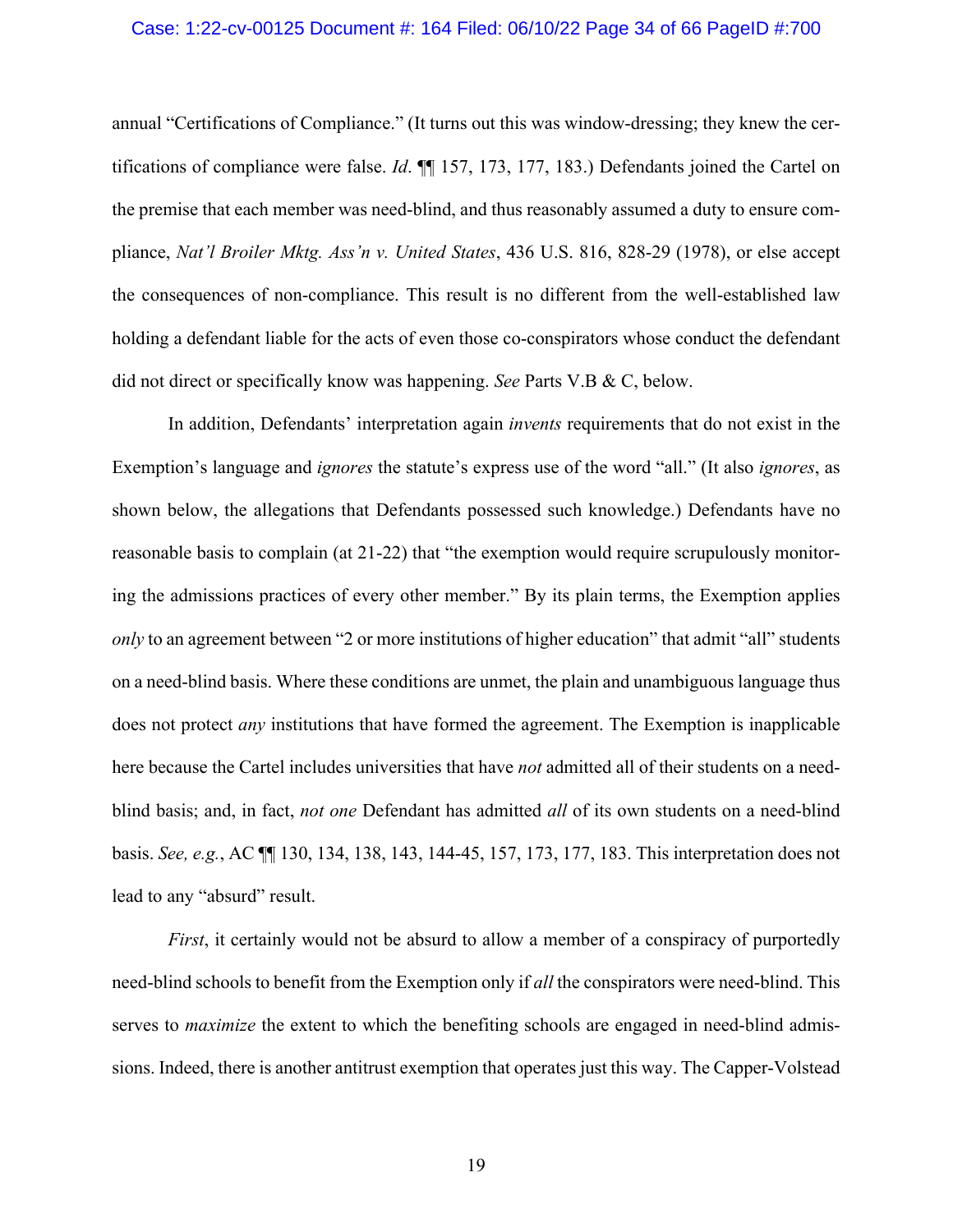annual "Certifications of Compliance." (It turns out this was window-dressing; they knew the certifications of compliance were false. *Id*. ¶¶ 157, 173, 177, 183.) Defendants joined the Cartel on the premise that each member was need-blind, and thus reasonably assumed a duty to ensure compliance, *Nat'l Broiler Mktg. Ass'n v. United States*, 436 U.S. 816, 828-29 (1978), or else accept the consequences of non-compliance. This result is no different from the well-established law holding a defendant liable for the acts of even those co-conspirators whose conduct the defendant did not direct or specifically know was happening. *See* Parts V.B & C, below.

In addition, Defendants' interpretation again *invents* requirements that do not exist in the Exemption's language and *ignores* the statute's express use of the word "all." (It also *ignores*, as shown below, the allegations that Defendants possessed such knowledge.) Defendants have no reasonable basis to complain (at 21-22) that "the exemption would require scrupulously monitoring the admissions practices of every other member." By its plain terms, the Exemption applies *only* to an agreement between "2 or more institutions of higher education" that admit "all" students on a need-blind basis. Where these conditions are unmet, the plain and unambiguous language thus does not protect *any* institutions that have formed the agreement. The Exemption is inapplicable here because the Cartel includes universities that have *not* admitted all of their students on a need-blind basis; and, in fact, *not one* Defendant has admitted *all* of its own students on a need-blind basis. *See, e.g.*, AC ¶¶ 130, 134, 138, 143, 144-45, 157, 173, 177, 183. This interpretation does not lead to any "absurd" result.

*First*, it certainly would not be absurd to allow a member of a conspiracy of purportedly need-blind schools to benefit from the Exemption only if *all* the conspirators were need-blind. This serves to *maximize* the extent to which the benefiting schools are engaged in need-blind admissions. Indeed, there is another antitrust exemption that operates just this way. The Capper-Volstead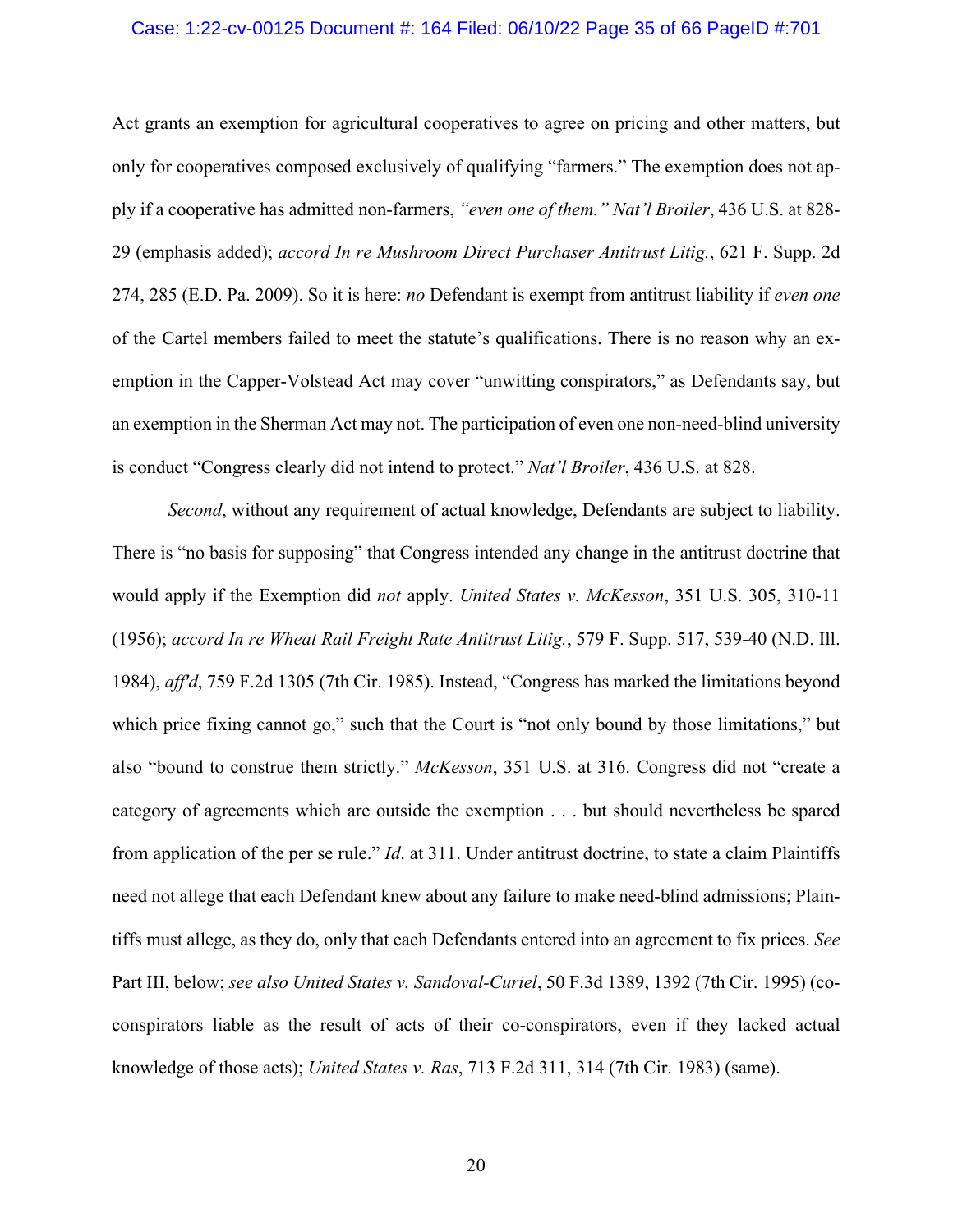Act grants an exemption for agricultural cooperatives to agree on pricing and other matters, but only for cooperatives composed exclusively of qualifying "farmers." The exemption does not apply if a cooperative has admitted non-farmers, *"even one of them." Nat'l Broiler*, 436 U.S. at 828-29 (emphasis added); *accord In re Mushroom Direct Purchaser Antitrust Litig.*, 621 F. Supp. 2d 274, 285 (E.D. Pa. 2009). So it is here: *no* Defendant is exempt from antitrust liability if *even one* of the Cartel members failed to meet the statute's qualifications. There is no reason why an exemption in the Capper-Volstead Act may cover "unwitting conspirators," as Defendants say, but an exemption in the Sherman Act may not. The participation of even one non-need-blind university is conduct "Congress clearly did not intend to protect." *Nat'l Broiler*, 436 U.S. at 828.

*Second*, without any requirement of actual knowledge, Defendants are subject to liability. There is "no basis for supposing" that Congress intended any change in the antitrust doctrine that would apply if the Exemption did *not* apply. *United States v. McKesson*, 351 U.S. 305, 310-11 (1956); *accord In re Wheat Rail Freight Rate Antitrust Litig.*, 579 F. Supp. 517, 539-40 (N.D. Ill. 1984), *aff'd*, 759 F.2d 1305 (7th Cir. 1985). Instead, "Congress has marked the limitations beyond which price fixing cannot go," such that the Court is "not only bound by those limitations," but also "bound to construe them strictly." *McKesson*, 351 U.S. at 316. Congress did not "create a category of agreements which are outside the exemption . . . but should nevertheless be spared from application of the per se rule." *Id*. at 311. Under antitrust doctrine, to state a claim Plaintiffs need not allege that each Defendant knew about any failure to make need-blind admissions; Plaintiffs must allege, as they do, only that each Defendants entered into an agreement to fix prices. *See* Part III, below; *see also United States v. Sandoval-Curiel*, 50 F.3d 1389, 1392 (7th Cir. 1995) (co-conspirators liable as the result of acts of their co-conspirators, even if they lacked actual knowledge of those acts); *United States v. Ras*, 713 F.2d 311, 314 (7th Cir. 1983) (same).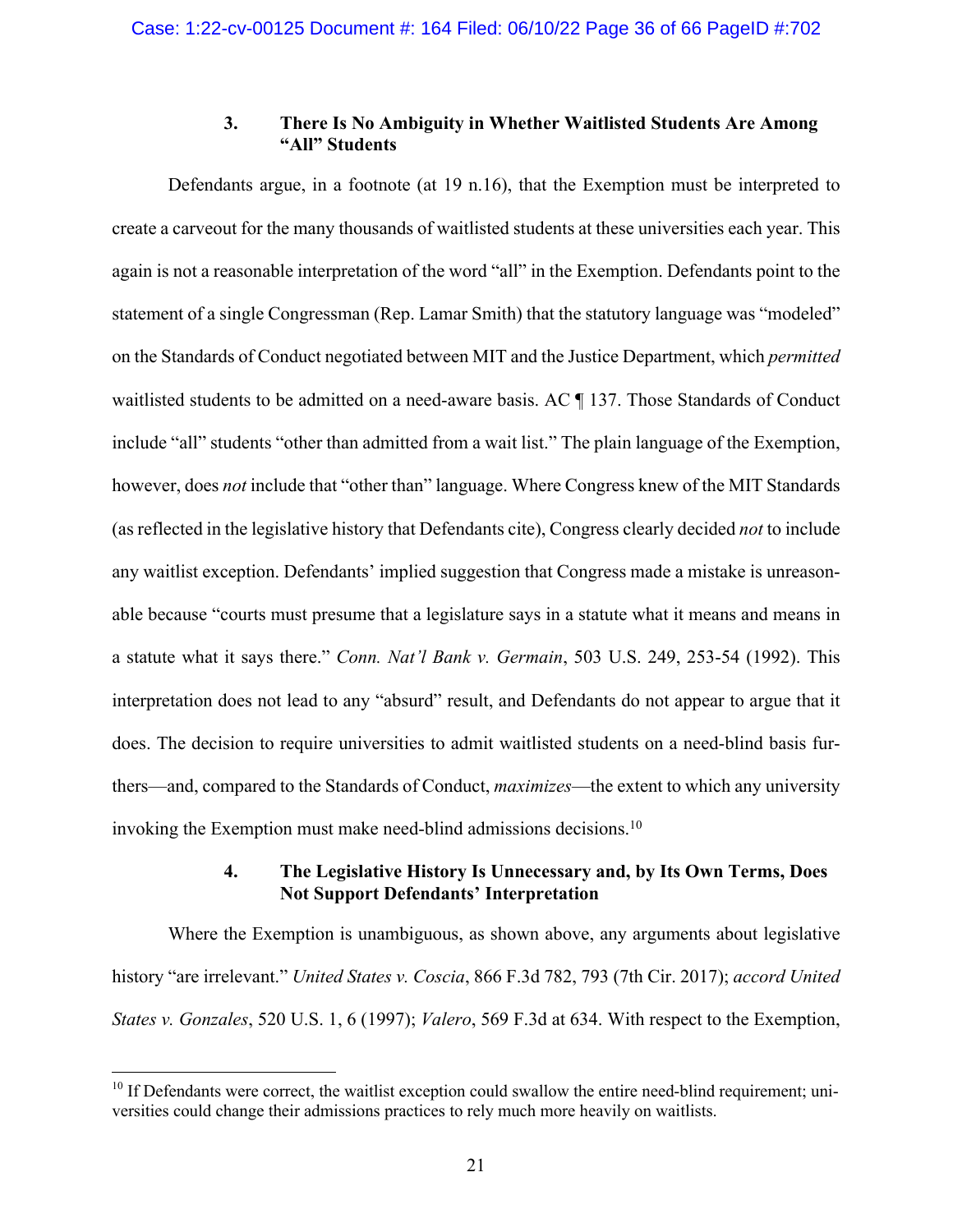### 3. There Is No Ambiguity in Whether Waitlisted Students Are Among "All" Students

Defendants argue, in a footnote (at 19 n.16), that the Exemption must be interpreted to create a carveout for the many thousands of waitlisted students at these universities each year. This again is not a reasonable interpretation of the word "all" in the Exemption. Defendants point to the statement of a single Congressman (Rep. Lamar Smith) that the statutory language was "modeled" on the Standards of Conduct negotiated between MIT and the Justice Department, which *permitted* waitlisted students to be admitted on a need-aware basis. AC ¶ 137. Those Standards of Conduct include "all" students "other than admitted from a wait list." The plain language of the Exemption, however, does *not* include that "other than" language. Where Congress knew of the MIT Standards (as reflected in the legislative history that Defendants cite), Congress clearly decided *not* to include any waitlist exception. Defendants' implied suggestion that Congress made a mistake is unreasonable because "courts must presume that a legislature says in a statute what it means and means in a statute what it says there." *Conn. Nat'l Bank v. Germain*, 503 U.S. 249, 253-54 (1992). This interpretation does not lead to any "absurd" result, and Defendants do not appear to argue that it does. The decision to require universities to admit waitlisted students on a need-blind basis furthers—and, compared to the Standards of Conduct, *maximizes*—the extent to which any university invoking the Exemption must make need-blind admissions decisions.[10]

### 4. The Legislative History Is Unnecessary and, by Its Own Terms, Does Not Support Defendants' Interpretation

Where the Exemption is unambiguous, as shown above, any arguments about legislative history "are irrelevant." *United States v. Coscia*, 866 F.3d 782, 793 (7th Cir. 2017); *accord United States v. Gonzales*, 520 U.S. 1, 6 (1997); *Valero*, 569 F.3d at 634. With respect to the Exemption,

---

[10] If Defendants were correct, the waitlist exception could swallow the entire need-blind requirement; universities could change their admissions practices to rely much more heavily on waitlists.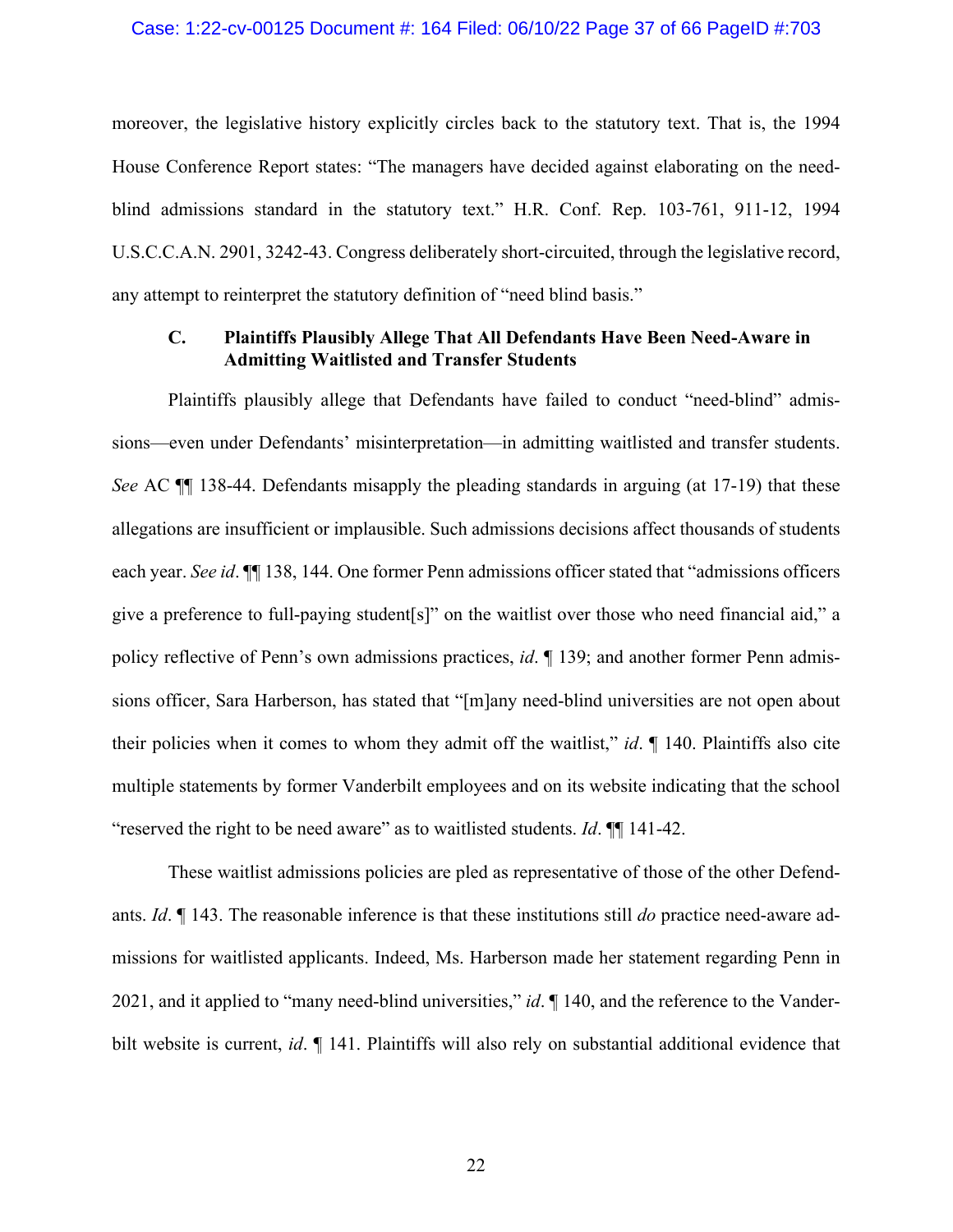moreover, the legislative history explicitly circles back to the statutory text. That is, the 1994 House Conference Report states: "The managers have decided against elaborating on the need-blind admissions standard in the statutory text." H.R. Conf. Rep. 103-761, 911-12, 1994 U.S.C.C.A.N. 2901, 3242-43. Congress deliberately short-circuited, through the legislative record, any attempt to reinterpret the statutory definition of "need blind basis."

### C. Plaintiffs Plausibly Allege That All Defendants Have Been Need-Aware in Admitting Waitlisted and Transfer Students

Plaintiffs plausibly allege that Defendants have failed to conduct "need-blind" admissions—even under Defendants' misinterpretation—in admitting waitlisted and transfer students. *See* AC ¶¶ 138-44. Defendants misapply the pleading standards in arguing (at 17-19) that these allegations are insufficient or implausible. Such admissions decisions affect thousands of students each year. *See id*. ¶¶ 138, 144. One former Penn admissions officer stated that "admissions officers give a preference to full-paying student[s]" on the waitlist over those who need financial aid," a policy reflective of Penn's own admissions practices, *id*. ¶ 139; and another former Penn admissions officer, Sara Harberson, has stated that "[m]any need-blind universities are not open about their policies when it comes to whom they admit off the waitlist," *id*. ¶ 140. Plaintiffs also cite multiple statements by former Vanderbilt employees and on its website indicating that the school "reserved the right to be need aware" as to waitlisted students. *Id*. ¶¶ 141-42.

These waitlist admissions policies are pled as representative of those of the other Defendants. *Id*. ¶ 143. The reasonable inference is that these institutions still *do* practice need-aware admissions for waitlisted applicants. Indeed, Ms. Harberson made her statement regarding Penn in 2021, and it applied to "many need-blind universities," *id*. ¶ 140, and the reference to the Vanderbilt website is current, *id*. ¶ 141. Plaintiffs will also rely on substantial additional evidence that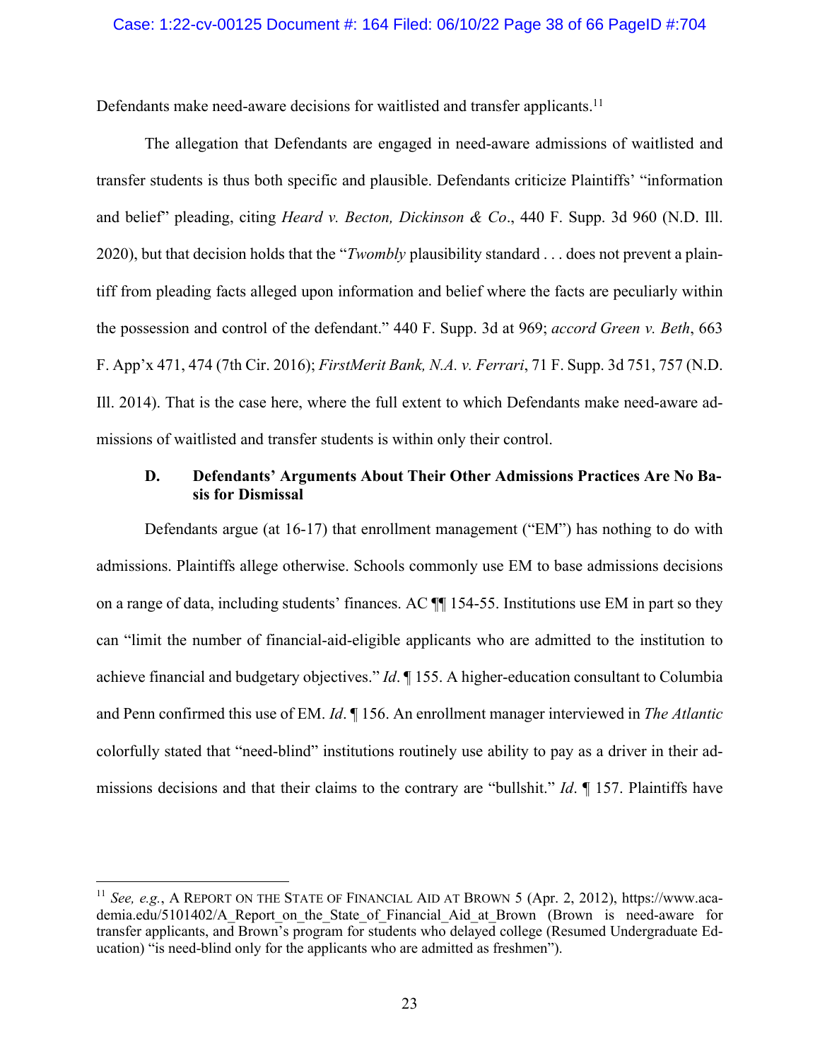Defendants make need-aware decisions for waitlisted and transfer applicants.[11]

The allegation that Defendants are engaged in need-aware admissions of waitlisted and transfer students is thus both specific and plausible. Defendants criticize Plaintiffs' "information and belief" pleading, citing *Heard v. Becton, Dickinson & Co*., 440 F. Supp. 3d 960 (N.D. Ill. 2020), but that decision holds that the "*Twombly* plausibility standard . . . does not prevent a plaintiff from pleading facts alleged upon information and belief where the facts are peculiarly within the possession and control of the defendant." 440 F. Supp. 3d at 969; *accord Green v. Beth*, 663 F. App'x 471, 474 (7th Cir. 2016); *FirstMerit Bank, N.A. v. Ferrari*, 71 F. Supp. 3d 751, 757 (N.D. Ill. 2014). That is the case here, where the full extent to which Defendants make need-aware admissions of waitlisted and transfer students is within only their control.

### D. Defendants' Arguments About Their Other Admissions Practices Are No Basis for Dismissal

Defendants argue (at 16-17) that enrollment management ("EM") has nothing to do with admissions. Plaintiffs allege otherwise. Schools commonly use EM to base admissions decisions on a range of data, including students' finances. AC ¶¶ 154-55. Institutions use EM in part so they can "limit the number of financial-aid-eligible applicants who are admitted to the institution to achieve financial and budgetary objectives." *Id*. ¶ 155. A higher-education consultant to Columbia and Penn confirmed this use of EM. *Id*. ¶ 156. An enrollment manager interviewed in *The Atlantic* colorfully stated that "need-blind" institutions routinely use ability to pay as a driver in their admissions decisions and that their claims to the contrary are "bullshit." *Id*. ¶ 157. Plaintiffs have

---

[11] *See, e.g.*, A Report on the State of Financial Aid at Brown 5 (Apr. 2, 2012), https://www.academia.edu/5101402/A_Report_on_the_State_of_Financial_Aid_at_Brown (Brown is need-aware for transfer applicants, and Brown's program for students who delayed college (Resumed Undergraduate Education) "is need-blind only for the applicants who are admitted as freshmen").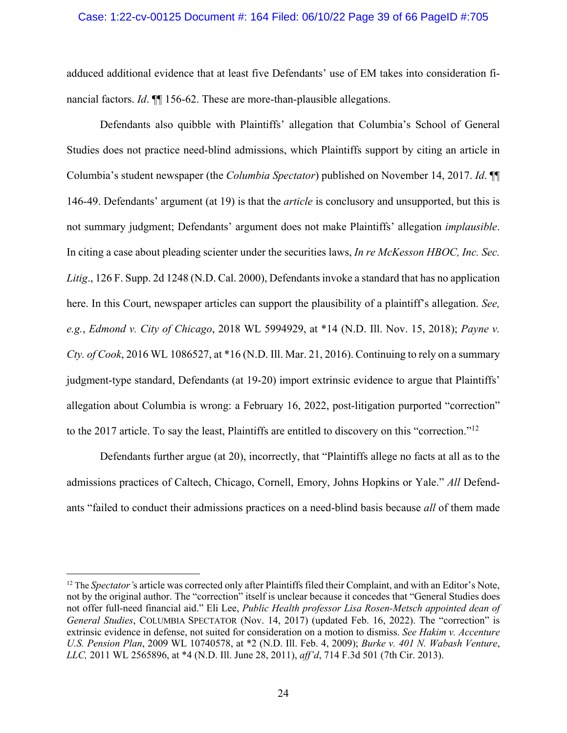adduced additional evidence that at least five Defendants' use of EM takes into consideration financial factors. *Id*. ¶¶ 156-62. These are more-than-plausible allegations.

Defendants also quibble with Plaintiffs' allegation that Columbia's School of General Studies does not practice need-blind admissions, which Plaintiffs support by citing an article in Columbia's student newspaper (the *Columbia Spectator*) published on November 14, 2017. *Id*. ¶¶ 146-49. Defendants' argument (at 19) is that the *article* is conclusory and unsupported, but this is not summary judgment; Defendants' argument does not make Plaintiffs' allegation *implausible*. In citing a case about pleading scienter under the securities laws, *In re McKesson HBOC, Inc. Sec. Litig*., 126 F. Supp. 2d 1248 (N.D. Cal. 2000), Defendants invoke a standard that has no application here. In this Court, newspaper articles can support the plausibility of a plaintiff's allegation. *See, e.g.*, *Edmond v. City of Chicago*, 2018 WL 5994929, at \*14 (N.D. Ill. Nov. 15, 2018); *Payne v. Cty. of Cook*, 2016 WL 1086527, at \*16 (N.D. Ill. Mar. 21, 2016). Continuing to rely on a summary judgment-type standard, Defendants (at 19-20) import extrinsic evidence to argue that Plaintiffs' allegation about Columbia is wrong: a February 16, 2022, post-litigation purported "correction" to the 2017 article. To say the least, Plaintiffs are entitled to discovery on this "correction."[12]

Defendants further argue (at 20), incorrectly, that "Plaintiffs allege no facts at all as to the admissions practices of Caltech, Chicago, Cornell, Emory, Johns Hopkins or Yale." *All* Defendants "failed to conduct their admissions practices on a need-blind basis because *all* of them made

---

[12] The *Spectator's* article was corrected only after Plaintiffs filed their Complaint, and with an Editor's Note, not by the original author. The "correction" itself is unclear because it concedes that "General Studies does not offer full-need financial aid." Eli Lee, *Public Health professor Lisa Rosen-Metsch appointed dean of General Studies*, COLUMBIA SPECTATOR (Nov. 14, 2017) (updated Feb. 16, 2022). The "correction" is extrinsic evidence in defense, not suited for consideration on a motion to dismiss. *See Hakim v. Accenture U.S. Pension Plan*, 2009 WL 10740578, at \*2 (N.D. Ill. Feb. 4, 2009); *Burke v. 401 N. Wabash Venture, LLC,* 2011 WL 2565896, at \*4 (N.D. Ill. June 28, 2011), *aff'd*, 714 F.3d 501 (7th Cir. 2013).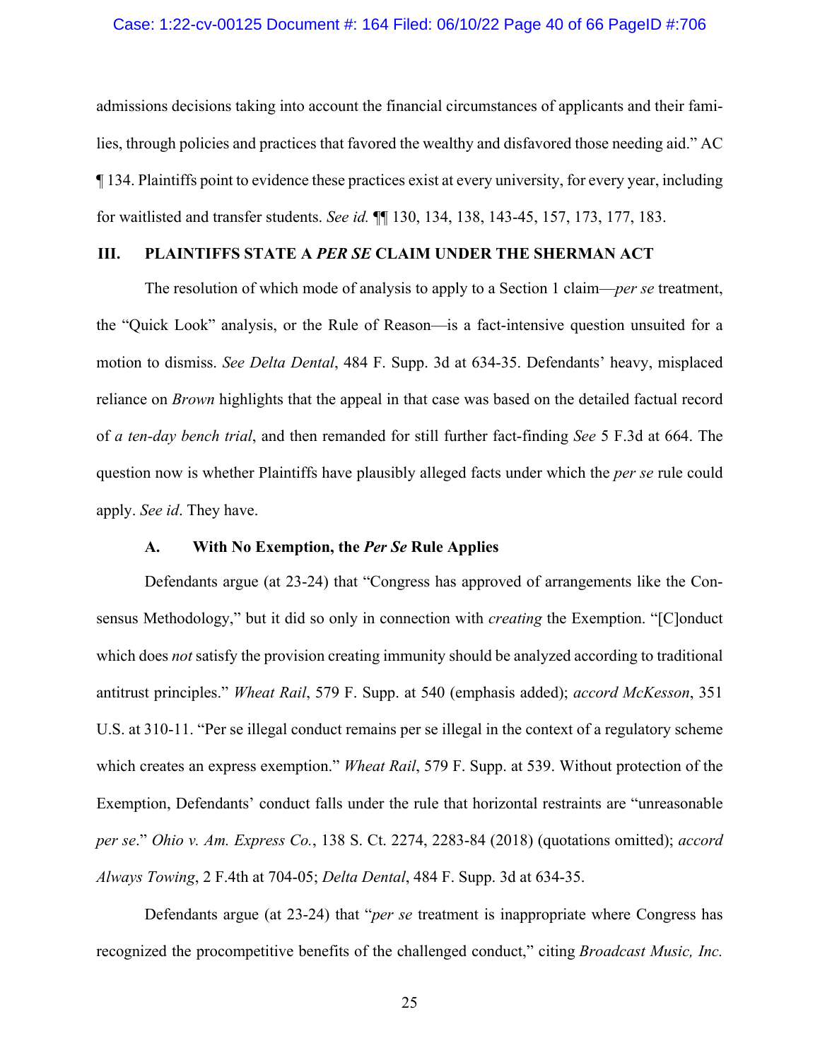admissions decisions taking into account the financial circumstances of applicants and their families, through policies and practices that favored the wealthy and disfavored those needing aid." AC ¶ 134. Plaintiffs point to evidence these practices exist at every university, for every year, including for waitlisted and transfer students. *See id.* ¶¶ 130, 134, 138, 143-45, 157, 173, 177, 183.

## III. PLAINTIFFS STATE A *PER SE* CLAIM UNDER THE SHERMAN ACT

The resolution of which mode of analysis to apply to a Section 1 claim—*per se* treatment, the "Quick Look" analysis, or the Rule of Reason—is a fact-intensive question unsuited for a motion to dismiss. *See Delta Dental*, 484 F. Supp. 3d at 634-35. Defendants' heavy, misplaced reliance on *Brown* highlights that the appeal in that case was based on the detailed factual record of *a ten-day bench trial*, and then remanded for still further fact-finding *See* 5 F.3d at 664. The question now is whether Plaintiffs have plausibly alleged facts under which the *per se* rule could apply. *See id*. They have.

### A. With No Exemption, the *Per Se* Rule Applies

Defendants argue (at 23-24) that "Congress has approved of arrangements like the Consensus Methodology," but it did so only in connection with *creating* the Exemption. "[C]onduct which does *not* satisfy the provision creating immunity should be analyzed according to traditional antitrust principles." *Wheat Rail*, 579 F. Supp. at 540 (emphasis added); *accord McKesson*, 351 U.S. at 310-11. "Per se illegal conduct remains per se illegal in the context of a regulatory scheme which creates an express exemption." *Wheat Rail*, 579 F. Supp. at 539. Without protection of the Exemption, Defendants' conduct falls under the rule that horizontal restraints are "unreasonable *per se*." *Ohio v. Am. Express Co.*, 138 S. Ct. 2274, 2283-84 (2018) (quotations omitted); *accord Always Towing*, 2 F.4th at 704-05; *Delta Dental*, 484 F. Supp. 3d at 634-35.

Defendants argue (at 23-24) that "*per se* treatment is inappropriate where Congress has recognized the procompetitive benefits of the challenged conduct," citing *Broadcast Music, Inc.*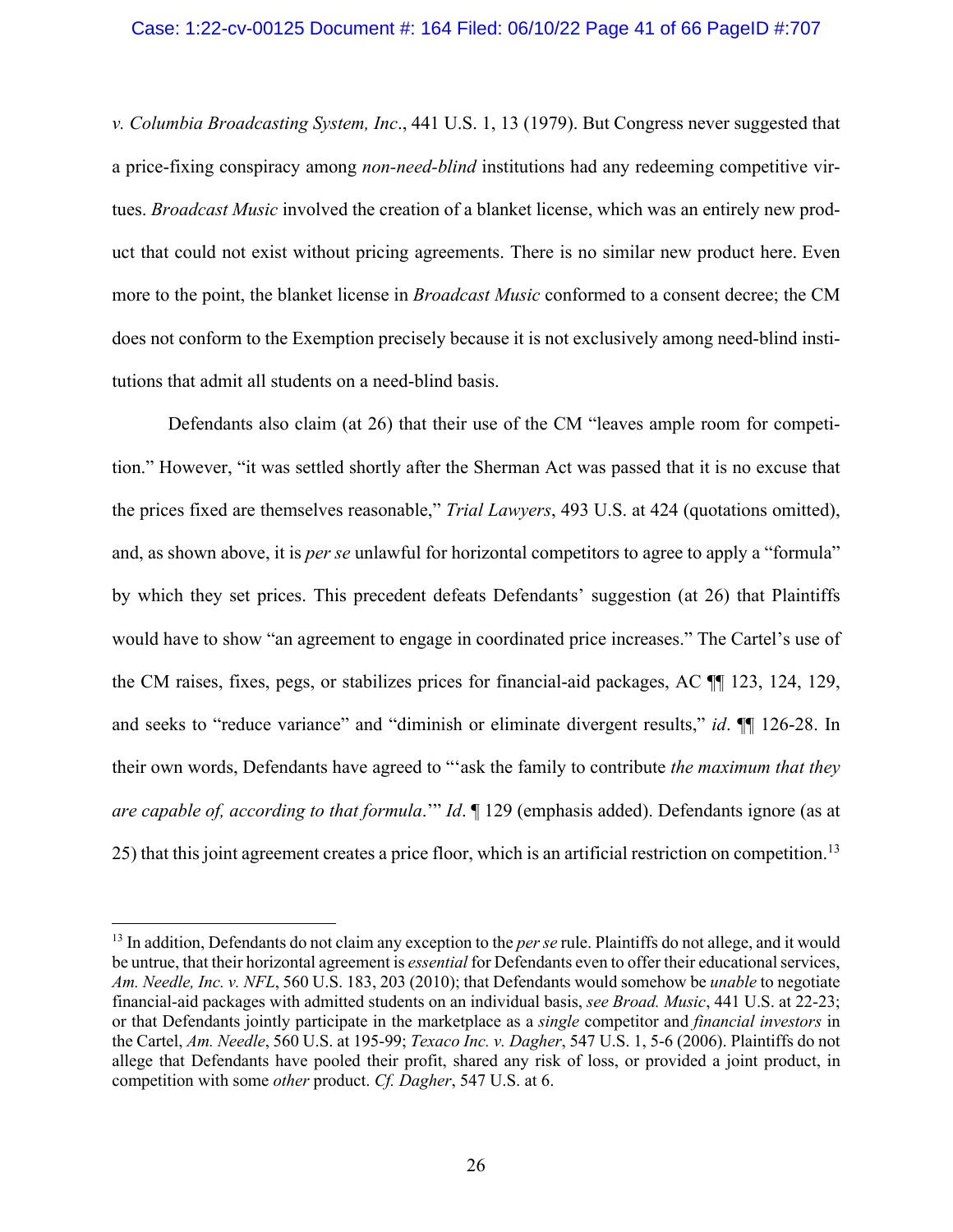*v. Columbia Broadcasting System, Inc*., 441 U.S. 1, 13 (1979). But Congress never suggested that a price-fixing conspiracy among *non-need-blind* institutions had any redeeming competitive virtues. *Broadcast Music* involved the creation of a blanket license, which was an entirely new product that could not exist without pricing agreements. There is no similar new product here. Even more to the point, the blanket license in *Broadcast Music* conformed to a consent decree; the CM does not conform to the Exemption precisely because it is not exclusively among need-blind institutions that admit all students on a need-blind basis.

Defendants also claim (at 26) that their use of the CM "leaves ample room for competition." However, "it was settled shortly after the Sherman Act was passed that it is no excuse that the prices fixed are themselves reasonable," *Trial Lawyers*, 493 U.S. at 424 (quotations omitted), and, as shown above, it is *per se* unlawful for horizontal competitors to agree to apply a "formula" by which they set prices. This precedent defeats Defendants' suggestion (at 26) that Plaintiffs would have to show "an agreement to engage in coordinated price increases." The Cartel's use of the CM raises, fixes, pegs, or stabilizes prices for financial-aid packages, AC ¶¶ 123, 124, 129, and seeks to "reduce variance" and "diminish or eliminate divergent results," *id*. ¶¶ 126-28. In their own words, Defendants have agreed to "'ask the family to contribute *the maximum that they are capable of, according to that formula*.'" *Id*. ¶ 129 (emphasis added). Defendants ignore (as at 25) that this joint agreement creates a price floor, which is an artificial restriction on competition.[13]

---

[13] In addition, Defendants do not claim any exception to the *per se* rule. Plaintiffs do not allege, and it would be untrue, that their horizontal agreement is *essential* for Defendants even to offer their educational services, *Am. Needle, Inc. v. NFL*, 560 U.S. 183, 203 (2010); that Defendants would somehow be *unable* to negotiate financial-aid packages with admitted students on an individual basis, *see Broad. Music*, 441 U.S. at 22-23; or that Defendants jointly participate in the marketplace as a *single* competitor and *financial investors* in the Cartel, *Am. Needle*, 560 U.S. at 195-99; *Texaco Inc. v. Dagher*, 547 U.S. 1, 5-6 (2006). Plaintiffs do not allege that Defendants have pooled their profit, shared any risk of loss, or provided a joint product, in competition with some *other* product. *Cf. Dagher*, 547 U.S. at 6.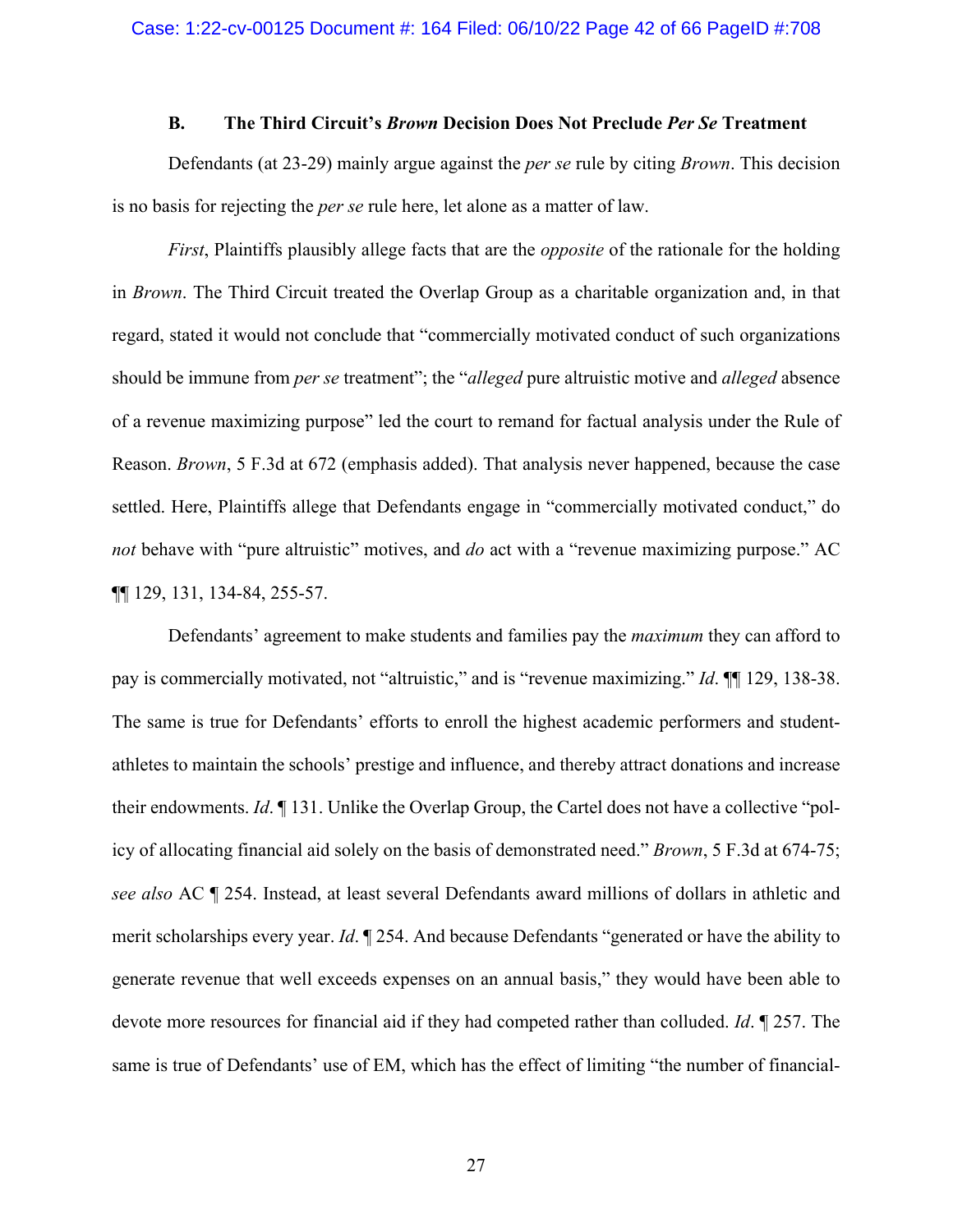### B. The Third Circuit's *Brown* Decision Does Not Preclude *Per Se* Treatment

Defendants (at 23-29) mainly argue against the *per se* rule by citing *Brown*. This decision is no basis for rejecting the *per se* rule here, let alone as a matter of law.

*First*, Plaintiffs plausibly allege facts that are the *opposite* of the rationale for the holding in *Brown*. The Third Circuit treated the Overlap Group as a charitable organization and, in that regard, stated it would not conclude that "commercially motivated conduct of such organizations should be immune from *per se* treatment"; the "*alleged* pure altruistic motive and *alleged* absence of a revenue maximizing purpose" led the court to remand for factual analysis under the Rule of Reason. *Brown*, 5 F.3d at 672 (emphasis added). That analysis never happened, because the case settled. Here, Plaintiffs allege that Defendants engage in "commercially motivated conduct," do *not* behave with "pure altruistic" motives, and *do* act with a "revenue maximizing purpose." AC ¶¶ 129, 131, 134-84, 255-57.

Defendants' agreement to make students and families pay the *maximum* they can afford to pay is commercially motivated, not "altruistic," and is "revenue maximizing." *Id*. ¶¶ 129, 138-38. The same is true for Defendants' efforts to enroll the highest academic performers and student-athletes to maintain the schools' prestige and influence, and thereby attract donations and increase their endowments. *Id*. ¶ 131. Unlike the Overlap Group, the Cartel does not have a collective "policy of allocating financial aid solely on the basis of demonstrated need." *Brown*, 5 F.3d at 674-75; *see also* AC ¶ 254. Instead, at least several Defendants award millions of dollars in athletic and merit scholarships every year. *Id*. ¶ 254. And because Defendants "generated or have the ability to generate revenue that well exceeds expenses on an annual basis," they would have been able to devote more resources for financial aid if they had competed rather than colluded. *Id*. ¶ 257. The same is true of Defendants' use of EM, which has the effect of limiting "the number of financial-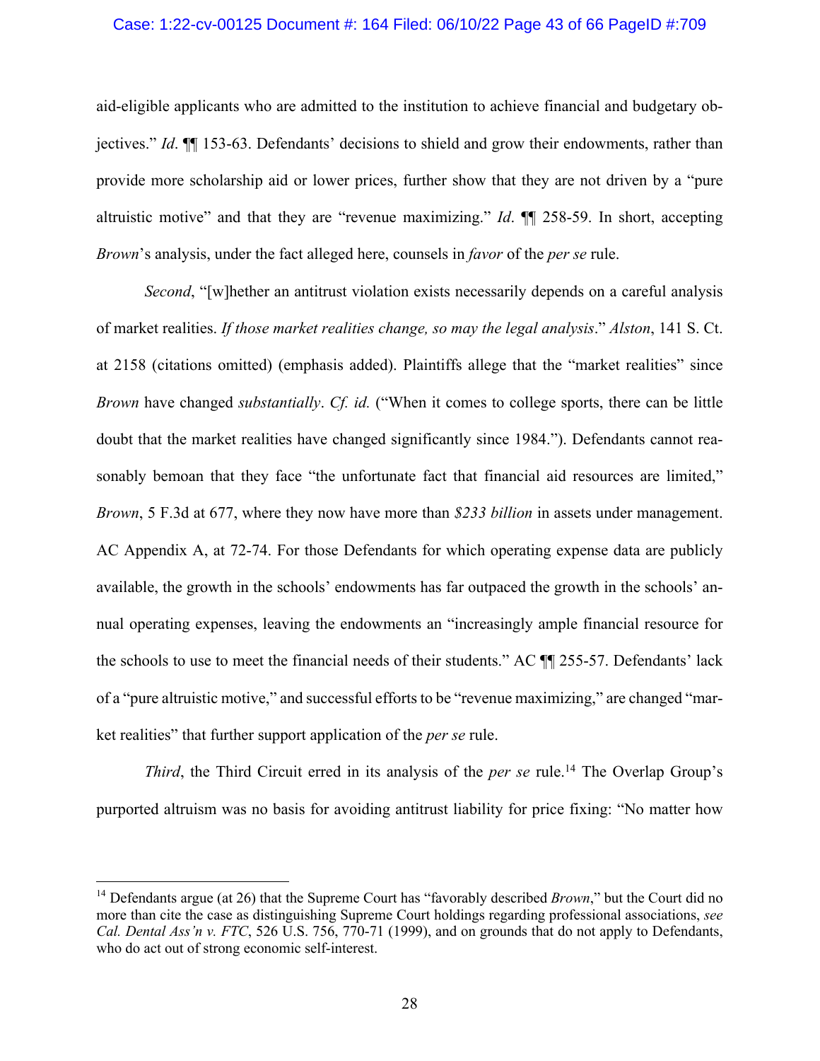aid-eligible applicants who are admitted to the institution to achieve financial and budgetary objectives." *Id*. ¶¶ 153-63. Defendants' decisions to shield and grow their endowments, rather than provide more scholarship aid or lower prices, further show that they are not driven by a "pure altruistic motive" and that they are "revenue maximizing." *Id*. ¶¶ 258-59. In short, accepting *Brown*'s analysis, under the fact alleged here, counsels in *favor* of the *per se* rule.

*Second*, "[w]hether an antitrust violation exists necessarily depends on a careful analysis of market realities. *If those market realities change, so may the legal analysis*." *Alston*, 141 S. Ct. at 2158 (citations omitted) (emphasis added). Plaintiffs allege that the "market realities" since *Brown* have changed *substantially*. *Cf. id.* ("When it comes to college sports, there can be little doubt that the market realities have changed significantly since 1984."). Defendants cannot reasonably bemoan that they face "the unfortunate fact that financial aid resources are limited," *Brown*, 5 F.3d at 677, where they now have more than *$233 billion* in assets under management. AC Appendix A, at 72-74. For those Defendants for which operating expense data are publicly available, the growth in the schools' endowments has far outpaced the growth in the schools' annual operating expenses, leaving the endowments an "increasingly ample financial resource for the schools to use to meet the financial needs of their students." AC ¶¶ 255-57. Defendants' lack of a "pure altruistic motive," and successful efforts to be "revenue maximizing," are changed "market realities" that further support application of the *per se* rule.

*Third*, the Third Circuit erred in its analysis of the *per se* rule.[14] The Overlap Group's purported altruism was no basis for avoiding antitrust liability for price fixing: "No matter how

---

[14] Defendants argue (at 26) that the Supreme Court has "favorably described *Brown*," but the Court did no more than cite the case as distinguishing Supreme Court holdings regarding professional associations, *see Cal. Dental Ass'n v. FTC*, 526 U.S. 756, 770-71 (1999), and on grounds that do not apply to Defendants, who do act out of strong economic self-interest.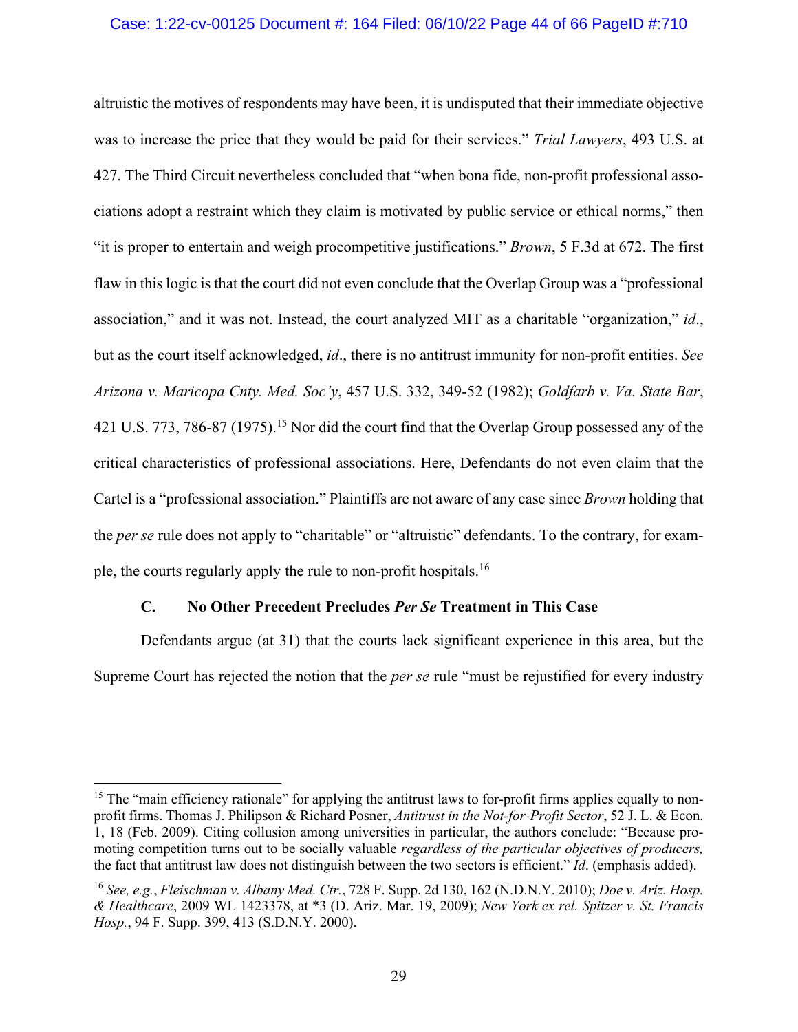altruistic the motives of respondents may have been, it is undisputed that their immediate objective was to increase the price that they would be paid for their services." *Trial Lawyers*, 493 U.S. at 427. The Third Circuit nevertheless concluded that "when bona fide, non-profit professional associations adopt a restraint which they claim is motivated by public service or ethical norms," then "it is proper to entertain and weigh procompetitive justifications." *Brown*, 5 F.3d at 672. The first flaw in this logic is that the court did not even conclude that the Overlap Group was a "professional association," and it was not. Instead, the court analyzed MIT as a charitable "organization," *id*., but as the court itself acknowledged, *id*., there is no antitrust immunity for non-profit entities. *See Arizona v. Maricopa Cnty. Med. Soc'y*, 457 U.S. 332, 349-52 (1982); *Goldfarb v. Va. State Bar*, 421 U.S. 773, 786-87 (1975).[15] Nor did the court find that the Overlap Group possessed any of the critical characteristics of professional associations. Here, Defendants do not even claim that the Cartel is a "professional association." Plaintiffs are not aware of any case since *Brown* holding that the *per se* rule does not apply to "charitable" or "altruistic" defendants. To the contrary, for example, the courts regularly apply the rule to non-profit hospitals.[16]

### C. No Other Precedent Precludes *Per Se* Treatment in This Case

Defendants argue (at 31) that the courts lack significant experience in this area, but the Supreme Court has rejected the notion that the *per se* rule "must be rejustified for every industry

---

[15] The "main efficiency rationale" for applying the antitrust laws to for-profit firms applies equally to non-profit firms. Thomas J. Philipson & Richard Posner, *Antitrust in the Not-for-Profit Sector*, 52 J. L. & Econ. 1, 18 (Feb. 2009). Citing collusion among universities in particular, the authors conclude: "Because promoting competition turns out to be socially valuable *regardless of the particular objectives of producers,* the fact that antitrust law does not distinguish between the two sectors is efficient." *Id*. (emphasis added).

[16] *See, e.g.*, *Fleischman v. Albany Med. Ctr.*, 728 F. Supp. 2d 130, 162 (N.D.N.Y. 2010); *Doe v. Ariz. Hosp. & Healthcare*, 2009 WL 1423378, at *3 (D. Ariz. Mar. 19, 2009); *New York ex rel. Spitzer v. St. Francis Hosp.*, 94 F. Supp. 399, 413 (S.D.N.Y. 2000).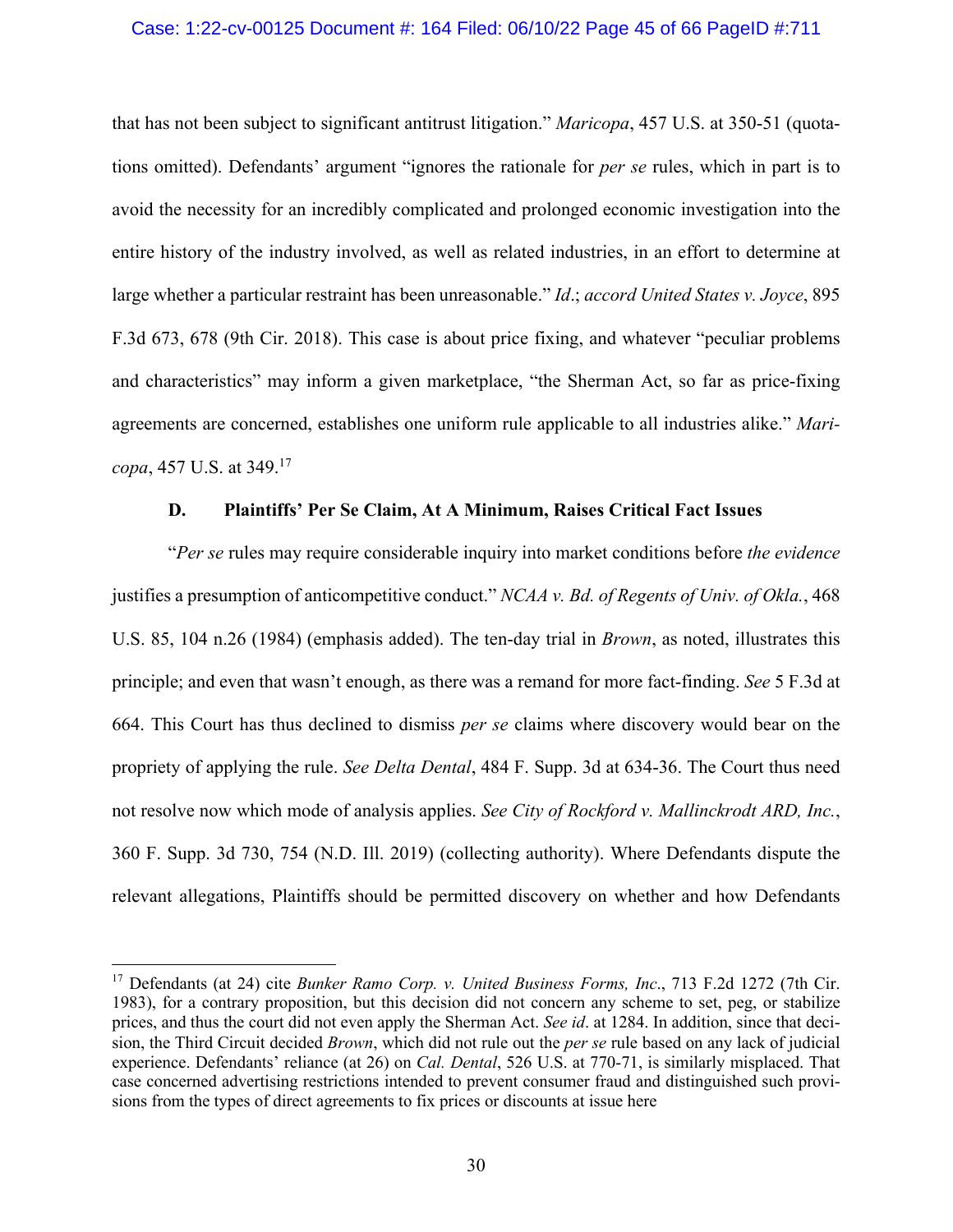that has not been subject to significant antitrust litigation." *Maricopa*, 457 U.S. at 350-51 (quotations omitted). Defendants' argument "ignores the rationale for *per se* rules, which in part is to avoid the necessity for an incredibly complicated and prolonged economic investigation into the entire history of the industry involved, as well as related industries, in an effort to determine at large whether a particular restraint has been unreasonable." *Id*.; *accord United States v. Joyce*, 895 F.3d 673, 678 (9th Cir. 2018). This case is about price fixing, and whatever "peculiar problems and characteristics" may inform a given marketplace, "the Sherman Act, so far as price-fixing agreements are concerned, establishes one uniform rule applicable to all industries alike." *Maricopa*, 457 U.S. at 349.[17]

### D. Plaintiffs' Per Se Claim, At A Minimum, Raises Critical Fact Issues

"*Per se* rules may require considerable inquiry into market conditions before *the evidence* justifies a presumption of anticompetitive conduct." *NCAA v. Bd. of Regents of Univ. of Okla.*, 468 U.S. 85, 104 n.26 (1984) (emphasis added). The ten-day trial in *Brown*, as noted, illustrates this principle; and even that wasn't enough, as there was a remand for more fact-finding. *See* 5 F.3d at 664. This Court has thus declined to dismiss *per se* claims where discovery would bear on the propriety of applying the rule. *See Delta Dental*, 484 F. Supp. 3d at 634-36. The Court thus need not resolve now which mode of analysis applies. *See City of Rockford v. Mallinckrodt ARD, Inc.*, 360 F. Supp. 3d 730, 754 (N.D. Ill. 2019) (collecting authority). Where Defendants dispute the relevant allegations, Plaintiffs should be permitted discovery on whether and how Defendants

---

[17] Defendants (at 24) cite *Bunker Ramo Corp. v. United Business Forms, Inc*., 713 F.2d 1272 (7th Cir. 1983), for a contrary proposition, but this decision did not concern any scheme to set, peg, or stabilize prices, and thus the court did not even apply the Sherman Act. *See id*. at 1284. In addition, since that decision, the Third Circuit decided *Brown*, which did not rule out the *per se* rule based on any lack of judicial experience. Defendants' reliance (at 26) on *Cal. Dental*, 526 U.S. at 770-71, is similarly misplaced. That case concerned advertising restrictions intended to prevent consumer fraud and distinguished such provisions from the types of direct agreements to fix prices or discounts at issue here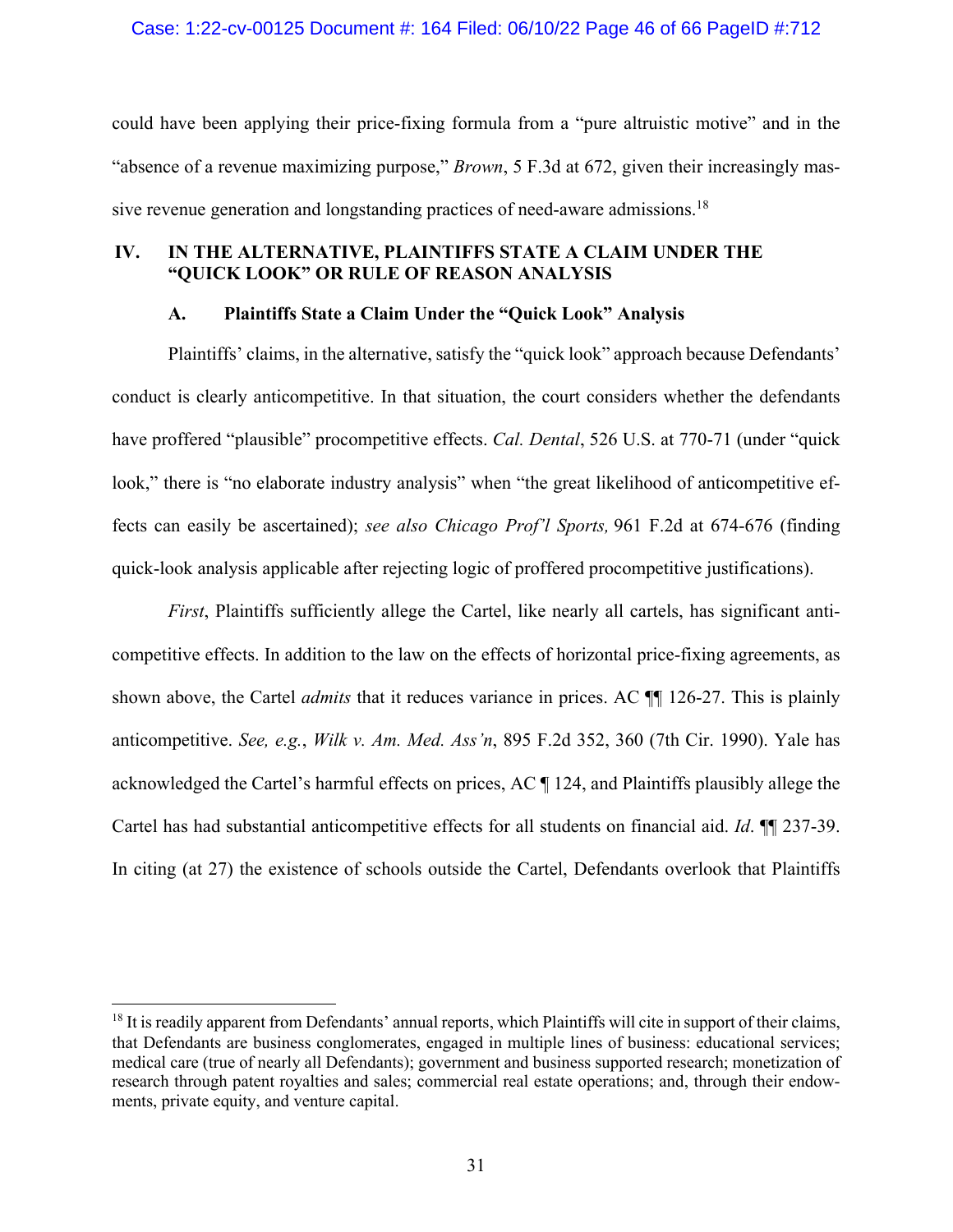could have been applying their price-fixing formula from a "pure altruistic motive" and in the "absence of a revenue maximizing purpose," *Brown*, 5 F.3d at 672, given their increasingly massive revenue generation and longstanding practices of need-aware admissions.[18]

## IV. IN THE ALTERNATIVE, PLAINTIFFS STATE A CLAIM UNDER THE "QUICK LOOK" OR RULE OF REASON ANALYSIS

### A. Plaintiffs State a Claim Under the "Quick Look" Analysis

Plaintiffs' claims, in the alternative, satisfy the "quick look" approach because Defendants' conduct is clearly anticompetitive. In that situation, the court considers whether the defendants have proffered "plausible" procompetitive effects. *Cal. Dental*, 526 U.S. at 770-71 (under "quick look," there is "no elaborate industry analysis" when "the great likelihood of anticompetitive effects can easily be ascertained); *see also Chicago Prof'l Sports,* 961 F.2d at 674-676 (finding quick-look analysis applicable after rejecting logic of proffered procompetitive justifications).

*First*, Plaintiffs sufficiently allege the Cartel, like nearly all cartels, has significant anticompetitive effects. In addition to the law on the effects of horizontal price-fixing agreements, as shown above, the Cartel *admits* that it reduces variance in prices. AC ¶¶ 126-27. This is plainly anticompetitive. *See, e.g.*, *Wilk v. Am. Med. Ass'n*, 895 F.2d 352, 360 (7th Cir. 1990). Yale has acknowledged the Cartel's harmful effects on prices, AC ¶ 124, and Plaintiffs plausibly allege the Cartel has had substantial anticompetitive effects for all students on financial aid. *Id*. ¶¶ 237-39. In citing (at 27) the existence of schools outside the Cartel, Defendants overlook that Plaintiffs

---

[18] It is readily apparent from Defendants' annual reports, which Plaintiffs will cite in support of their claims, that Defendants are business conglomerates, engaged in multiple lines of business: educational services; medical care (true of nearly all Defendants); government and business supported research; monetization of research through patent royalties and sales; commercial real estate operations; and, through their endowments, private equity, and venture capital.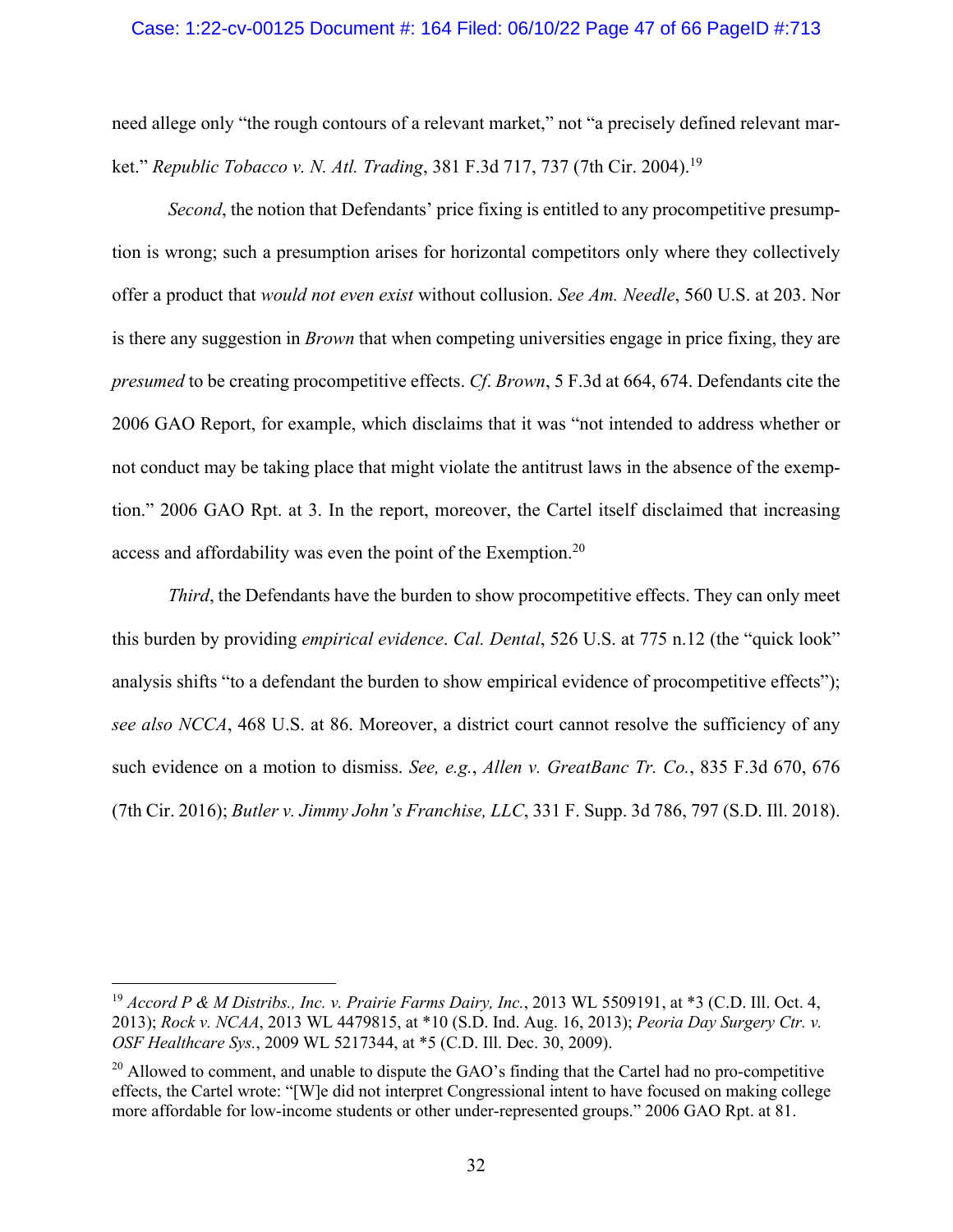need allege only "the rough contours of a relevant market," not "a precisely defined relevant market." *Republic Tobacco v. N. Atl. Trading*, 381 F.3d 717, 737 (7th Cir. 2004).[19]

*Second*, the notion that Defendants' price fixing is entitled to any procompetitive presumption is wrong; such a presumption arises for horizontal competitors only where they collectively offer a product that *would not even exist* without collusion. *See Am. Needle*, 560 U.S. at 203. Nor is there any suggestion in *Brown* that when competing universities engage in price fixing, they are *presumed* to be creating procompetitive effects. *Cf. Brown*, 5 F.3d at 664, 674. Defendants cite the 2006 GAO Report, for example, which disclaims that it was "not intended to address whether or not conduct may be taking place that might violate the antitrust laws in the absence of the exemption." 2006 GAO Rpt. at 3. In the report, moreover, the Cartel itself disclaimed that increasing access and affordability was even the point of the Exemption.[20]

*Third*, the Defendants have the burden to show procompetitive effects. They can only meet this burden by providing *empirical evidence*. *Cal. Dental*, 526 U.S. at 775 n.12 (the "quick look" analysis shifts "to a defendant the burden to show empirical evidence of procompetitive effects"); *see also NCCA*, 468 U.S. at 86. Moreover, a district court cannot resolve the sufficiency of any such evidence on a motion to dismiss. *See, e.g.*, *Allen v. GreatBanc Tr. Co.*, 835 F.3d 670, 676 (7th Cir. 2016); *Butler v. Jimmy John's Franchise, LLC*, 331 F. Supp. 3d 786, 797 (S.D. Ill. 2018).

---

[19] *Accord P & M Distribs., Inc. v. Prairie Farms Dairy, Inc.*, 2013 WL 5509191, at *3 (C.D. Ill. Oct. 4, 2013); *Rock v. NCAA*, 2013 WL 4479815, at *10 (S.D. Ind. Aug. 16, 2013); *Peoria Day Surgery Ctr. v. OSF Healthcare Sys.*, 2009 WL 5217344, at *5 (C.D. Ill. Dec. 30, 2009).

[20] Allowed to comment, and unable to dispute the GAO's finding that the Cartel had no pro-competitive effects, the Cartel wrote: "[W]e did not interpret Congressional intent to have focused on making college more affordable for low-income students or other under-represented groups." 2006 GAO Rpt. at 81.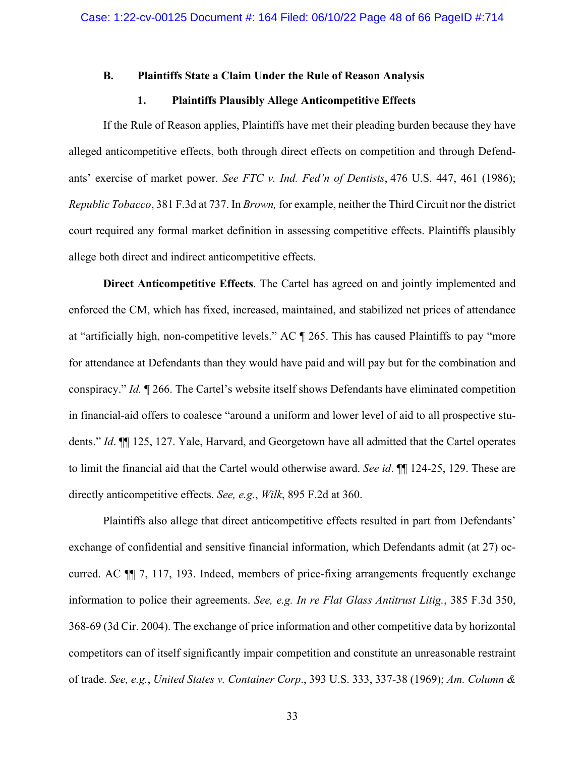### B. Plaintiffs State a Claim Under the Rule of Reason Analysis

#### 1. Plaintiffs Plausibly Allege Anticompetitive Effects

If the Rule of Reason applies, Plaintiffs have met their pleading burden because they have alleged anticompetitive effects, both through direct effects on competition and through Defendants' exercise of market power. *See FTC v. Ind. Fed'n of Dentists*, 476 U.S. 447, 461 (1986); *Republic Tobacco*, 381 F.3d at 737. In *Brown,* for example, neither the Third Circuit nor the district court required any formal market definition in assessing competitive effects. Plaintiffs plausibly allege both direct and indirect anticompetitive effects.

**Direct Anticompetitive Effects**. The Cartel has agreed on and jointly implemented and enforced the CM, which has fixed, increased, maintained, and stabilized net prices of attendance at "artificially high, non-competitive levels." AC ¶ 265. This has caused Plaintiffs to pay "more for attendance at Defendants than they would have paid and will pay but for the combination and conspiracy." *Id.* ¶ 266. The Cartel's website itself shows Defendants have eliminated competition in financial-aid offers to coalesce "around a uniform and lower level of aid to all prospective students." *Id*. ¶¶ 125, 127. Yale, Harvard, and Georgetown have all admitted that the Cartel operates to limit the financial aid that the Cartel would otherwise award. *See id*. ¶¶ 124-25, 129. These are directly anticompetitive effects. *See, e.g.*, *Wilk*, 895 F.2d at 360.

Plaintiffs also allege that direct anticompetitive effects resulted in part from Defendants' exchange of confidential and sensitive financial information, which Defendants admit (at 27) occurred. AC ¶¶ 7, 117, 193. Indeed, members of price-fixing arrangements frequently exchange information to police their agreements. *See, e.g. In re Flat Glass Antitrust Litig.*, 385 F.3d 350, 368-69 (3d Cir. 2004). The exchange of price information and other competitive data by horizontal competitors can of itself significantly impair competition and constitute an unreasonable restraint of trade. *See, e.g.*, *United States v. Container Corp*., 393 U.S. 333, 337-38 (1969); *Am. Column &*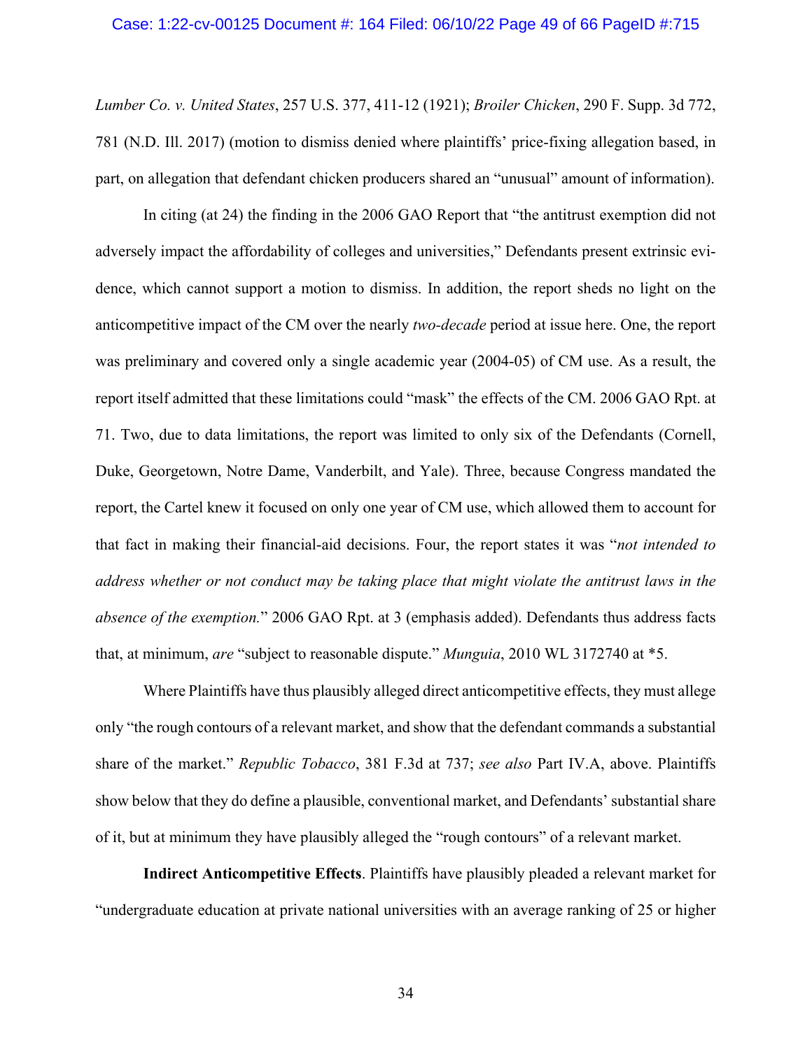*Lumber Co. v. United States*, 257 U.S. 377, 411-12 (1921); *Broiler Chicken*, 290 F. Supp. 3d 772, 781 (N.D. Ill. 2017) (motion to dismiss denied where plaintiffs' price-fixing allegation based, in part, on allegation that defendant chicken producers shared an "unusual" amount of information).

In citing (at 24) the finding in the 2006 GAO Report that "the antitrust exemption did not adversely impact the affordability of colleges and universities," Defendants present extrinsic evidence, which cannot support a motion to dismiss. In addition, the report sheds no light on the anticompetitive impact of the CM over the nearly *two-decade* period at issue here. One, the report was preliminary and covered only a single academic year (2004-05) of CM use. As a result, the report itself admitted that these limitations could "mask" the effects of the CM. 2006 GAO Rpt. at 71. Two, due to data limitations, the report was limited to only six of the Defendants (Cornell, Duke, Georgetown, Notre Dame, Vanderbilt, and Yale). Three, because Congress mandated the report, the Cartel knew it focused on only one year of CM use, which allowed them to account for that fact in making their financial-aid decisions. Four, the report states it was "*not intended to address whether or not conduct may be taking place that might violate the antitrust laws in the absence of the exemption.*" 2006 GAO Rpt. at 3 (emphasis added). Defendants thus address facts that, at minimum, *are* "subject to reasonable dispute." *Munguia*, 2010 WL 3172740 at *5.

Where Plaintiffs have thus plausibly alleged direct anticompetitive effects, they must allege only "the rough contours of a relevant market, and show that the defendant commands a substantial share of the market." *Republic Tobacco*, 381 F.3d at 737; *see also* Part IV.A, above. Plaintiffs show below that they do define a plausible, conventional market, and Defendants' substantial share of it, but at minimum they have plausibly alleged the "rough contours" of a relevant market.

**Indirect Anticompetitive Effects**. Plaintiffs have plausibly pleaded a relevant market for "undergraduate education at private national universities with an average ranking of 25 or higher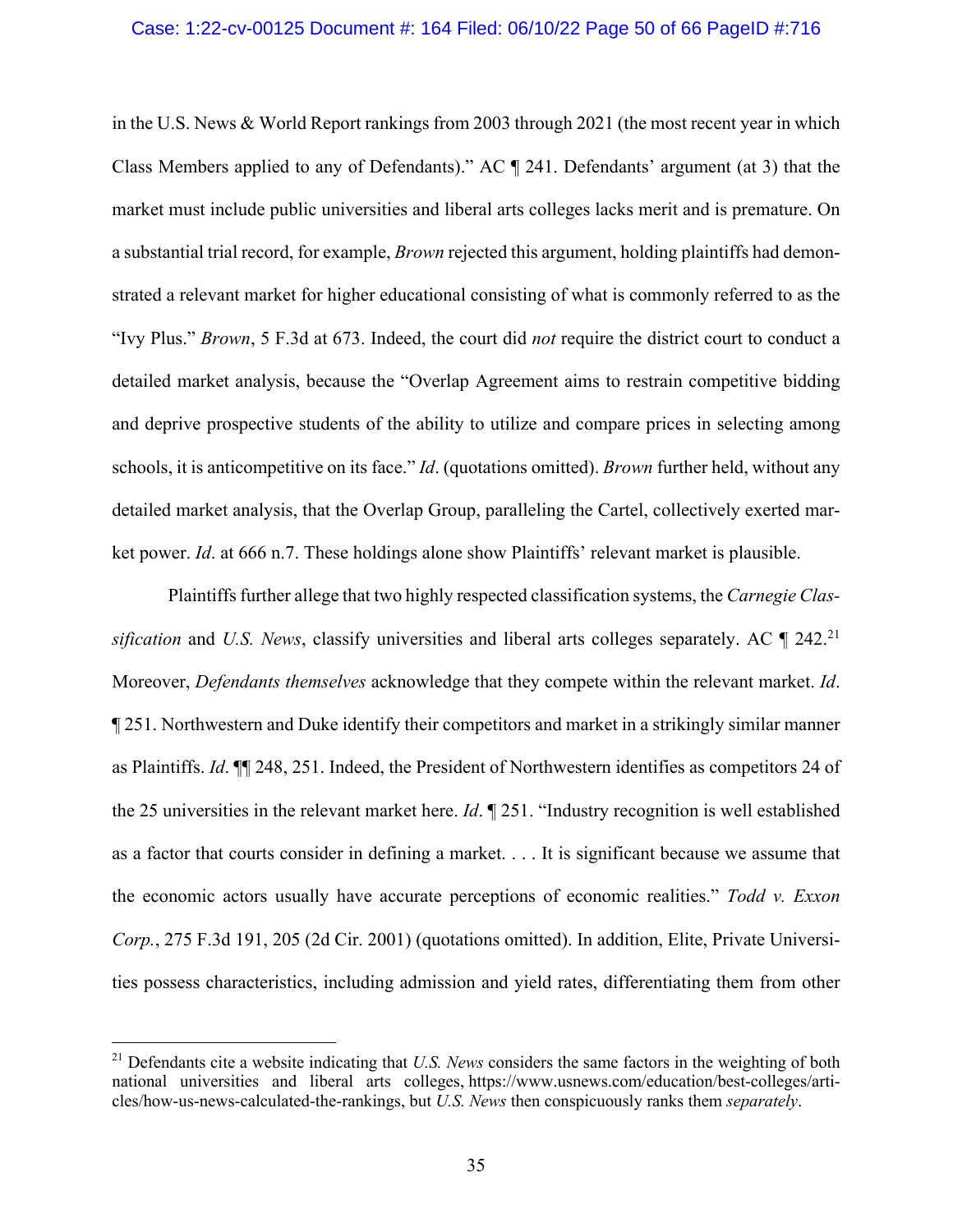in the U.S. News & World Report rankings from 2003 through 2021 (the most recent year in which Class Members applied to any of Defendants)." AC ¶ 241. Defendants' argument (at 3) that the market must include public universities and liberal arts colleges lacks merit and is premature. On a substantial trial record, for example, *Brown* rejected this argument, holding plaintiffs had demonstrated a relevant market for higher educational consisting of what is commonly referred to as the "Ivy Plus." *Brown*, 5 F.3d at 673. Indeed, the court did *not* require the district court to conduct a detailed market analysis, because the "Overlap Agreement aims to restrain competitive bidding and deprive prospective students of the ability to utilize and compare prices in selecting among schools, it is anticompetitive on its face." *Id*. (quotations omitted). *Brown* further held, without any detailed market analysis, that the Overlap Group, paralleling the Cartel, collectively exerted market power. *Id*. at 666 n.7. These holdings alone show Plaintiffs' relevant market is plausible.

Plaintiffs further allege that two highly respected classification systems, the *Carnegie Classification* and *U.S. News*, classify universities and liberal arts colleges separately. AC ¶ 242.[21] Moreover, *Defendants themselves* acknowledge that they compete within the relevant market. *Id*. ¶ 251. Northwestern and Duke identify their competitors and market in a strikingly similar manner as Plaintiffs. *Id*. ¶¶ 248, 251. Indeed, the President of Northwestern identifies as competitors 24 of the 25 universities in the relevant market here. *Id*. ¶ 251. "Industry recognition is well established as a factor that courts consider in defining a market. . . . It is significant because we assume that the economic actors usually have accurate perceptions of economic realities." *Todd v. Exxon Corp.*, 275 F.3d 191, 205 (2d Cir. 2001) (quotations omitted). In addition, Elite, Private Universities possess characteristics, including admission and yield rates, differentiating them from other

---

[21] Defendants cite a website indicating that *U.S. News* considers the same factors in the weighting of both national universities and liberal arts colleges, https://www.usnews.com/education/best-colleges/articles/how-us-news-calculated-the-rankings, but *U.S. News* then conspicuously ranks them *separately*.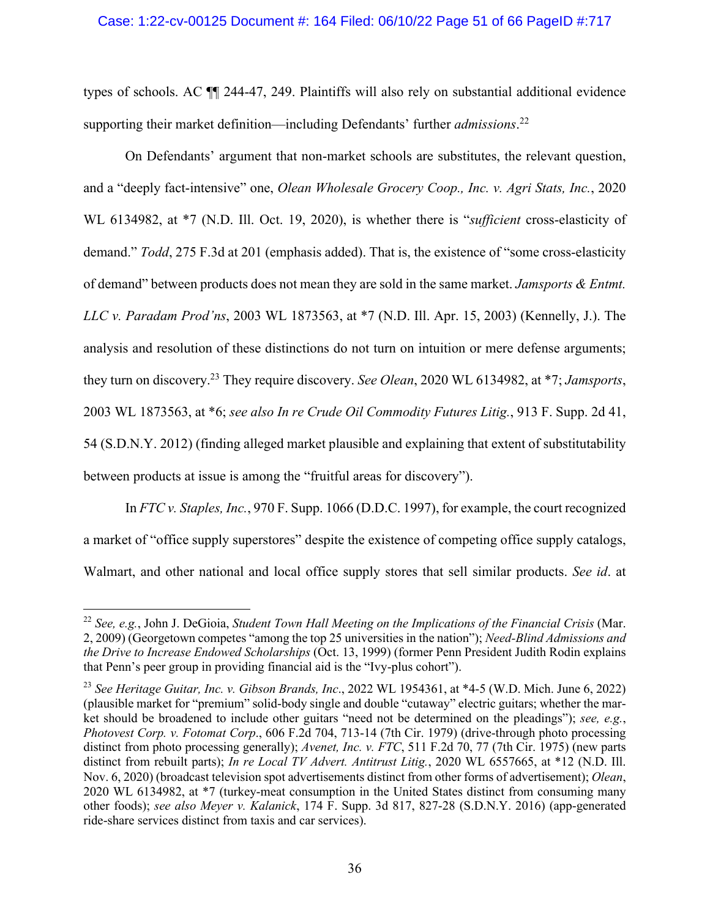types of schools. AC ¶¶ 244-47, 249. Plaintiffs will also rely on substantial additional evidence supporting their market definition—including Defendants' further *admissions*.[22]

On Defendants' argument that non-market schools are substitutes, the relevant question, and a "deeply fact-intensive" one, *Olean Wholesale Grocery Coop., Inc. v. Agri Stats, Inc.*, 2020 WL 6134982, at *7 (N.D. Ill. Oct. 19, 2020), is whether there is "*sufficient* cross-elasticity of demand." *Todd*, 275 F.3d at 201 (emphasis added). That is, the existence of "some cross-elasticity of demand" between products does not mean they are sold in the same market. *Jamsports & Entmt. LLC v. Paradam Prod'ns*, 2003 WL 1873563, at *7 (N.D. Ill. Apr. 15, 2003) (Kennelly, J.). The analysis and resolution of these distinctions do not turn on intuition or mere defense arguments; they turn on discovery.[23] They require discovery. *See Olean*, 2020 WL 6134982, at *7; *Jamsports*, 2003 WL 1873563, at *6; *see also In re Crude Oil Commodity Futures Litig.*, 913 F. Supp. 2d 41, 54 (S.D.N.Y. 2012) (finding alleged market plausible and explaining that extent of substitutability between products at issue is among the "fruitful areas for discovery").

In *FTC v. Staples, Inc.*, 970 F. Supp. 1066 (D.D.C. 1997), for example, the court recognized a market of "office supply superstores" despite the existence of competing office supply catalogs, Walmart, and other national and local office supply stores that sell similar products. *See id*. at

---

[22] *See, e.g.*, John J. DeGioia, *Student Town Hall Meeting on the Implications of the Financial Crisis* (Mar. 2, 2009) (Georgetown competes "among the top 25 universities in the nation"); *Need-Blind Admissions and the Drive to Increase Endowed Scholarships* (Oct. 13, 1999) (former Penn President Judith Rodin explains that Penn's peer group in providing financial aid is the "Ivy-plus cohort").

[23] *See Heritage Guitar, Inc. v. Gibson Brands, Inc*., 2022 WL 1954361, at *4-5 (W.D. Mich. June 6, 2022) (plausible market for "premium" solid-body single and double "cutaway" electric guitars; whether the market should be broadened to include other guitars "need not be determined on the pleadings"); *see, e.g.*, *Photovest Corp. v. Fotomat Corp*., 606 F.2d 704, 713-14 (7th Cir. 1979) (drive-through photo processing distinct from photo processing generally); *Avenet, Inc. v. FTC*, 511 F.2d 70, 77 (7th Cir. 1975) (new parts distinct from rebuilt parts); *In re Local TV Advert. Antitrust Litig.*, 2020 WL 6557665, at *12 (N.D. Ill. Nov. 6, 2020) (broadcast television spot advertisements distinct from other forms of advertisement); *Olean*, 2020 WL 6134982, at *7 (turkey-meat consumption in the United States distinct from consuming many other foods); *see also Meyer v. Kalanick*, 174 F. Supp. 3d 817, 827-28 (S.D.N.Y. 2016) (app-generated ride-share services distinct from taxis and car services).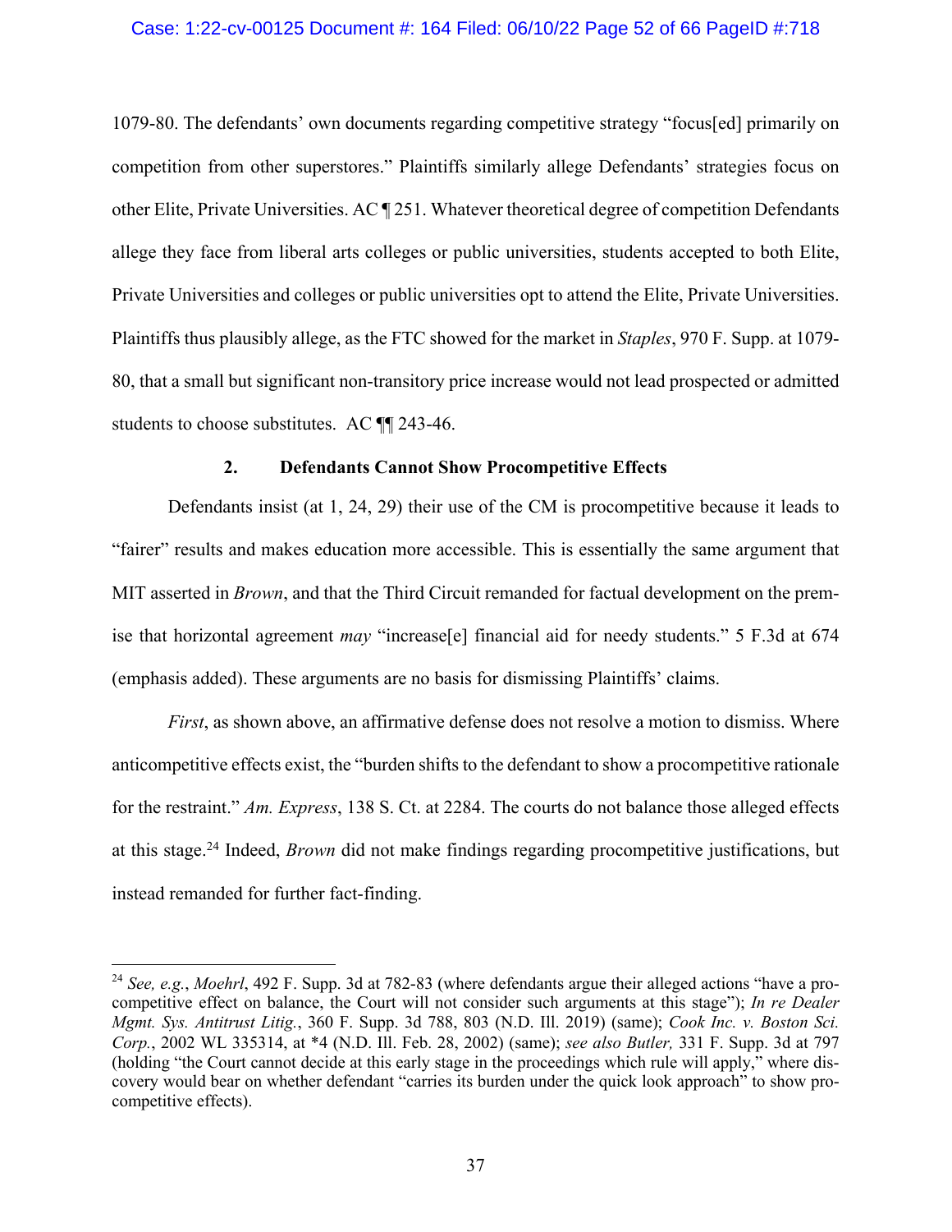1079-80. The defendants' own documents regarding competitive strategy "focus[ed] primarily on competition from other superstores." Plaintiffs similarly allege Defendants' strategies focus on other Elite, Private Universities. AC ¶ 251. Whatever theoretical degree of competition Defendants allege they face from liberal arts colleges or public universities, students accepted to both Elite, Private Universities and colleges or public universities opt to attend the Elite, Private Universities. Plaintiffs thus plausibly allege, as the FTC showed for the market in *Staples*, 970 F. Supp. at 1079-80, that a small but significant non-transitory price increase would not lead prospected or admitted students to choose substitutes. AC ¶¶ 243-46.

### 2. Defendants Cannot Show Procompetitive Effects

Defendants insist (at 1, 24, 29) their use of the CM is procompetitive because it leads to "fairer" results and makes education more accessible. This is essentially the same argument that MIT asserted in *Brown*, and that the Third Circuit remanded for factual development on the premise that horizontal agreement *may* "increase[e] financial aid for needy students." 5 F.3d at 674 (emphasis added). These arguments are no basis for dismissing Plaintiffs' claims.

*First*, as shown above, an affirmative defense does not resolve a motion to dismiss. Where anticompetitive effects exist, the "burden shifts to the defendant to show a procompetitive rationale for the restraint." *Am. Express*, 138 S. Ct. at 2284. The courts do not balance those alleged effects at this stage.[24] Indeed, *Brown* did not make findings regarding procompetitive justifications, but instead remanded for further fact-finding.

---

[24] *See, e.g.*, *Moehrl*, 492 F. Supp. 3d at 782-83 (where defendants argue their alleged actions "have a procompetitive effect on balance, the Court will not consider such arguments at this stage"); *In re Dealer Mgmt. Sys. Antitrust Litig.*, 360 F. Supp. 3d 788, 803 (N.D. Ill. 2019) (same); *Cook Inc. v. Boston Sci. Corp.*, 2002 WL 335314, at *4 (N.D. Ill. Feb. 28, 2002) (same); *see also Butler,* 331 F. Supp. 3d at 797 (holding "the Court cannot decide at this early stage in the proceedings which rule will apply," where discovery would bear on whether defendant "carries its burden under the quick look approach" to show procompetitive effects).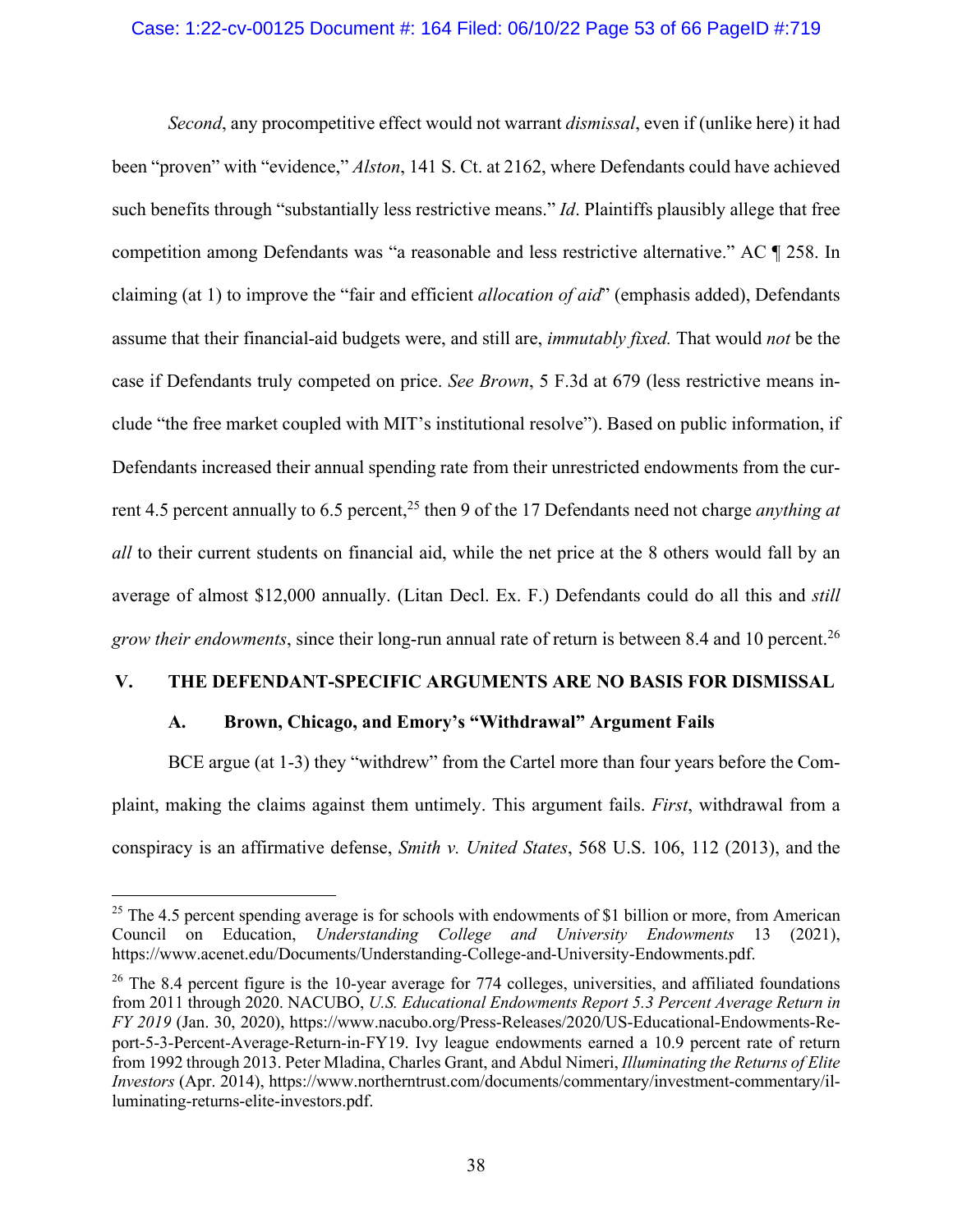*Second*, any procompetitive effect would not warrant *dismissal*, even if (unlike here) it had been "proven" with "evidence," *Alston*, 141 S. Ct. at 2162, where Defendants could have achieved such benefits through "substantially less restrictive means." *Id*. Plaintiffs plausibly allege that free competition among Defendants was "a reasonable and less restrictive alternative." AC ¶ 258. In claiming (at 1) to improve the "fair and efficient *allocation of aid*" (emphasis added), Defendants assume that their financial-aid budgets were, and still are, *immutably fixed.* That would *not* be the case if Defendants truly competed on price. *See Brown*, 5 F.3d at 679 (less restrictive means include "the free market coupled with MIT's institutional resolve"). Based on public information, if Defendants increased their annual spending rate from their unrestricted endowments from the current 4.5 percent annually to 6.5 percent,[25] then 9 of the 17 Defendants need not charge *anything at all* to their current students on financial aid, while the net price at the 8 others would fall by an average of almost $12,000 annually. (Litan Decl. Ex. F.) Defendants could do all this and *still grow their endowments*, since their long-run annual rate of return is between 8.4 and 10 percent.[26]

## V. THE DEFENDANT-SPECIFIC ARGUMENTS ARE NO BASIS FOR DISMISSAL

### A. Brown, Chicago, and Emory's "Withdrawal" Argument Fails

BCE argue (at 1-3) they "withdrew" from the Cartel more than four years before the Complaint, making the claims against them untimely. This argument fails. *First*, withdrawal from a conspiracy is an affirmative defense, *Smith v. United States*, 568 U.S. 106, 112 (2013), and the

---

[25] The 4.5 percent spending average is for schools with endowments of $1 billion or more, from American Council on Education, *Understanding College and University Endowments* 13 (2021), https://www.acenet.edu/Documents/Understanding-College-and-University-Endowments.pdf.

[26] The 8.4 percent figure is the 10-year average for 774 colleges, universities, and affiliated foundations from 2011 through 2020. NACUBO, *U.S. Educational Endowments Report 5.3 Percent Average Return in FY 2019* (Jan. 30, 2020), https://www.nacubo.org/Press-Releases/2020/US-Educational-Endowments-Report-5-3-Percent-Average-Return-in-FY19. Ivy league endowments earned a 10.9 percent rate of return from 1992 through 2013. Peter Mladina, Charles Grant, and Abdul Nimeri, *Illuminating the Returns of Elite Investors* (Apr. 2014), https://www.northerntrust.com/documents/commentary/investment-commentary/illuminating-returns-elite-investors.pdf.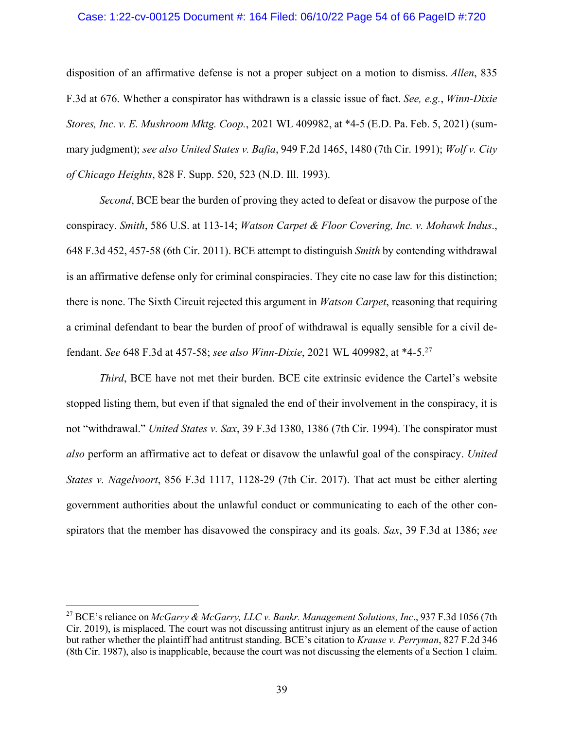disposition of an affirmative defense is not a proper subject on a motion to dismiss. *Allen*, 835 F.3d at 676. Whether a conspirator has withdrawn is a classic issue of fact. *See, e.g.*, *Winn-Dixie Stores, Inc. v. E. Mushroom Mktg. Coop.*, 2021 WL 409982, at *4-5 (E.D. Pa. Feb. 5, 2021) (summary judgment); *see also United States v. Bafia*, 949 F.2d 1465, 1480 (7th Cir. 1991); *Wolf v. City of Chicago Heights*, 828 F. Supp. 520, 523 (N.D. Ill. 1993).

*Second*, BCE bear the burden of proving they acted to defeat or disavow the purpose of the conspiracy. *Smith*, 586 U.S. at 113-14; *Watson Carpet & Floor Covering, Inc. v. Mohawk Indus*., 648 F.3d 452, 457-58 (6th Cir. 2011). BCE attempt to distinguish *Smith* by contending withdrawal is an affirmative defense only for criminal conspiracies. They cite no case law for this distinction; there is none. The Sixth Circuit rejected this argument in *Watson Carpet*, reasoning that requiring a criminal defendant to bear the burden of proof of withdrawal is equally sensible for a civil defendant. *See* 648 F.3d at 457-58; *see also Winn-Dixie*, 2021 WL 409982, at *4-5.[27]

*Third*, BCE have not met their burden. BCE cite extrinsic evidence the Cartel's website stopped listing them, but even if that signaled the end of their involvement in the conspiracy, it is not "withdrawal." *United States v. Sax*, 39 F.3d 1380, 1386 (7th Cir. 1994). The conspirator must *also* perform an affirmative act to defeat or disavow the unlawful goal of the conspiracy. *United States v. Nagelvoort*, 856 F.3d 1117, 1128-29 (7th Cir. 2017). That act must be either alerting government authorities about the unlawful conduct or communicating to each of the other conspirators that the member has disavowed the conspiracy and its goals. *Sax*, 39 F.3d at 1386; *see*

---

[27] BCE's reliance on *McGarry & McGarry, LLC v. Bankr. Management Solutions, Inc*., 937 F.3d 1056 (7th Cir. 2019), is misplaced. The court was not discussing antitrust injury as an element of the cause of action but rather whether the plaintiff had antitrust standing. BCE's citation to *Krause v. Perryman*, 827 F.2d 346 (8th Cir. 1987), also is inapplicable, because the court was not discussing the elements of a Section 1 claim.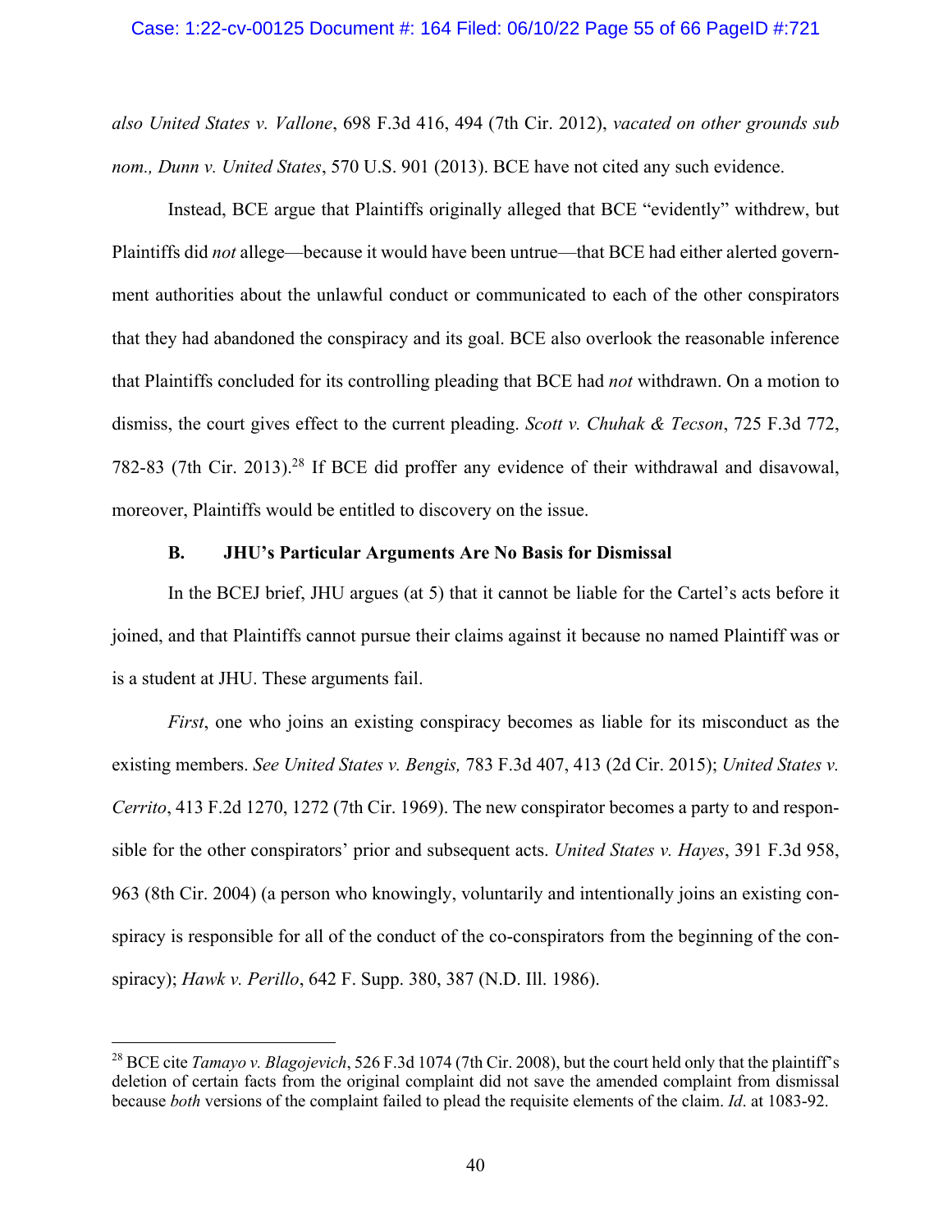*also United States v. Vallone*, 698 F.3d 416, 494 (7th Cir. 2012), *vacated on other grounds sub nom., Dunn v. United States*, 570 U.S. 901 (2013). BCE have not cited any such evidence.

Instead, BCE argue that Plaintiffs originally alleged that BCE "evidently" withdrew, but Plaintiffs did *not* allege—because it would have been untrue—that BCE had either alerted government authorities about the unlawful conduct or communicated to each of the other conspirators that they had abandoned the conspiracy and its goal. BCE also overlook the reasonable inference that Plaintiffs concluded for its controlling pleading that BCE had *not* withdrawn. On a motion to dismiss, the court gives effect to the current pleading. *Scott v. Chuhak & Tecson*, 725 F.3d 772, 782-83 (7th Cir. 2013).[28] If BCE did proffer any evidence of their withdrawal and disavowal, moreover, Plaintiffs would be entitled to discovery on the issue.

### B. JHU's Particular Arguments Are No Basis for Dismissal

In the BCEJ brief, JHU argues (at 5) that it cannot be liable for the Cartel's acts before it joined, and that Plaintiffs cannot pursue their claims against it because no named Plaintiff was or is a student at JHU. These arguments fail.

*First*, one who joins an existing conspiracy becomes as liable for its misconduct as the existing members. *See United States v. Bengis,* 783 F.3d 407, 413 (2d Cir. 2015); *United States v. Cerrito*, 413 F.2d 1270, 1272 (7th Cir. 1969). The new conspirator becomes a party to and responsible for the other conspirators' prior and subsequent acts. *United States v. Hayes*, 391 F.3d 958, 963 (8th Cir. 2004) (a person who knowingly, voluntarily and intentionally joins an existing conspiracy is responsible for all of the conduct of the co-conspirators from the beginning of the conspiracy); *Hawk v. Perillo*, 642 F. Supp. 380, 387 (N.D. Ill. 1986).

---

[28] BCE cite *Tamayo v. Blagojevich*, 526 F.3d 1074 (7th Cir. 2008), but the court held only that the plaintiff's deletion of certain facts from the original complaint did not save the amended complaint from dismissal because *both* versions of the complaint failed to plead the requisite elements of the claim. *Id*. at 1083-92.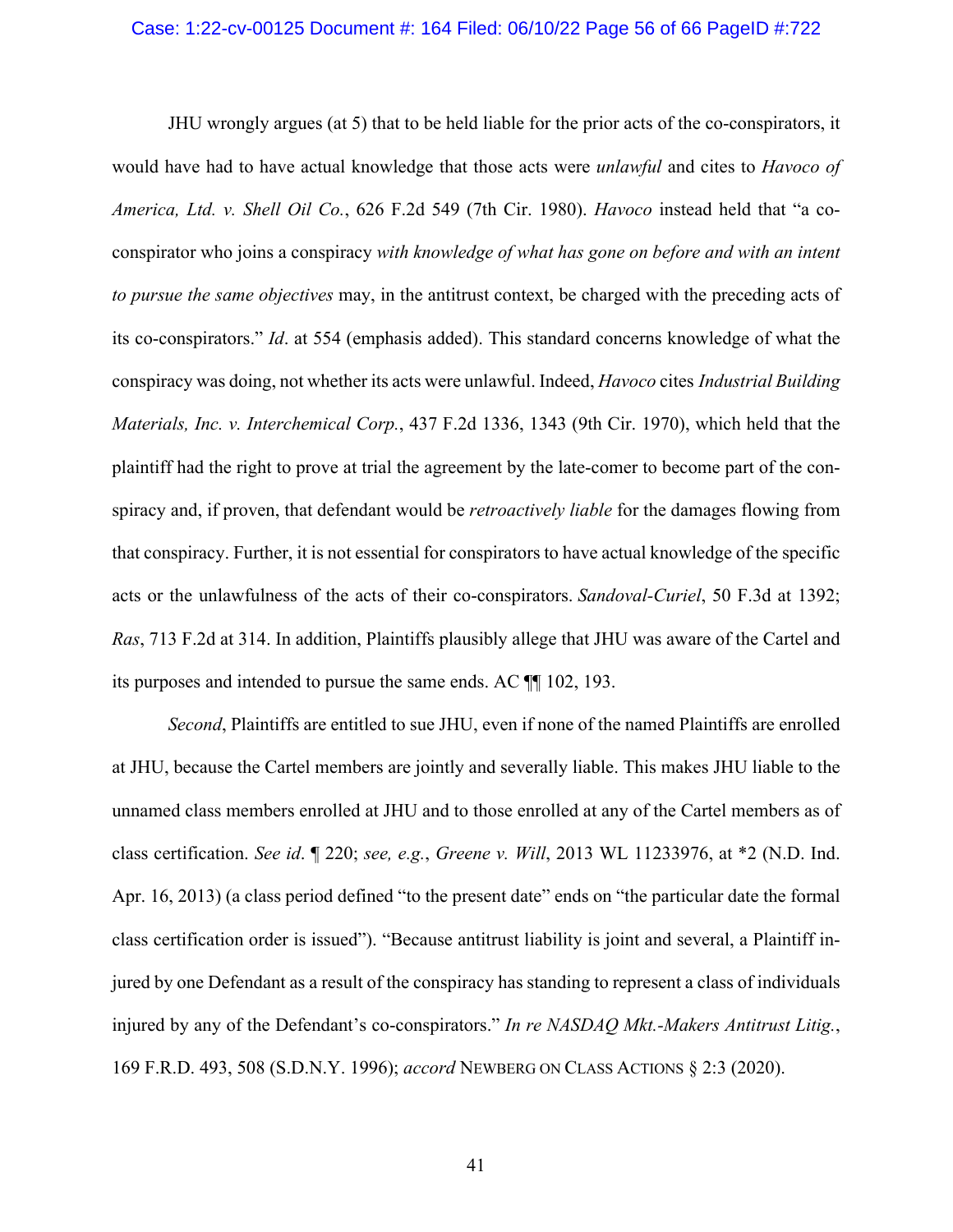JHU wrongly argues (at 5) that to be held liable for the prior acts of the co-conspirators, it would have had to have actual knowledge that those acts were *unlawful* and cites to *Havoco of America, Ltd. v. Shell Oil Co.*, 626 F.2d 549 (7th Cir. 1980). *Havoco* instead held that "a co-conspirator who joins a conspiracy *with knowledge of what has gone on before and with an intent to pursue the same objectives* may, in the antitrust context, be charged with the preceding acts of its co-conspirators." *Id*. at 554 (emphasis added). This standard concerns knowledge of what the conspiracy was doing, not whether its acts were unlawful. Indeed, *Havoco* cites *Industrial Building Materials, Inc. v. Interchemical Corp.*, 437 F.2d 1336, 1343 (9th Cir. 1970), which held that the plaintiff had the right to prove at trial the agreement by the late-comer to become part of the conspiracy and, if proven, that defendant would be *retroactively liable* for the damages flowing from that conspiracy. Further, it is not essential for conspirators to have actual knowledge of the specific acts or the unlawfulness of the acts of their co-conspirators. *Sandoval-Curiel*, 50 F.3d at 1392; *Ras*, 713 F.2d at 314. In addition, Plaintiffs plausibly allege that JHU was aware of the Cartel and its purposes and intended to pursue the same ends. AC ¶¶ 102, 193.

*Second*, Plaintiffs are entitled to sue JHU, even if none of the named Plaintiffs are enrolled at JHU, because the Cartel members are jointly and severally liable. This makes JHU liable to the unnamed class members enrolled at JHU and to those enrolled at any of the Cartel members as of class certification. *See id*. ¶ 220; *see, e.g.*, *Greene v. Will*, 2013 WL 11233976, at *2 (N.D. Ind. Apr. 16, 2013) (a class period defined "to the present date" ends on "the particular date the formal class certification order is issued"). "Because antitrust liability is joint and several, a Plaintiff injured by one Defendant as a result of the conspiracy has standing to represent a class of individuals injured by any of the Defendant's co-conspirators." *In re NASDAQ Mkt.-Makers Antitrust Litig.*, 169 F.R.D. 493, 508 (S.D.N.Y. 1996); *accord* NEWBERG ON CLASS ACTIONS § 2:3 (2020).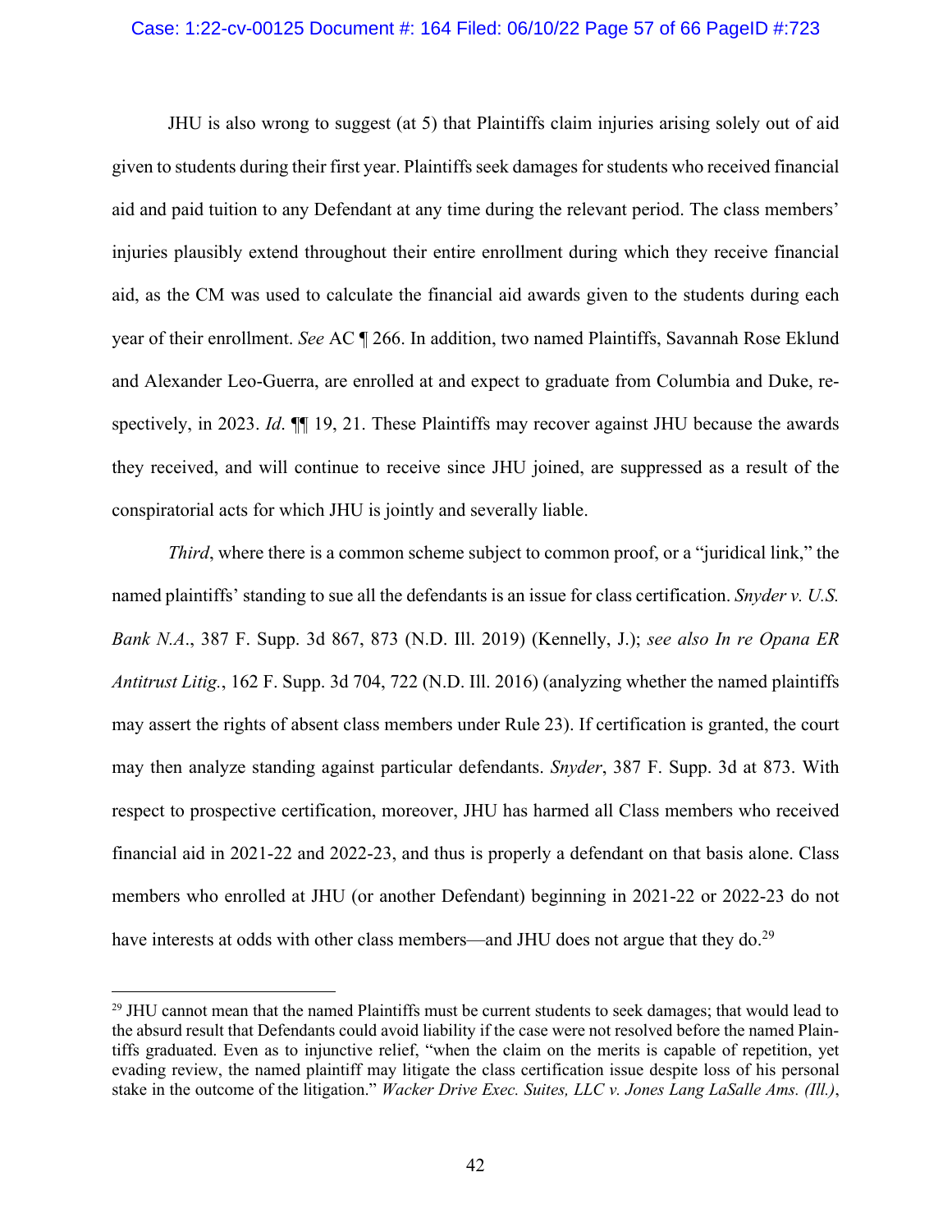JHU is also wrong to suggest (at 5) that Plaintiffs claim injuries arising solely out of aid given to students during their first year. Plaintiffs seek damages for students who received financial aid and paid tuition to any Defendant at any time during the relevant period. The class members' injuries plausibly extend throughout their entire enrollment during which they receive financial aid, as the CM was used to calculate the financial aid awards given to the students during each year of their enrollment. *See* AC ¶ 266. In addition, two named Plaintiffs, Savannah Rose Eklund and Alexander Leo-Guerra, are enrolled at and expect to graduate from Columbia and Duke, respectively, in 2023. *Id*. ¶¶ 19, 21. These Plaintiffs may recover against JHU because the awards they received, and will continue to receive since JHU joined, are suppressed as a result of the conspiratorial acts for which JHU is jointly and severally liable.

*Third*, where there is a common scheme subject to common proof, or a "juridical link," the named plaintiffs' standing to sue all the defendants is an issue for class certification. *Snyder v. U.S. Bank N.A.*, 387 F. Supp. 3d 867, 873 (N.D. Ill. 2019) (Kennelly, J.); *see also In re Opana ER Antitrust Litig.*, 162 F. Supp. 3d 704, 722 (N.D. Ill. 2016) (analyzing whether the named plaintiffs may assert the rights of absent class members under Rule 23). If certification is granted, the court may then analyze standing against particular defendants. *Snyder*, 387 F. Supp. 3d at 873. With respect to prospective certification, moreover, JHU has harmed all Class members who received financial aid in 2021-22 and 2022-23, and thus is properly a defendant on that basis alone. Class members who enrolled at JHU (or another Defendant) beginning in 2021-22 or 2022-23 do not have interests at odds with other class members—and JHU does not argue that they do.[29]

---

[29] JHU cannot mean that the named Plaintiffs must be current students to seek damages; that would lead to the absurd result that Defendants could avoid liability if the case were not resolved before the named Plaintiffs graduated. Even as to injunctive relief, "when the claim on the merits is capable of repetition, yet evading review, the named plaintiff may litigate the class certification issue despite loss of his personal stake in the outcome of the litigation." *Wacker Drive Exec. Suites, LLC v. Jones Lang LaSalle Ams. (Ill.)*,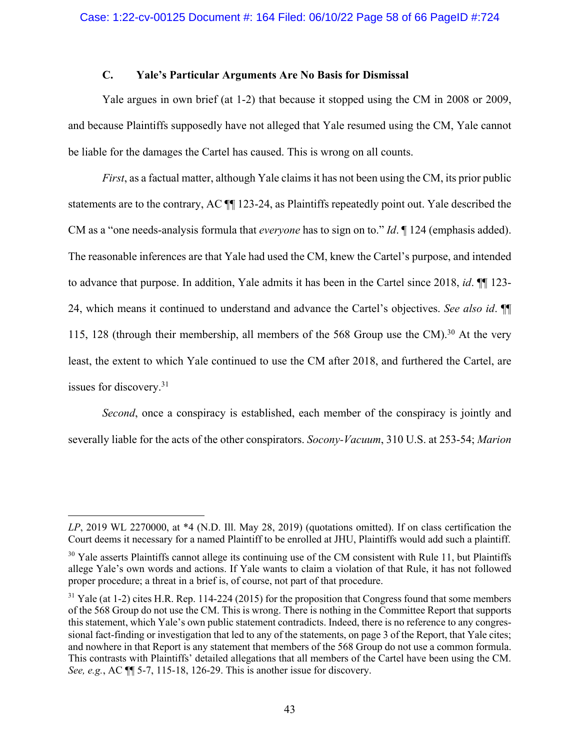### C. Yale's Particular Arguments Are No Basis for Dismissal

Yale argues in own brief (at 1-2) that because it stopped using the CM in 2008 or 2009, and because Plaintiffs supposedly have not alleged that Yale resumed using the CM, Yale cannot be liable for the damages the Cartel has caused. This is wrong on all counts.

*First*, as a factual matter, although Yale claims it has not been using the CM, its prior public statements are to the contrary, AC ¶¶ 123-24, as Plaintiffs repeatedly point out. Yale described the CM as a "one needs-analysis formula that *everyone* has to sign on to." *Id*. ¶ 124 (emphasis added). The reasonable inferences are that Yale had used the CM, knew the Cartel's purpose, and intended to advance that purpose. In addition, Yale admits it has been in the Cartel since 2018, *id*. ¶¶ 123-24, which means it continued to understand and advance the Cartel's objectives. *See also id*. ¶¶ 115, 128 (through their membership, all members of the 568 Group use the CM).[30] At the very least, the extent to which Yale continued to use the CM after 2018, and furthered the Cartel, are issues for discovery.[31]

*Second*, once a conspiracy is established, each member of the conspiracy is jointly and severally liable for the acts of the other conspirators. *Socony-Vacuum*, 310 U.S. at 253-54; *Marion*

---

*LP*, 2019 WL 2270000, at *4 (N.D. Ill. May 28, 2019) (quotations omitted). If on class certification the Court deems it necessary for a named Plaintiff to be enrolled at JHU, Plaintiffs would add such a plaintiff.

[30] Yale asserts Plaintiffs cannot allege its continuing use of the CM consistent with Rule 11, but Plaintiffs allege Yale's own words and actions. If Yale wants to claim a violation of that Rule, it has not followed proper procedure; a threat in a brief is, of course, not part of that procedure.

[31] Yale (at 1-2) cites H.R. Rep. 114-224 (2015) for the proposition that Congress found that some members of the 568 Group do not use the CM. This is wrong. There is nothing in the Committee Report that supports this statement, which Yale's own public statement contradicts. Indeed, there is no reference to any congressional fact-finding or investigation that led to any of the statements, on page 3 of the Report, that Yale cites; and nowhere in that Report is any statement that members of the 568 Group do not use a common formula. This contrasts with Plaintiffs' detailed allegations that all members of the Cartel have been using the CM. *See, e.g.*, AC ¶¶ 5-7, 115-18, 126-29. This is another issue for discovery.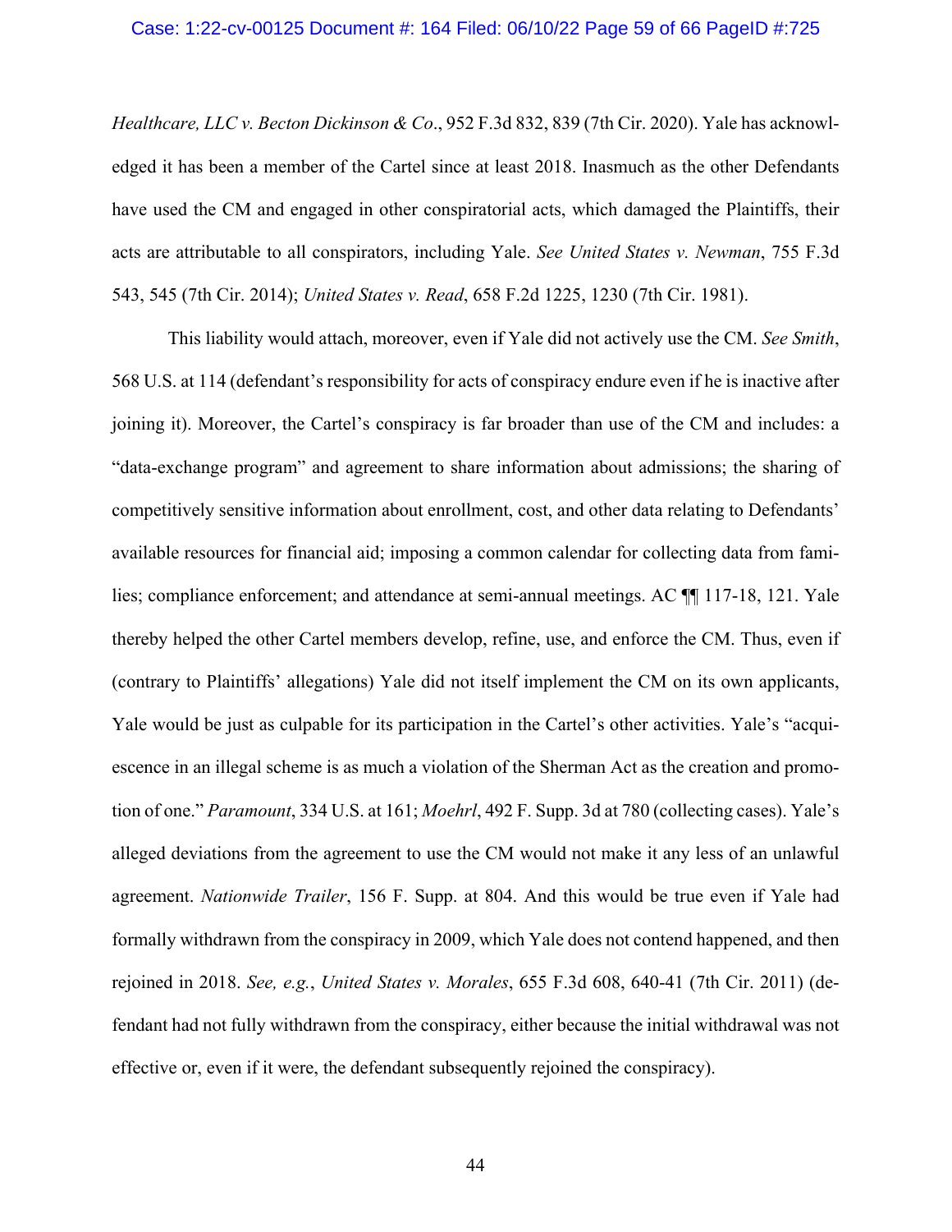*Healthcare, LLC v. Becton Dickinson & Co*., 952 F.3d 832, 839 (7th Cir. 2020). Yale has acknowledged it has been a member of the Cartel since at least 2018. Inasmuch as the other Defendants have used the CM and engaged in other conspiratorial acts, which damaged the Plaintiffs, their acts are attributable to all conspirators, including Yale. *See United States v. Newman*, 755 F.3d 543, 545 (7th Cir. 2014); *United States v. Read*, 658 F.2d 1225, 1230 (7th Cir. 1981).

This liability would attach, moreover, even if Yale did not actively use the CM. *See Smith*, 568 U.S. at 114 (defendant's responsibility for acts of conspiracy endure even if he is inactive after joining it). Moreover, the Cartel's conspiracy is far broader than use of the CM and includes: a "data-exchange program" and agreement to share information about admissions; the sharing of competitively sensitive information about enrollment, cost, and other data relating to Defendants' available resources for financial aid; imposing a common calendar for collecting data from families; compliance enforcement; and attendance at semi-annual meetings. AC ¶¶ 117-18, 121. Yale thereby helped the other Cartel members develop, refine, use, and enforce the CM. Thus, even if (contrary to Plaintiffs' allegations) Yale did not itself implement the CM on its own applicants, Yale would be just as culpable for its participation in the Cartel's other activities. Yale's "acquiescence in an illegal scheme is as much a violation of the Sherman Act as the creation and promotion of one." *Paramount*, 334 U.S. at 161; *Moehrl*, 492 F. Supp. 3d at 780 (collecting cases). Yale's alleged deviations from the agreement to use the CM would not make it any less of an unlawful agreement. *Nationwide Trailer*, 156 F. Supp. at 804. And this would be true even if Yale had formally withdrawn from the conspiracy in 2009, which Yale does not contend happened, and then rejoined in 2018. *See, e.g.*, *United States v. Morales*, 655 F.3d 608, 640-41 (7th Cir. 2011) (defendant had not fully withdrawn from the conspiracy, either because the initial withdrawal was not effective or, even if it were, the defendant subsequently rejoined the conspiracy).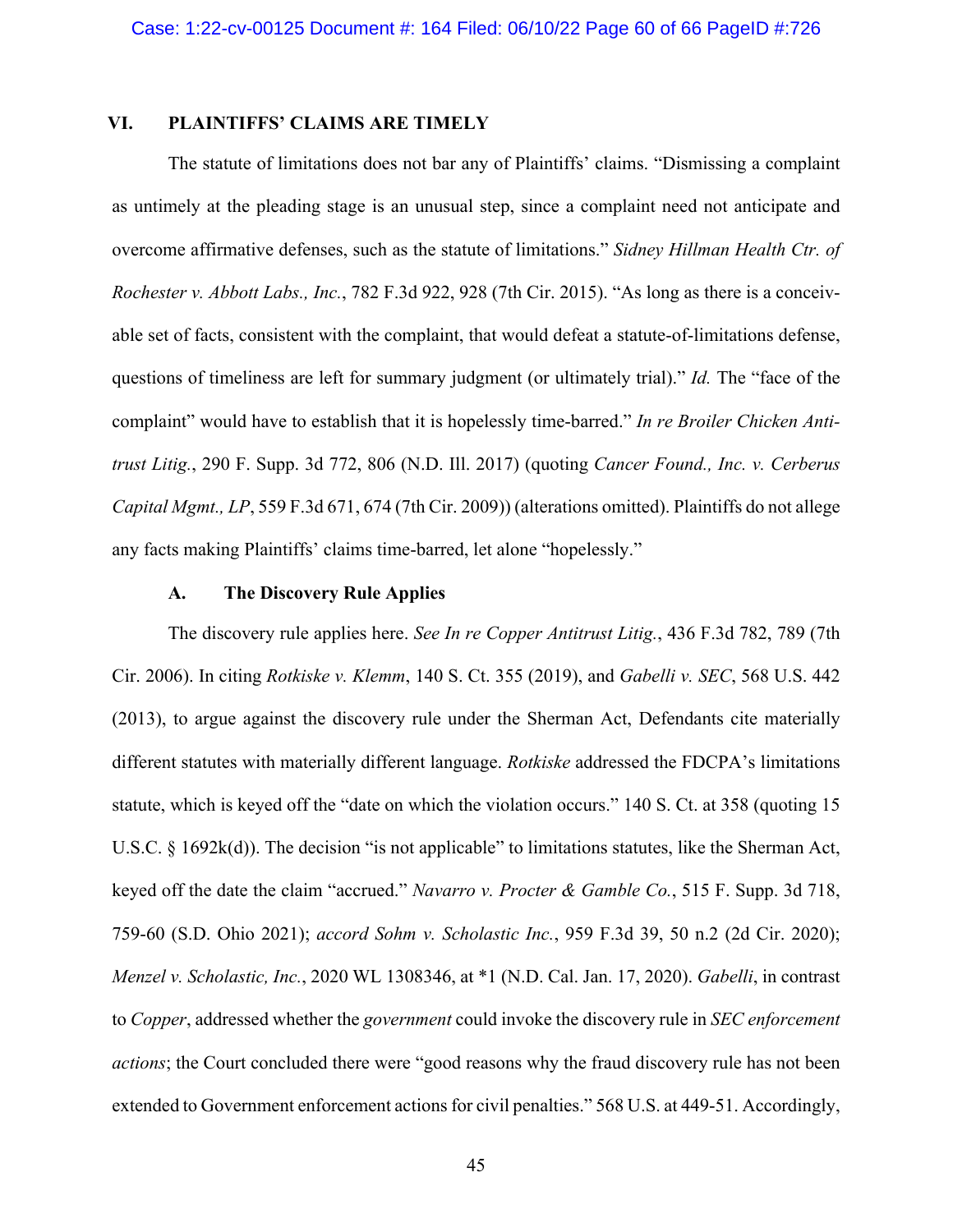## VI. PLAINTIFFS' CLAIMS ARE TIMELY

The statute of limitations does not bar any of Plaintiffs' claims. "Dismissing a complaint as untimely at the pleading stage is an unusual step, since a complaint need not anticipate and overcome affirmative defenses, such as the statute of limitations." *Sidney Hillman Health Ctr. of Rochester v. Abbott Labs., Inc.*, 782 F.3d 922, 928 (7th Cir. 2015). "As long as there is a conceivable set of facts, consistent with the complaint, that would defeat a statute-of-limitations defense, questions of timeliness are left for summary judgment (or ultimately trial)." *Id.* The "face of the complaint" would have to establish that it is hopelessly time-barred." *In re Broiler Chicken Antitrust Litig.*, 290 F. Supp. 3d 772, 806 (N.D. Ill. 2017) (quoting *Cancer Found., Inc. v. Cerberus Capital Mgmt., LP*, 559 F.3d 671, 674 (7th Cir. 2009)) (alterations omitted). Plaintiffs do not allege any facts making Plaintiffs' claims time-barred, let alone "hopelessly."

### A. The Discovery Rule Applies

The discovery rule applies here. *See In re Copper Antitrust Litig.*, 436 F.3d 782, 789 (7th Cir. 2006). In citing *Rotkiske v. Klemm*, 140 S. Ct. 355 (2019), and *Gabelli v. SEC*, 568 U.S. 442 (2013), to argue against the discovery rule under the Sherman Act, Defendants cite materially different statutes with materially different language. *Rotkiske* addressed the FDCPA's limitations statute, which is keyed off the "date on which the violation occurs." 140 S. Ct. at 358 (quoting 15 U.S.C. § 1692k(d)). The decision "is not applicable" to limitations statutes, like the Sherman Act, keyed off the date the claim "accrued." *Navarro v. Procter & Gamble Co.*, 515 F. Supp. 3d 718, 759-60 (S.D. Ohio 2021); *accord Sohm v. Scholastic Inc.*, 959 F.3d 39, 50 n.2 (2d Cir. 2020); *Menzel v. Scholastic, Inc.*, 2020 WL 1308346, at *1 (N.D. Cal. Jan. 17, 2020). *Gabelli*, in contrast to *Copper*, addressed whether the *government* could invoke the discovery rule in *SEC enforcement actions*; the Court concluded there were "good reasons why the fraud discovery rule has not been extended to Government enforcement actions for civil penalties." 568 U.S. at 449-51. Accordingly,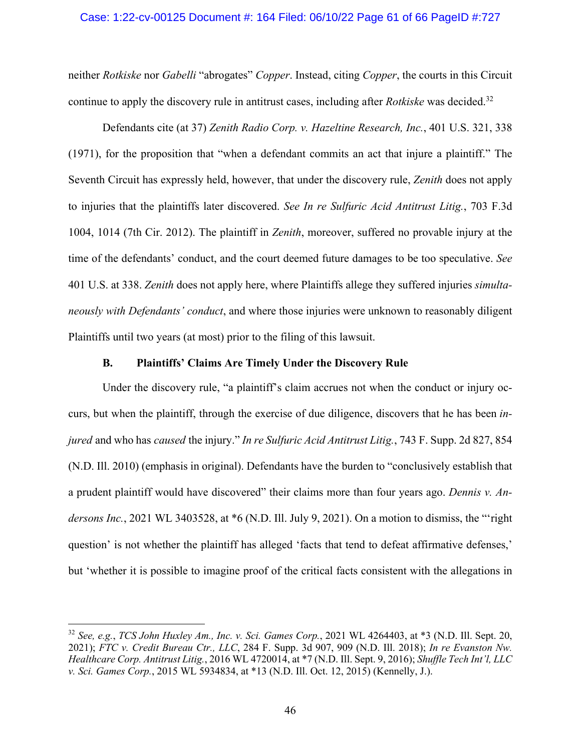neither *Rotkiske* nor *Gabelli* "abrogates" *Copper*. Instead, citing *Copper*, the courts in this Circuit continue to apply the discovery rule in antitrust cases, including after *Rotkiske* was decided.[32]

Defendants cite (at 37) *Zenith Radio Corp. v. Hazeltine Research, Inc.*, 401 U.S. 321, 338 (1971), for the proposition that "when a defendant commits an act that injure a plaintiff." The Seventh Circuit has expressly held, however, that under the discovery rule, *Zenith* does not apply to injuries that the plaintiffs later discovered. *See In re Sulfuric Acid Antitrust Litig.*, 703 F.3d 1004, 1014 (7th Cir. 2012). The plaintiff in *Zenith*, moreover, suffered no provable injury at the time of the defendants' conduct, and the court deemed future damages to be too speculative. *See* 401 U.S. at 338. *Zenith* does not apply here, where Plaintiffs allege they suffered injuries *simultaneously with Defendants' conduct*, and where those injuries were unknown to reasonably diligent Plaintiffs until two years (at most) prior to the filing of this lawsuit.

### B. Plaintiffs' Claims Are Timely Under the Discovery Rule

Under the discovery rule, "a plaintiff's claim accrues not when the conduct or injury occurs, but when the plaintiff, through the exercise of due diligence, discovers that he has been *injured* and who has *caused* the injury." *In re Sulfuric Acid Antitrust Litig.*, 743 F. Supp. 2d 827, 854 (N.D. Ill. 2010) (emphasis in original). Defendants have the burden to "conclusively establish that a prudent plaintiff would have discovered" their claims more than four years ago. *Dennis v. Andersons Inc.*, 2021 WL 3403528, at *6 (N.D. Ill. July 9, 2021). On a motion to dismiss, the "'right question' is not whether the plaintiff has alleged 'facts that tend to defeat affirmative defenses,' but 'whether it is possible to imagine proof of the critical facts consistent with the allegations in

---

[32] *See, e.g.*, *TCS John Huxley Am., Inc. v. Sci. Games Corp.*, 2021 WL 4264403, at *3 (N.D. Ill. Sept. 20, 2021); *FTC v. Credit Bureau Ctr., LLC*, 284 F. Supp. 3d 907, 909 (N.D. Ill. 2018); *In re Evanston Nw. Healthcare Corp. Antitrust Litig.*, 2016 WL 4720014, at *7 (N.D. Ill. Sept. 9, 2016); *Shuffle Tech Int'l, LLC v. Sci. Games Corp.*, 2015 WL 5934834, at *13 (N.D. Ill. Oct. 12, 2015) (Kennelly, J.).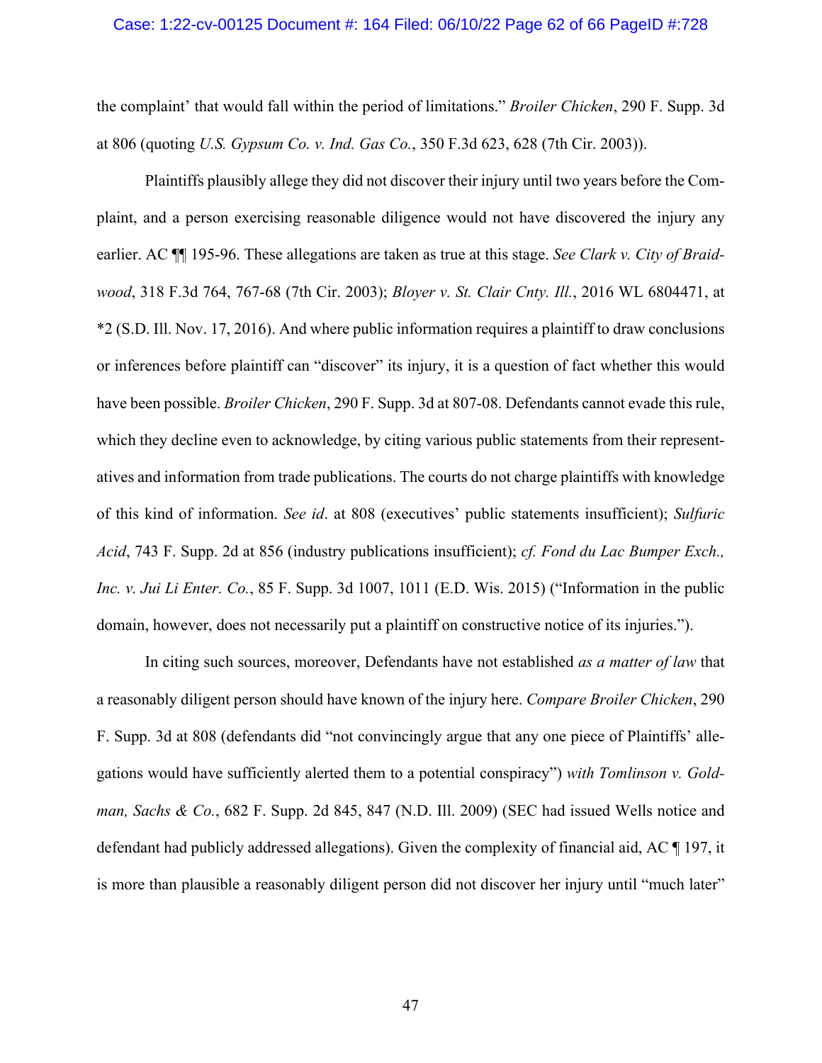the complaint' that would fall within the period of limitations." *Broiler Chicken*, 290 F. Supp. 3d at 806 (quoting *U.S. Gypsum Co. v. Ind. Gas Co.*, 350 F.3d 623, 628 (7th Cir. 2003)).

Plaintiffs plausibly allege they did not discover their injury until two years before the Complaint, and a person exercising reasonable diligence would not have discovered the injury any earlier. AC ¶¶ 195-96. These allegations are taken as true at this stage. *See Clark v. City of Braidwood*, 318 F.3d 764, 767-68 (7th Cir. 2003); *Bloyer v. St. Clair Cnty. Ill.*, 2016 WL 6804471, at *2 (S.D. Ill. Nov. 17, 2016). And where public information requires a plaintiff to draw conclusions or inferences before plaintiff can "discover" its injury, it is a question of fact whether this would have been possible. *Broiler Chicken*, 290 F. Supp. 3d at 807-08. Defendants cannot evade this rule, which they decline even to acknowledge, by citing various public statements from their representatives and information from trade publications. The courts do not charge plaintiffs with knowledge of this kind of information. *See id*. at 808 (executives' public statements insufficient); *Sulfuric Acid*, 743 F. Supp. 2d at 856 (industry publications insufficient); *cf. Fond du Lac Bumper Exch., Inc. v. Jui Li Enter. Co.*, 85 F. Supp. 3d 1007, 1011 (E.D. Wis. 2015) ("Information in the public domain, however, does not necessarily put a plaintiff on constructive notice of its injuries.").

In citing such sources, moreover, Defendants have not established *as a matter of law* that a reasonably diligent person should have known of the injury here. *Compare Broiler Chicken*, 290 F. Supp. 3d at 808 (defendants did "not convincingly argue that any one piece of Plaintiffs' allegations would have sufficiently alerted them to a potential conspiracy") *with Tomlinson v. Goldman, Sachs & Co.*, 682 F. Supp. 2d 845, 847 (N.D. Ill. 2009) (SEC had issued Wells notice and defendant had publicly addressed allegations). Given the complexity of financial aid, AC ¶ 197, it is more than plausible a reasonably diligent person did not discover her injury until "much later"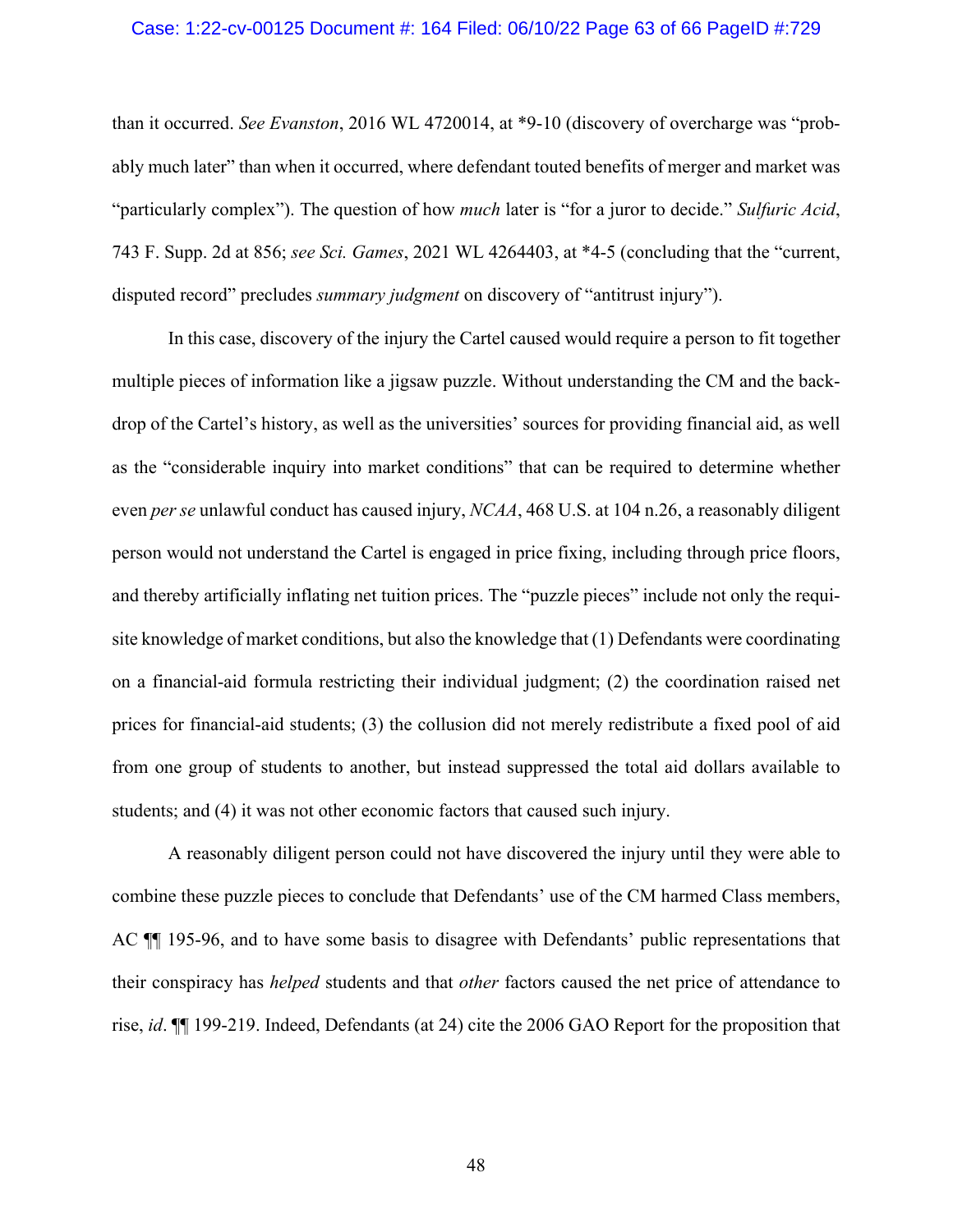than it occurred. *See Evanston*, 2016 WL 4720014, at *9-10 (discovery of overcharge was "probably much later" than when it occurred, where defendant touted benefits of merger and market was "particularly complex"). The question of how *much* later is "for a juror to decide." *Sulfuric Acid*, 743 F. Supp. 2d at 856; *see Sci. Games*, 2021 WL 4264403, at *4-5 (concluding that the "current, disputed record" precludes *summary judgment* on discovery of "antitrust injury").

In this case, discovery of the injury the Cartel caused would require a person to fit together multiple pieces of information like a jigsaw puzzle. Without understanding the CM and the backdrop of the Cartel's history, as well as the universities' sources for providing financial aid, as well as the "considerable inquiry into market conditions" that can be required to determine whether even *per se* unlawful conduct has caused injury, *NCAA*, 468 U.S. at 104 n.26, a reasonably diligent person would not understand the Cartel is engaged in price fixing, including through price floors, and thereby artificially inflating net tuition prices. The "puzzle pieces" include not only the requisite knowledge of market conditions, but also the knowledge that (1) Defendants were coordinating on a financial-aid formula restricting their individual judgment; (2) the coordination raised net prices for financial-aid students; (3) the collusion did not merely redistribute a fixed pool of aid from one group of students to another, but instead suppressed the total aid dollars available to students; and (4) it was not other economic factors that caused such injury.

A reasonably diligent person could not have discovered the injury until they were able to combine these puzzle pieces to conclude that Defendants' use of the CM harmed Class members, AC ¶¶ 195-96, and to have some basis to disagree with Defendants' public representations that their conspiracy has *helped* students and that *other* factors caused the net price of attendance to rise, *id*. ¶¶ 199-219. Indeed, Defendants (at 24) cite the 2006 GAO Report for the proposition that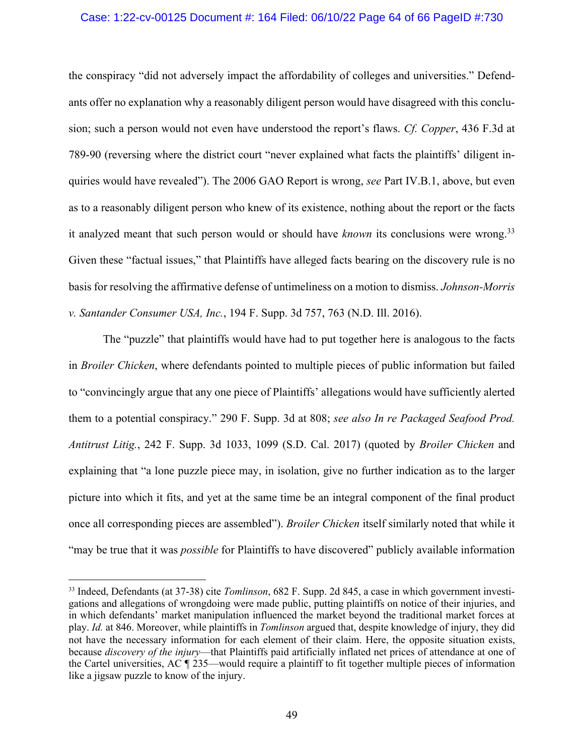the conspiracy "did not adversely impact the affordability of colleges and universities." Defendants offer no explanation why a reasonably diligent person would have disagreed with this conclusion; such a person would not even have understood the report's flaws. *Cf. Copper*, 436 F.3d at 789-90 (reversing where the district court "never explained what facts the plaintiffs' diligent inquiries would have revealed"). The 2006 GAO Report is wrong, *see* Part IV.B.1, above, but even as to a reasonably diligent person who knew of its existence, nothing about the report or the facts it analyzed meant that such person would or should have *known* its conclusions were wrong.[33] Given these "factual issues," that Plaintiffs have alleged facts bearing on the discovery rule is no basis for resolving the affirmative defense of untimeliness on a motion to dismiss. *Johnson-Morris v. Santander Consumer USA, Inc.*, 194 F. Supp. 3d 757, 763 (N.D. Ill. 2016).

The "puzzle" that plaintiffs would have had to put together here is analogous to the facts in *Broiler Chicken*, where defendants pointed to multiple pieces of public information but failed to "convincingly argue that any one piece of Plaintiffs' allegations would have sufficiently alerted them to a potential conspiracy." 290 F. Supp. 3d at 808; *see also In re Packaged Seafood Prod. Antitrust Litig.*, 242 F. Supp. 3d 1033, 1099 (S.D. Cal. 2017) (quoted by *Broiler Chicken* and explaining that "a lone puzzle piece may, in isolation, give no further indication as to the larger picture into which it fits, and yet at the same time be an integral component of the final product once all corresponding pieces are assembled"). *Broiler Chicken* itself similarly noted that while it "may be true that it was *possible* for Plaintiffs to have discovered" publicly available information

---

[33] Indeed, Defendants (at 37-38) cite *Tomlinson*, 682 F. Supp. 2d 845, a case in which government investigations and allegations of wrongdoing were made public, putting plaintiffs on notice of their injuries, and in which defendants' market manipulation influenced the market beyond the traditional market forces at play. *Id.* at 846. Moreover, while plaintiffs in *Tomlinson* argued that, despite knowledge of injury, they did not have the necessary information for each element of their claim. Here, the opposite situation exists, because *discovery of the injury*—that Plaintiffs paid artificially inflated net prices of attendance at one of the Cartel universities, AC ¶ 235—would require a plaintiff to fit together multiple pieces of information like a jigsaw puzzle to know of the injury.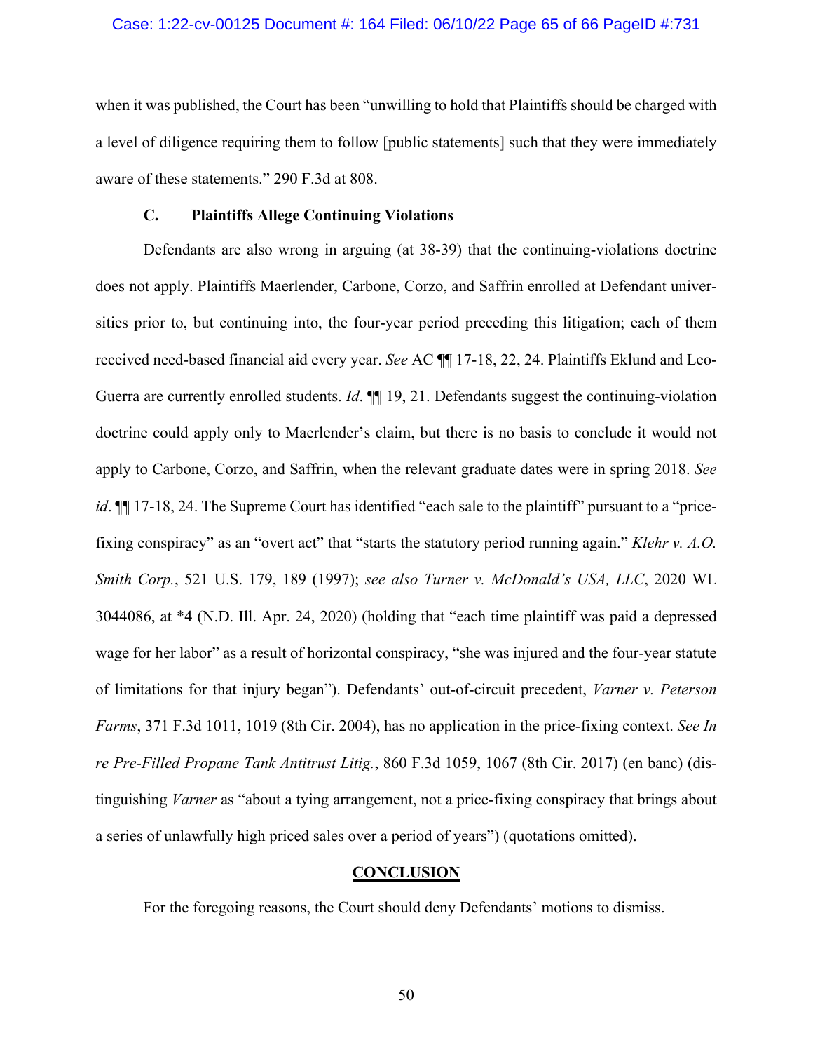when it was published, the Court has been "unwilling to hold that Plaintiffs should be charged with a level of diligence requiring them to follow [public statements] such that they were immediately aware of these statements." 290 F.3d at 808.

### C. Plaintiffs Allege Continuing Violations

Defendants are also wrong in arguing (at 38-39) that the continuing-violations doctrine does not apply. Plaintiffs Maerlender, Carbone, Corzo, and Saffrin enrolled at Defendant universities prior to, but continuing into, the four-year period preceding this litigation; each of them received need-based financial aid every year. *See* AC ¶¶ 17-18, 22, 24. Plaintiffs Eklund and Leo-Guerra are currently enrolled students. *Id*. ¶¶ 19, 21. Defendants suggest the continuing-violation doctrine could apply only to Maerlender's claim, but there is no basis to conclude it would not apply to Carbone, Corzo, and Saffrin, when the relevant graduate dates were in spring 2018. *See id*. ¶¶ 17-18, 24. The Supreme Court has identified "each sale to the plaintiff" pursuant to a "price-fixing conspiracy" as an "overt act" that "starts the statutory period running again." *Klehr v. A.O. Smith Corp.*, 521 U.S. 179, 189 (1997); *see also Turner v. McDonald's USA, LLC*, 2020 WL 3044086, at *4 (N.D. Ill. Apr. 24, 2020) (holding that "each time plaintiff was paid a depressed wage for her labor" as a result of horizontal conspiracy, "she was injured and the four-year statute of limitations for that injury began"). Defendants' out-of-circuit precedent, *Varner v. Peterson Farms*, 371 F.3d 1011, 1019 (8th Cir. 2004), has no application in the price-fixing context. *See In re Pre-Filled Propane Tank Antitrust Litig.*, 860 F.3d 1059, 1067 (8th Cir. 2017) (en banc) (distinguishing *Varner* as "about a tying arrangement, not a price-fixing conspiracy that brings about a series of unlawfully high priced sales over a period of years") (quotations omitted).

## CONCLUSION

For the foregoing reasons, the Court should deny Defendants' motions to dismiss.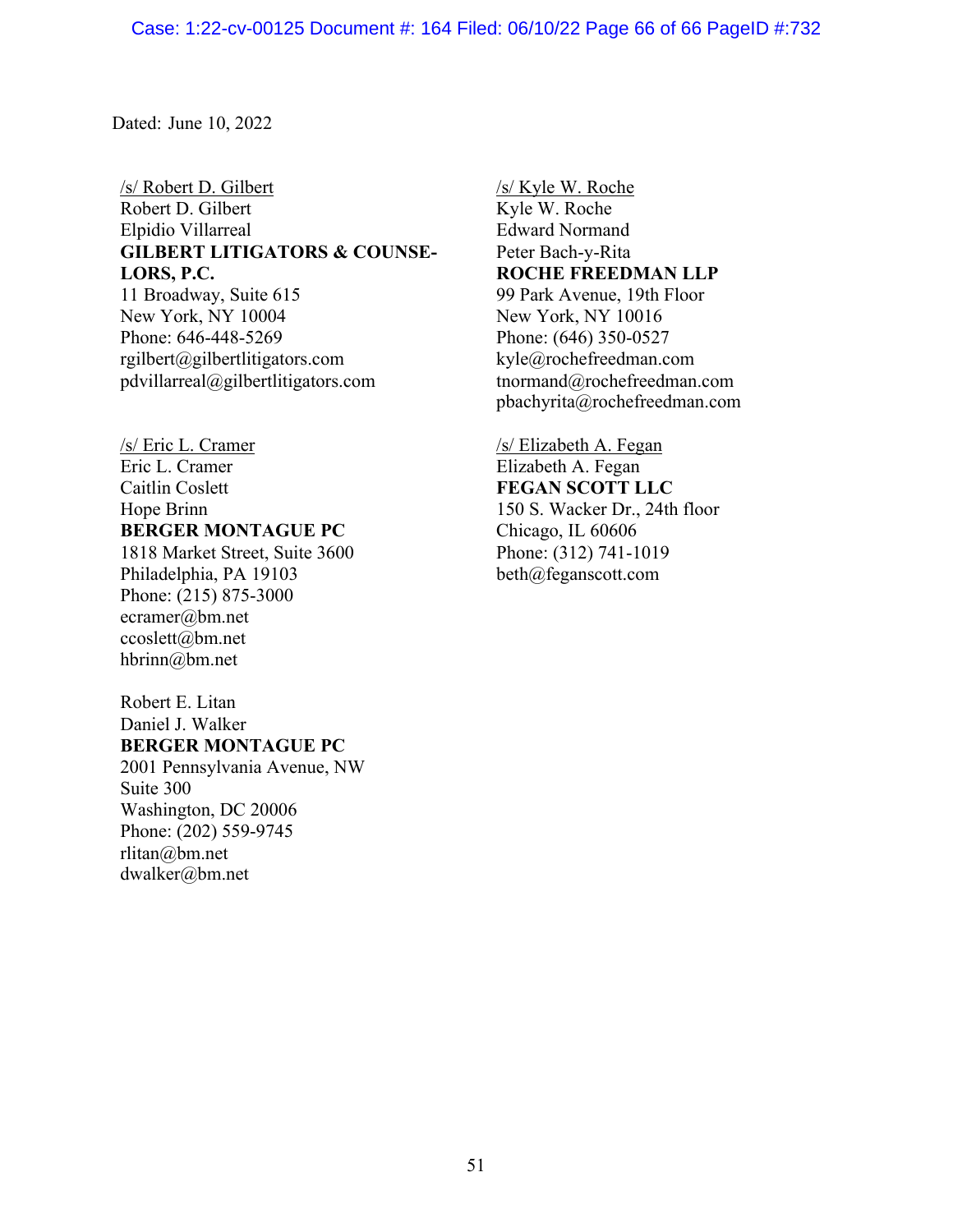Dated: June 10, 2022

/s/ Robert D. Gilbert
Robert D. Gilbert
Elpidio Villarreal
**GILBERT LITIGATORS & COUNSELORS, P.C.**
11 Broadway, Suite 615
New York, NY 10004
Phone: 646-448-5269
rgilbert@gilbertlitigators.com
pdvillarreal@gilbertlitigators.com

/s/ Eric L. Cramer
Eric L. Cramer
Caitlin Coslett
Hope Brinn
**BERGER MONTAGUE PC**
1818 Market Street, Suite 3600
Philadelphia, PA 19103
Phone: (215) 875-3000
ecramer@bm.net
ccoslett@bm.net
hbrinn@bm.net

Robert E. Litan
Daniel J. Walker
**BERGER MONTAGUE PC**
2001 Pennsylvania Avenue, NW
Suite 300
Washington, DC 20006
Phone: (202) 559-9745
rlitan@bm.net
dwalker@bm.net

/s/ Kyle W. Roche
Kyle W. Roche
Edward Normand
Peter Bach-y-Rita
**ROCHE FREEDMAN LLP**
99 Park Avenue, 19th Floor
New York, NY 10016
Phone: (646) 350-0527
kyle@rochefreedman.com
tnormand@rochefreedman.com
pbachyrita@rochefreedman.com

/s/ Elizabeth A. Fegan
Elizabeth A. Fegan
**FEGAN SCOTT LLC**
150 S. Wacker Dr., 24th floor
Chicago, IL 60606
Phone: (312) 741-1019
beth@feganscott.com